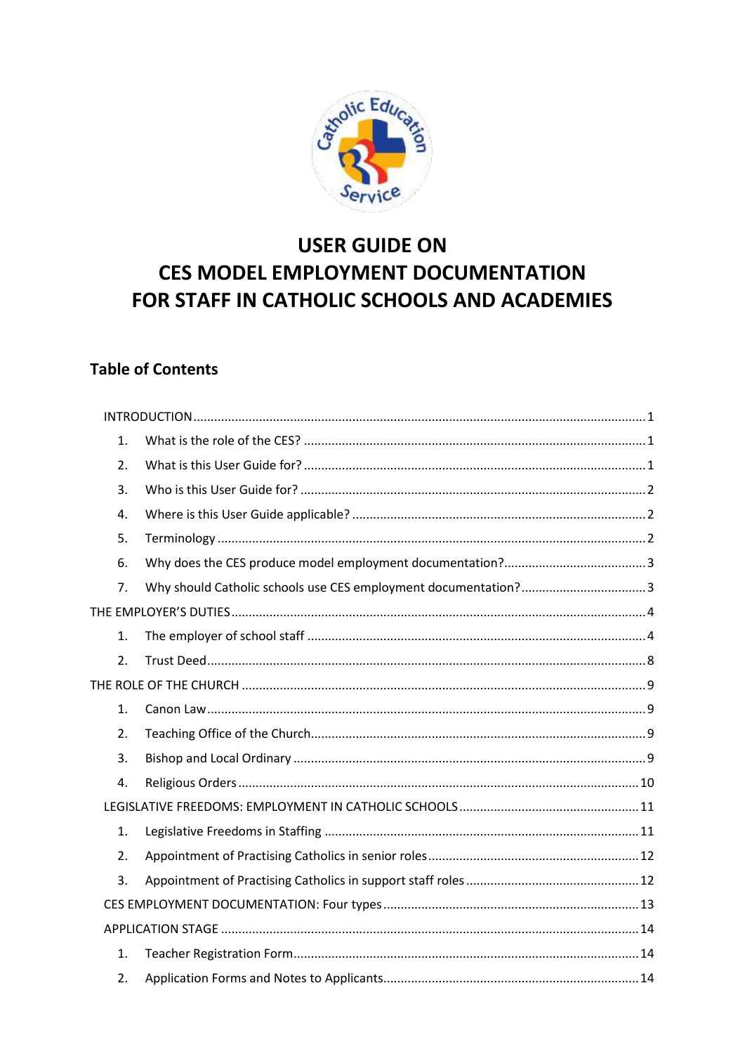# USER GUIDE ON CES MODEL EMPLOYMENT DOCUMENTATION FOR STAFF IN CATHOLIC SCHOOLS AND ACADEMIES

## Table of Contents

INTRODUCTION ........ 1

1. What is the role of the CES? ........ 1
2. What is this User Guide for? ........ 1
3. Who is this User Guide for? ........ 2
4. Where is this User Guide applicable? ........ 2
5. Terminology ........ 2
6. Why does the CES produce model employment documentation? ........ 3
7. Why should Catholic schools use CES employment documentation? ........ 3

THE EMPLOYER'S DUTIES ........ 4

1. The employer of school staff ........ 4
2. Trust Deed ........ 8

THE ROLE OF THE CHURCH ........ 9

1. Canon Law ........ 9
2. Teaching Office of the Church ........ 9
3. Bishop and Local Ordinary ........ 9
4. Religious Orders ........ 10

LEGISLATIVE FREEDOMS: EMPLOYMENT IN CATHOLIC SCHOOLS ........ 11

1. Legislative Freedoms in Staffing ........ 11
2. Appointment of Practising Catholics in senior roles ........ 12
3. Appointment of Practising Catholics in support staff roles ........ 12

CES EMPLOYMENT DOCUMENTATION: Four types ........ 13

APPLICATION STAGE ........ 14

1. Teacher Registration Form ........ 14
2. Application Forms and Notes to Applicants ........ 14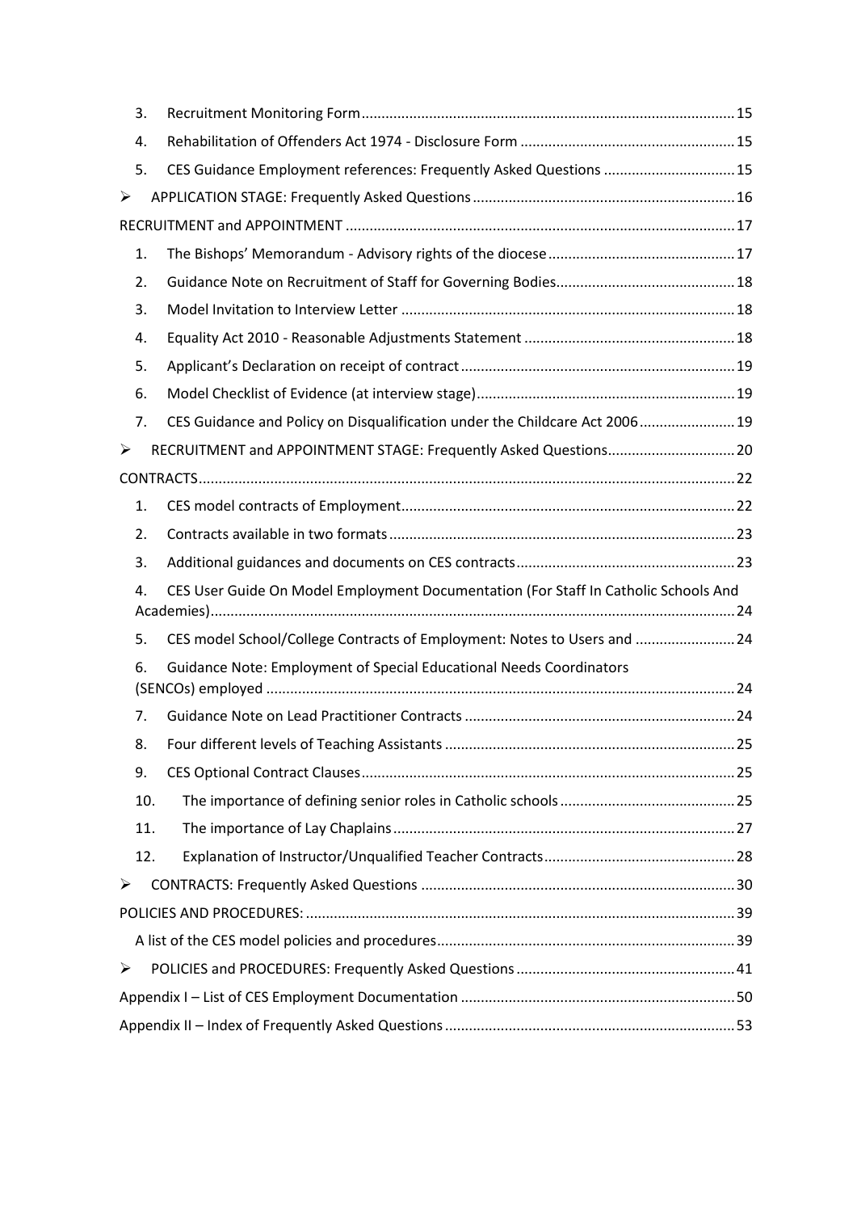3. Recruitment Monitoring Form ........................................................................................................ 15
4. Rehabilitation of Offenders Act 1974 - Disclosure Form ............................................................. 15
5. CES Guidance Employment references: Frequently Asked Questions ........................................ 15

- APPLICATION STAGE: Frequently Asked Questions ........................................................................ 16

RECRUITMENT and APPOINTMENT ........................................................................................................ 17

1. The Bishops' Memorandum - Advisory rights of the diocese ........................................................ 17
2. Guidance Note on Recruitment of Staff for Governing Bodies ..................................................... 18
3. Model Invitation to Interview Letter ............................................................................................... 18
4. Equality Act 2010 - Reasonable Adjustments Statement ................................................................ 18
5. Applicant's Declaration on receipt of contract ............................................................................... 19
6. Model Checklist of Evidence (at interview stage) ........................................................................... 19
7. CES Guidance and Policy on Disqualification under the Childcare Act 2006 ............................... 19

- RECRUITMENT and APPOINTMENT STAGE: Frequently Asked Questions ....................................... 20

CONTRACTS ................................................................................................................................................ 22

1. CES model contracts of Employment ............................................................................................... 22
2. Contracts available in two formats .................................................................................................. 23
3. Additional guidances and documents on CES contracts .................................................................. 23
4. CES User Guide On Model Employment Documentation (For Staff In Catholic Schools And Academies) ........................................................................................................................................ 24
5. CES model School/College Contracts of Employment: Notes to Users and ................................... 24
6. Guidance Note: Employment of Special Educational Needs Coordinators (SENCOs) employed ....................................................................................................................................... 24
7. Guidance Note on Lead Practitioner Contracts ............................................................................... 24
8. Four different levels of Teaching Assistants ..................................................................................... 25
9. CES Optional Contract Clauses .......................................................................................................... 25
10. The importance of defining senior roles in Catholic schools ......................................................... 25
11. The importance of Lay Chaplains .................................................................................................... 27
12. Explanation of Instructor/Unqualified Teacher Contracts .............................................................. 28

- CONTRACTS: Frequently Asked Questions ......................................................................................... 30

POLICIES AND PROCEDURES: ...................................................................................................................... 39

A list of the CES model policies and procedures ...................................................................................... 39

- POLICIES and PROCEDURES: Frequently Asked Questions ................................................................ 41

Appendix I – List of CES Employment Documentation .............................................................................. 50

Appendix II – Index of Frequently Asked Questions .................................................................................. 53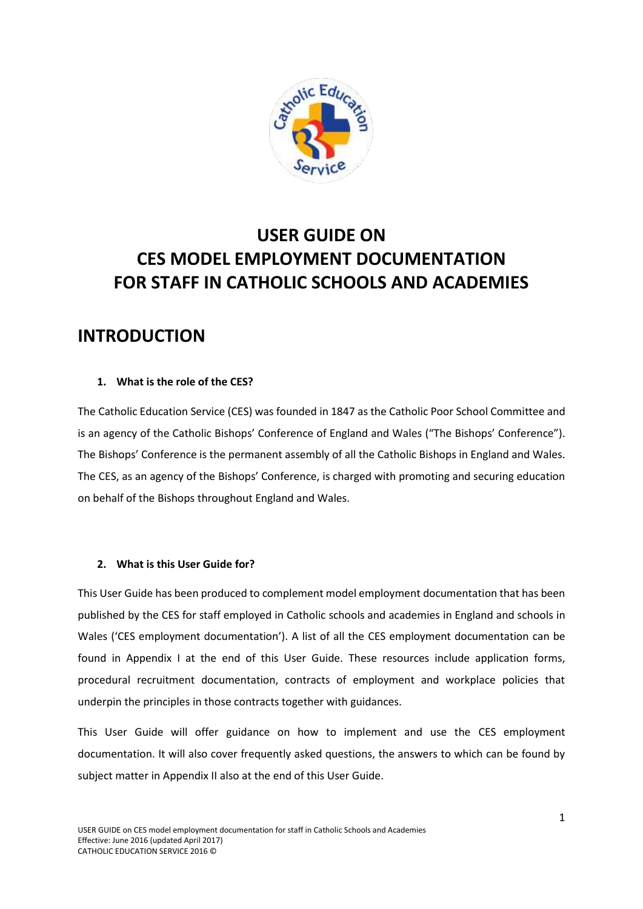# USER GUIDE ON CES MODEL EMPLOYMENT DOCUMENTATION FOR STAFF IN CATHOLIC SCHOOLS AND ACADEMIES

## INTRODUCTION

**1. What is the role of the CES?**

The Catholic Education Service (CES) was founded in 1847 as the Catholic Poor School Committee and is an agency of the Catholic Bishops' Conference of England and Wales ("The Bishops' Conference"). The Bishops' Conference is the permanent assembly of all the Catholic Bishops in England and Wales. The CES, as an agency of the Bishops' Conference, is charged with promoting and securing education on behalf of the Bishops throughout England and Wales.

**2. What is this User Guide for?**

This User Guide has been produced to complement model employment documentation that has been published by the CES for staff employed in Catholic schools and academies in England and schools in Wales ('CES employment documentation'). A list of all the CES employment documentation can be found in Appendix I at the end of this User Guide. These resources include application forms, procedural recruitment documentation, contracts of employment and workplace policies that underpin the principles in those contracts together with guidances.

This User Guide will offer guidance on how to implement and use the CES employment documentation. It will also cover frequently asked questions, the answers to which can be found by subject matter in Appendix II also at the end of this User Guide.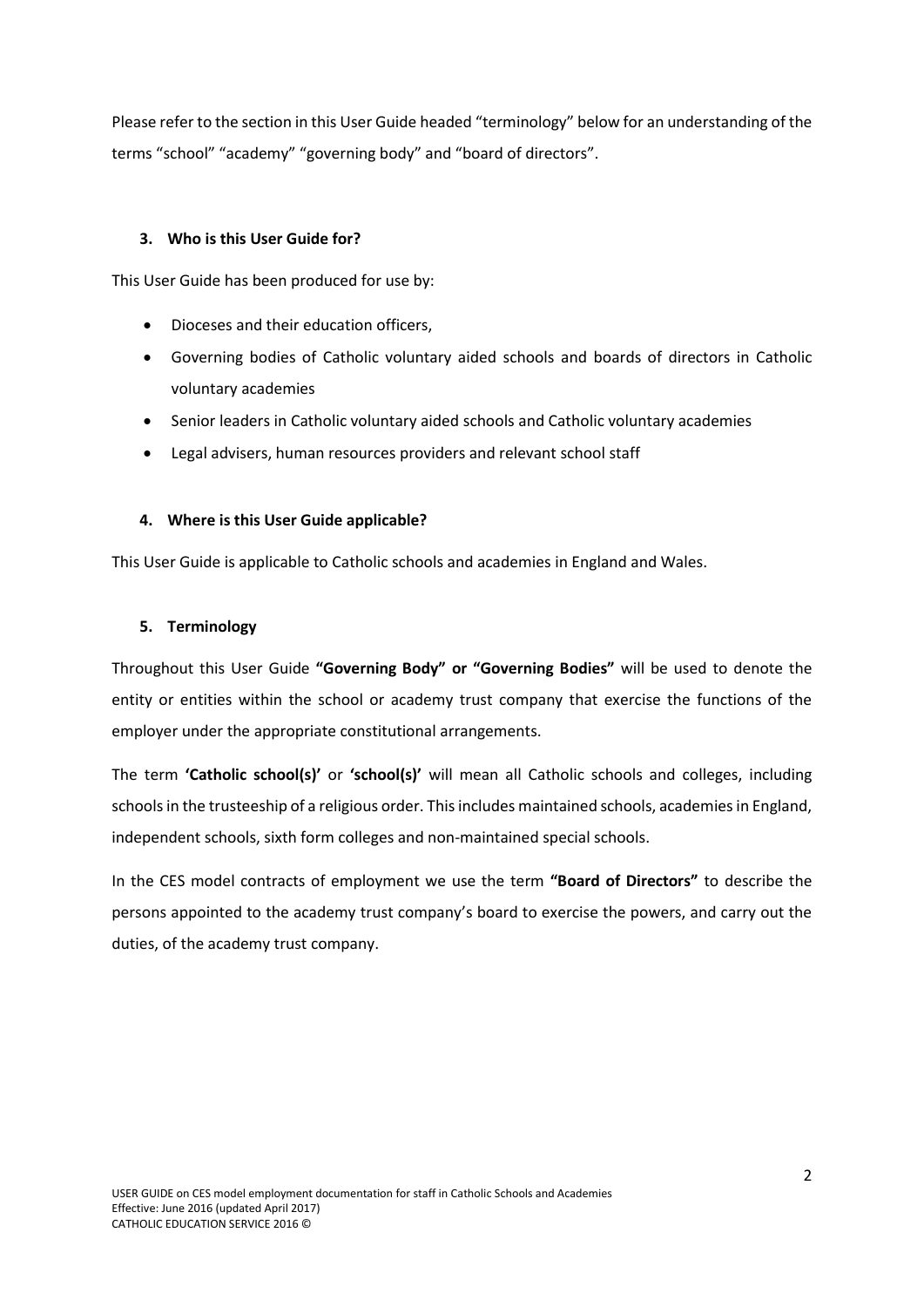Please refer to the section in this User Guide headed "terminology" below for an understanding of the terms "school" "academy" "governing body" and "board of directors".

### 3. Who is this User Guide for?

This User Guide has been produced for use by:

- Dioceses and their education officers,
- Governing bodies of Catholic voluntary aided schools and boards of directors in Catholic voluntary academies
- Senior leaders in Catholic voluntary aided schools and Catholic voluntary academies
- Legal advisers, human resources providers and relevant school staff

### 4. Where is this User Guide applicable?

This User Guide is applicable to Catholic schools and academies in England and Wales.

### 5. Terminology

Throughout this User Guide **"Governing Body" or "Governing Bodies"** will be used to denote the entity or entities within the school or academy trust company that exercise the functions of the employer under the appropriate constitutional arrangements.

The term **'Catholic school(s)'** or **'school(s)'** will mean all Catholic schools and colleges, including schools in the trusteeship of a religious order. This includes maintained schools, academies in England, independent schools, sixth form colleges and non-maintained special schools.

In the CES model contracts of employment we use the term **"Board of Directors"** to describe the persons appointed to the academy trust company's board to exercise the powers, and carry out the duties, of the academy trust company.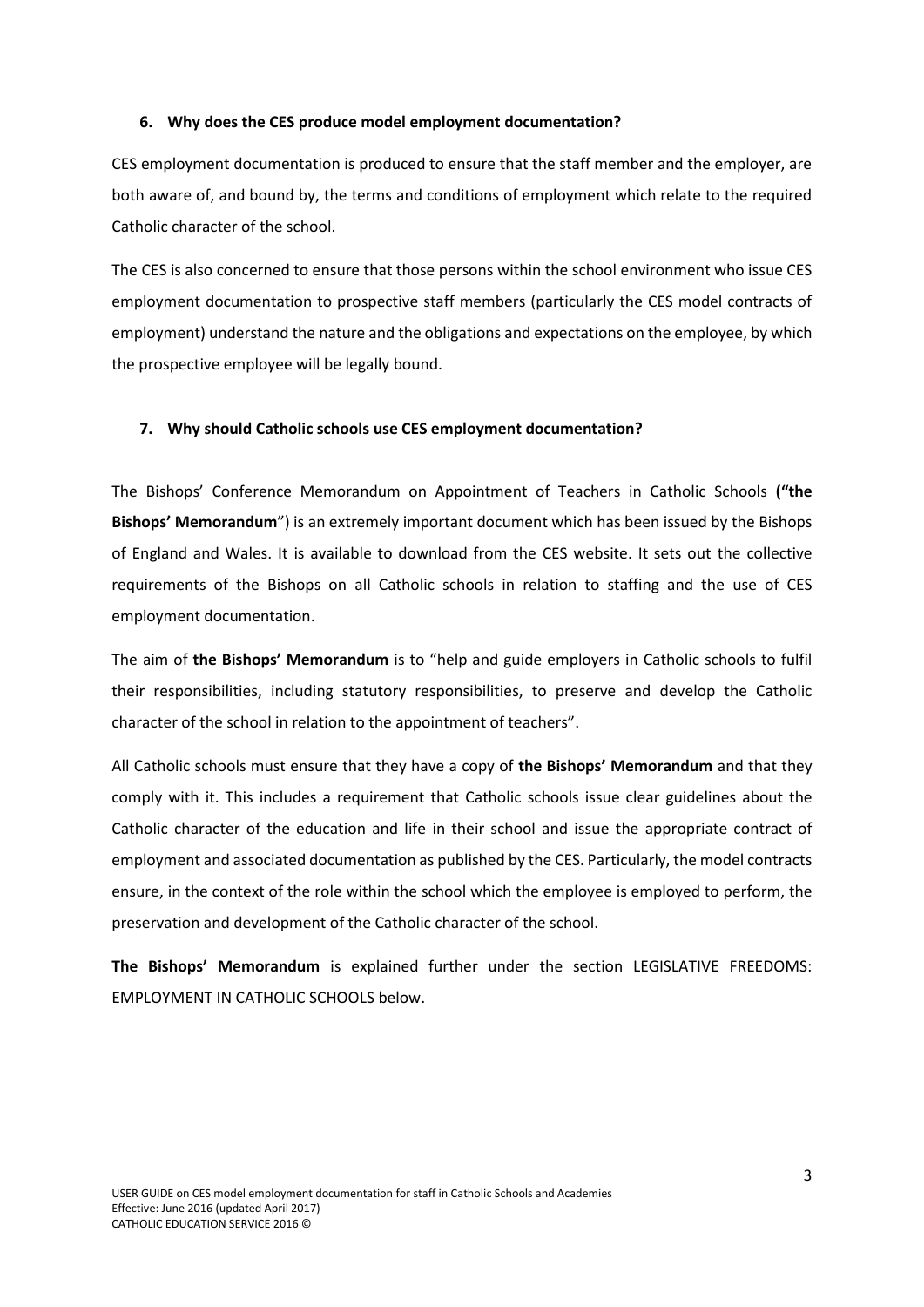### 6. Why does the CES produce model employment documentation?

CES employment documentation is produced to ensure that the staff member and the employer, are both aware of, and bound by, the terms and conditions of employment which relate to the required Catholic character of the school.

The CES is also concerned to ensure that those persons within the school environment who issue CES employment documentation to prospective staff members (particularly the CES model contracts of employment) understand the nature and the obligations and expectations on the employee, by which the prospective employee will be legally bound.

### 7. Why should Catholic schools use CES employment documentation?

The Bishops' Conference Memorandum on Appointment of Teachers in Catholic Schools **("the Bishops' Memorandum**") is an extremely important document which has been issued by the Bishops of England and Wales. It is available to download from the CES website. It sets out the collective requirements of the Bishops on all Catholic schools in relation to staffing and the use of CES employment documentation.

The aim of **the Bishops' Memorandum** is to "help and guide employers in Catholic schools to fulfil their responsibilities, including statutory responsibilities, to preserve and develop the Catholic character of the school in relation to the appointment of teachers".

All Catholic schools must ensure that they have a copy of **the Bishops' Memorandum** and that they comply with it. This includes a requirement that Catholic schools issue clear guidelines about the Catholic character of the education and life in their school and issue the appropriate contract of employment and associated documentation as published by the CES. Particularly, the model contracts ensure, in the context of the role within the school which the employee is employed to perform, the preservation and development of the Catholic character of the school.

**The Bishops' Memorandum** is explained further under the section LEGISLATIVE FREEDOMS: EMPLOYMENT IN CATHOLIC SCHOOLS below.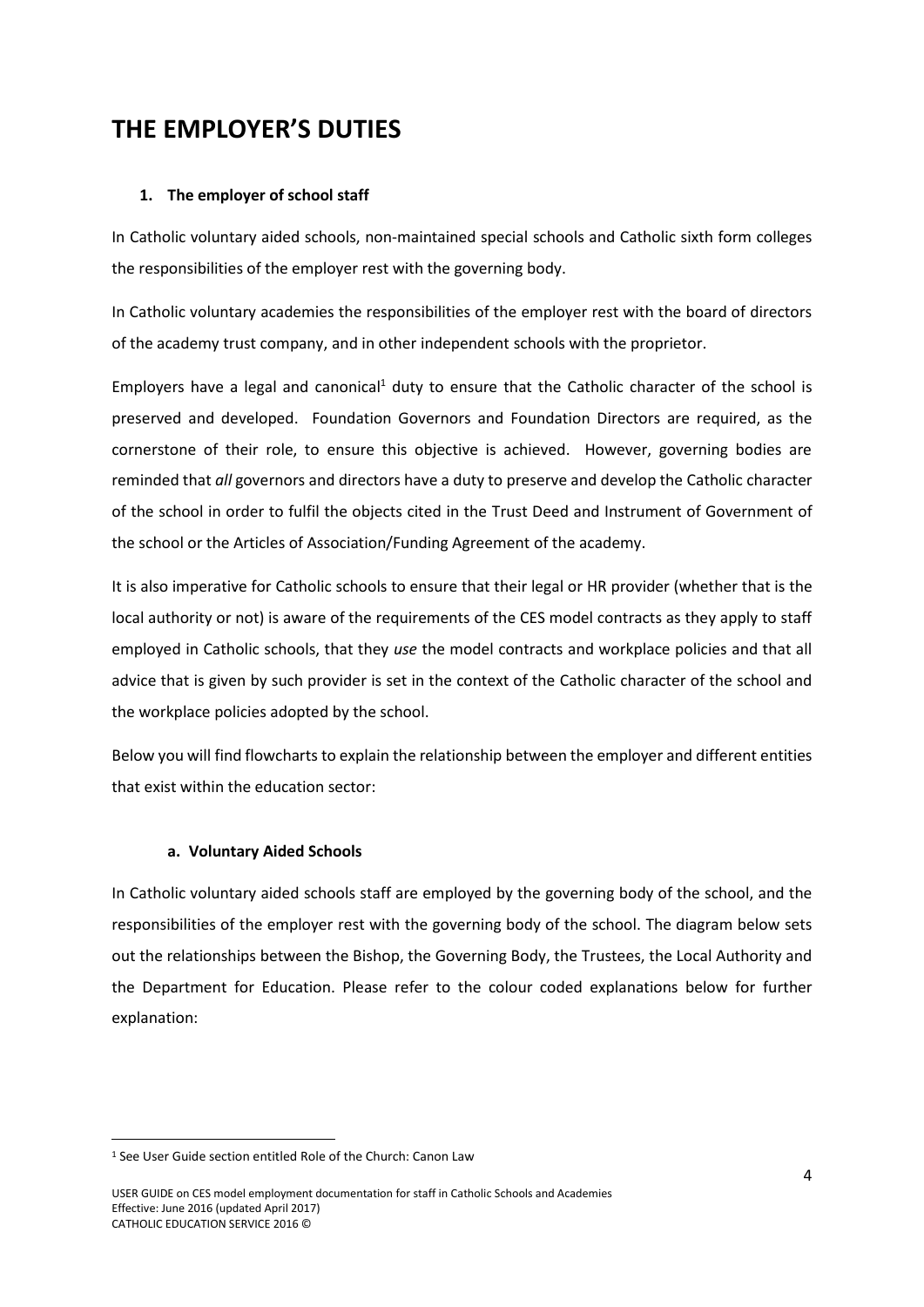# THE EMPLOYER'S DUTIES

### 1. The employer of school staff

In Catholic voluntary aided schools, non-maintained special schools and Catholic sixth form colleges the responsibilities of the employer rest with the governing body.

In Catholic voluntary academies the responsibilities of the employer rest with the board of directors of the academy trust company, and in other independent schools with the proprietor.

Employers have a legal and canonical[1] duty to ensure that the Catholic character of the school is preserved and developed. Foundation Governors and Foundation Directors are required, as the cornerstone of their role, to ensure this objective is achieved. However, governing bodies are reminded that *all* governors and directors have a duty to preserve and develop the Catholic character of the school in order to fulfil the objects cited in the Trust Deed and Instrument of Government of the school or the Articles of Association/Funding Agreement of the academy.

It is also imperative for Catholic schools to ensure that their legal or HR provider (whether that is the local authority or not) is aware of the requirements of the CES model contracts as they apply to staff employed in Catholic schools, that they *use* the model contracts and workplace policies and that all advice that is given by such provider is set in the context of the Catholic character of the school and the workplace policies adopted by the school.

Below you will find flowcharts to explain the relationship between the employer and different entities that exist within the education sector:

#### a. Voluntary Aided Schools

In Catholic voluntary aided schools staff are employed by the governing body of the school, and the responsibilities of the employer rest with the governing body of the school. The diagram below sets out the relationships between the Bishop, the Governing Body, the Trustees, the Local Authority and the Department for Education. Please refer to the colour coded explanations below for further explanation:

---

[1] See User Guide section entitled Role of the Church: Canon Law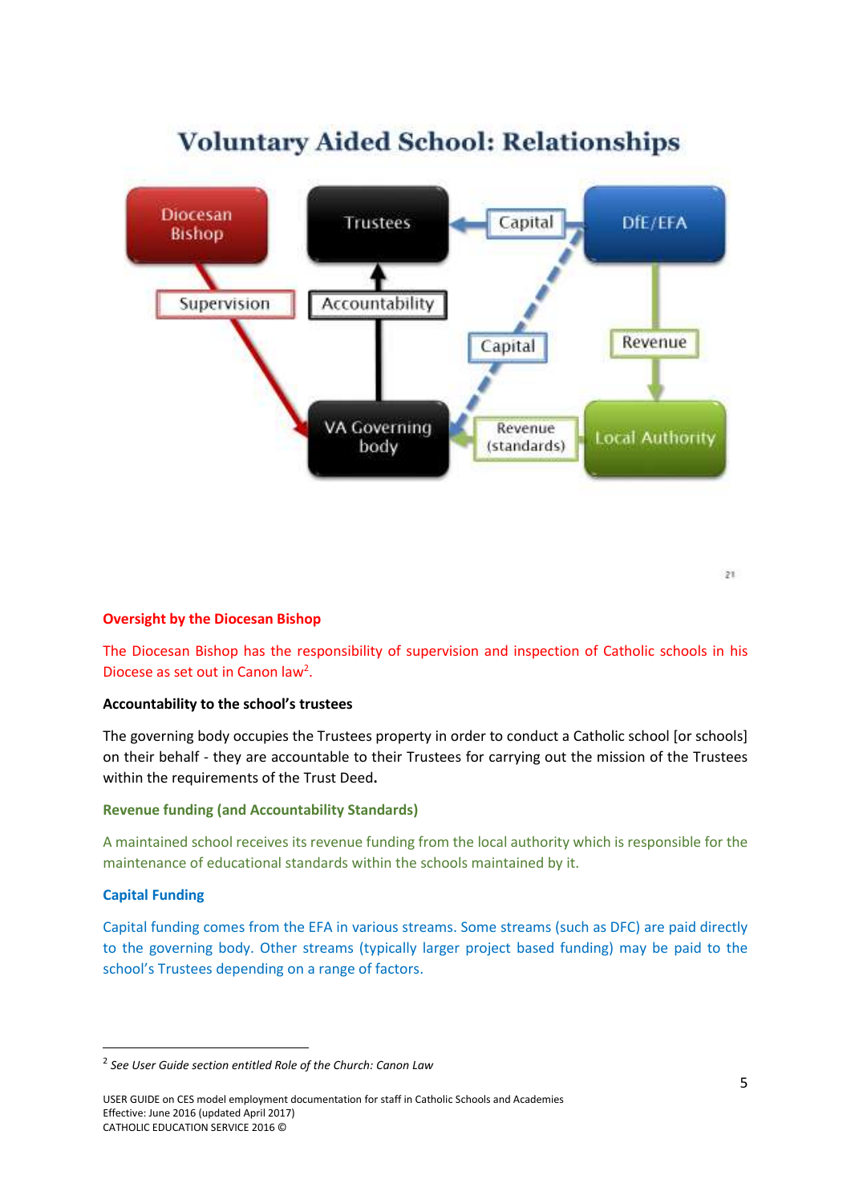# Voluntary Aided School: Relationships

Diocesan Bishop — Supervision → VA Governing body

Trustees ← Accountability — VA Governing body

DfE/EFA — Capital → Trustees

DfE/EFA — Capital → VA Governing body

DfE/EFA — Revenue → Local Authority

Local Authority — Revenue (standards) → VA Governing body

21

**Oversight by the Diocesan Bishop**

The Diocesan Bishop has the responsibility of supervision and inspection of Catholic schools in his Diocese as set out in Canon law[2].

**Accountability to the school's trustees**

The governing body occupies the Trustees property in order to conduct a Catholic school [or schools] on their behalf - they are accountable to their Trustees for carrying out the mission of the Trustees within the requirements of the Trust Deed.

**Revenue funding (and Accountability Standards)**

A maintained school receives its revenue funding from the local authority which is responsible for the maintenance of educational standards within the schools maintained by it.

**Capital Funding**

Capital funding comes from the EFA in various streams. Some streams (such as DFC) are paid directly to the governing body. Other streams (typically larger project based funding) may be paid to the school's Trustees depending on a range of factors.

---

[2] *See User Guide section entitled Role of the Church: Canon Law*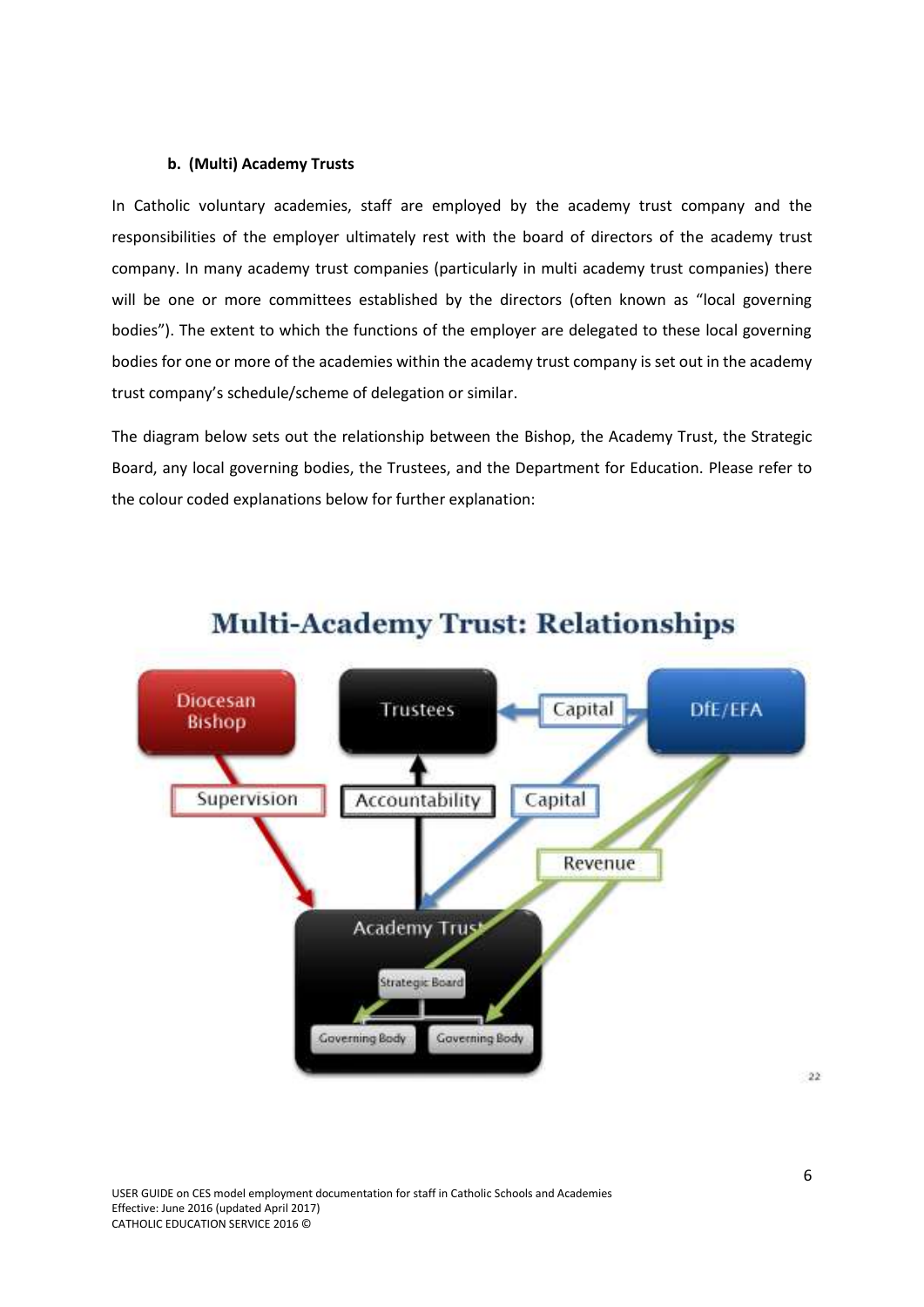**b. (Multi) Academy Trusts**

In Catholic voluntary academies, staff are employed by the academy trust company and the responsibilities of the employer ultimately rest with the board of directors of the academy trust company. In many academy trust companies (particularly in multi academy trust companies) there will be one or more committees established by the directors (often known as "local governing bodies"). The extent to which the functions of the employer are delegated to these local governing bodies for one or more of the academies within the academy trust company is set out in the academy trust company's schedule/scheme of delegation or similar.

The diagram below sets out the relationship between the Bishop, the Academy Trust, the Strategic Board, any local governing bodies, the Trustees, and the Department for Education. Please refer to the colour coded explanations below for further explanation:

**Multi-Academy Trust: Relationships**

Diocesan Bishop — Trustees — DfE/EFA

Supervision — Accountability — Capital — Capital — Revenue

Academy Trust: Strategic Board; Governing Body; Governing Body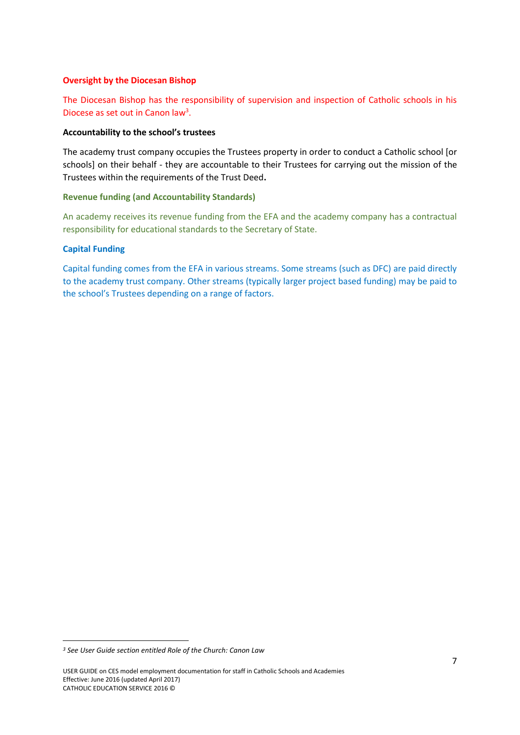**Oversight by the Diocesan Bishop**

The Diocesan Bishop has the responsibility of supervision and inspection of Catholic schools in his Diocese as set out in Canon law[3].

**Accountability to the school's trustees**

The academy trust company occupies the Trustees property in order to conduct a Catholic school [or schools] on their behalf - they are accountable to their Trustees for carrying out the mission of the Trustees within the requirements of the Trust Deed**.**

**Revenue funding (and Accountability Standards)**

An academy receives its revenue funding from the EFA and the academy company has a contractual responsibility for educational standards to the Secretary of State.

**Capital Funding**

Capital funding comes from the EFA in various streams. Some streams (such as DFC) are paid directly to the academy trust company. Other streams (typically larger project based funding) may be paid to the school's Trustees depending on a range of factors.

[3] *See User Guide section entitled Role of the Church: Canon Law*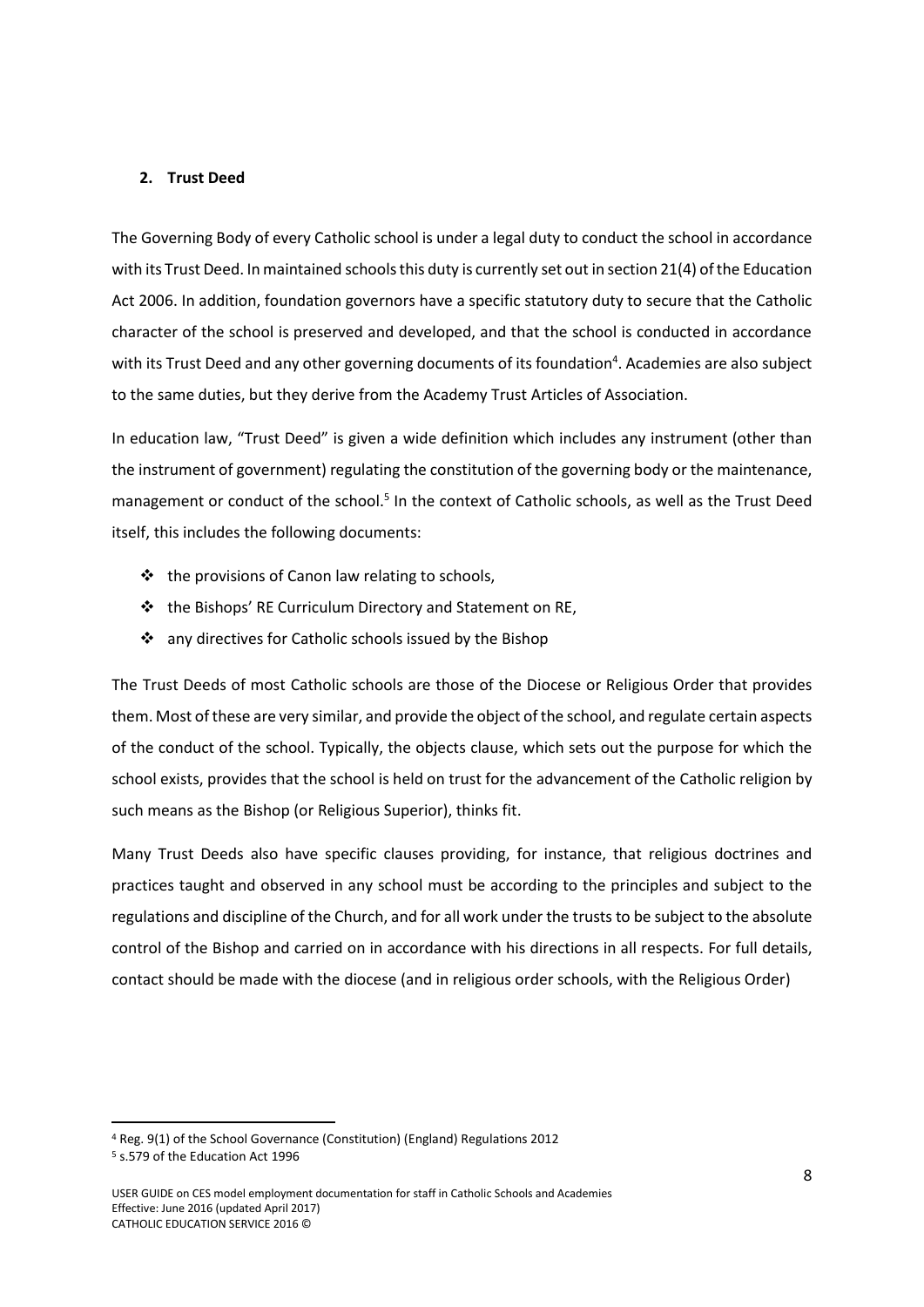## 2. Trust Deed

The Governing Body of every Catholic school is under a legal duty to conduct the school in accordance with its Trust Deed. In maintained schools this duty is currently set out in section 21(4) of the Education Act 2006. In addition, foundation governors have a specific statutory duty to secure that the Catholic character of the school is preserved and developed, and that the school is conducted in accordance with its Trust Deed and any other governing documents of its foundation[4]. Academies are also subject to the same duties, but they derive from the Academy Trust Articles of Association.

In education law, "Trust Deed" is given a wide definition which includes any instrument (other than the instrument of government) regulating the constitution of the governing body or the maintenance, management or conduct of the school.[5] In the context of Catholic schools, as well as the Trust Deed itself, this includes the following documents:

- the provisions of Canon law relating to schools,
- the Bishops' RE Curriculum Directory and Statement on RE,
- any directives for Catholic schools issued by the Bishop

The Trust Deeds of most Catholic schools are those of the Diocese or Religious Order that provides them. Most of these are very similar, and provide the object of the school, and regulate certain aspects of the conduct of the school. Typically, the objects clause, which sets out the purpose for which the school exists, provides that the school is held on trust for the advancement of the Catholic religion by such means as the Bishop (or Religious Superior), thinks fit.

Many Trust Deeds also have specific clauses providing, for instance, that religious doctrines and practices taught and observed in any school must be according to the principles and subject to the regulations and discipline of the Church, and for all work under the trusts to be subject to the absolute control of the Bishop and carried on in accordance with his directions in all respects. For full details, contact should be made with the diocese (and in religious order schools, with the Religious Order)

---

[4] Reg. 9(1) of the School Governance (Constitution) (England) Regulations 2012

[5] s.579 of the Education Act 1996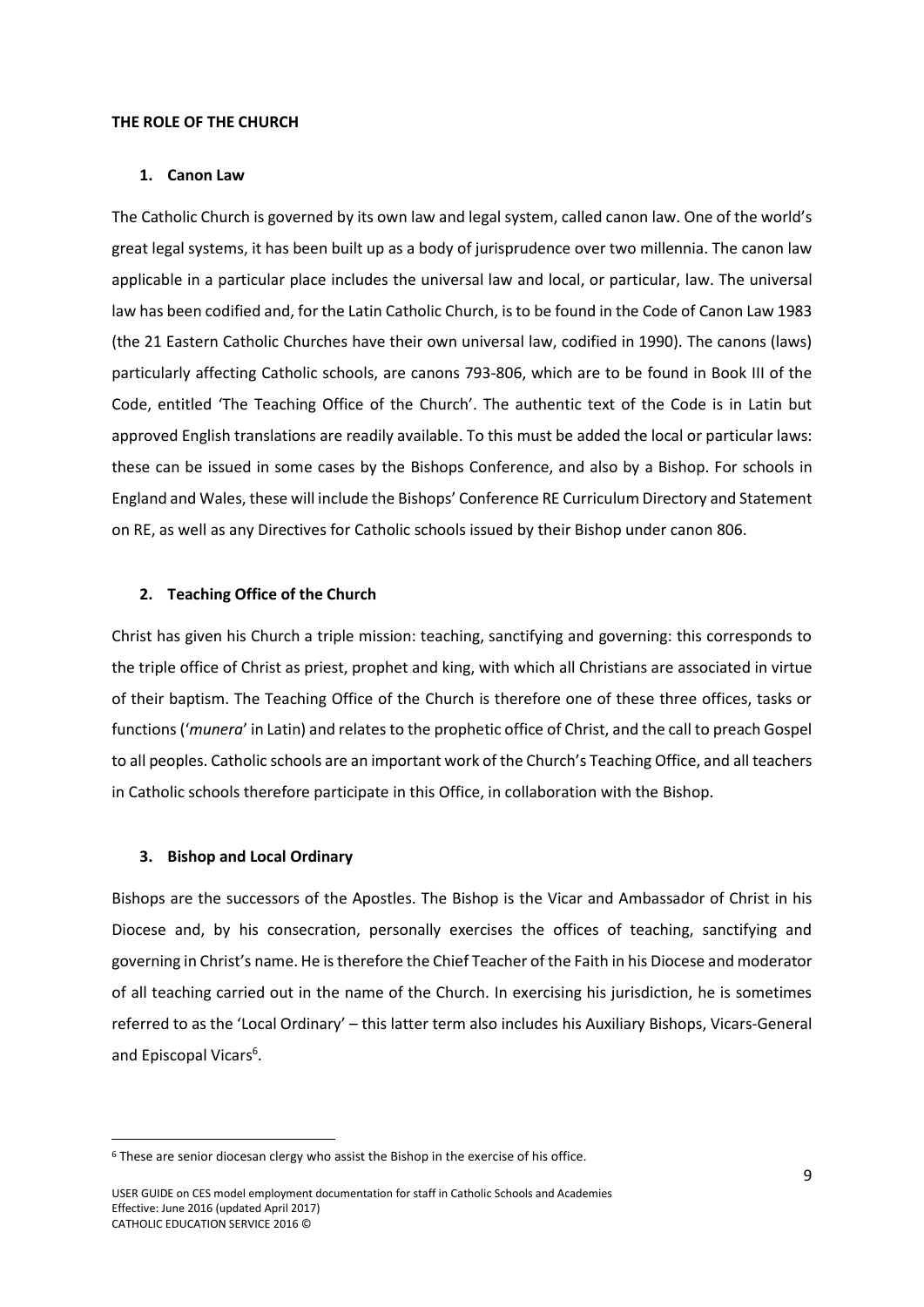**THE ROLE OF THE CHURCH**

**1. Canon Law**

The Catholic Church is governed by its own law and legal system, called canon law. One of the world's great legal systems, it has been built up as a body of jurisprudence over two millennia. The canon law applicable in a particular place includes the universal law and local, or particular, law. The universal law has been codified and, for the Latin Catholic Church, is to be found in the Code of Canon Law 1983 (the 21 Eastern Catholic Churches have their own universal law, codified in 1990). The canons (laws) particularly affecting Catholic schools, are canons 793-806, which are to be found in Book III of the Code, entitled 'The Teaching Office of the Church'. The authentic text of the Code is in Latin but approved English translations are readily available. To this must be added the local or particular laws: these can be issued in some cases by the Bishops Conference, and also by a Bishop. For schools in England and Wales, these will include the Bishops' Conference RE Curriculum Directory and Statement on RE, as well as any Directives for Catholic schools issued by their Bishop under canon 806.

**2. Teaching Office of the Church**

Christ has given his Church a triple mission: teaching, sanctifying and governing: this corresponds to the triple office of Christ as priest, prophet and king, with which all Christians are associated in virtue of their baptism. The Teaching Office of the Church is therefore one of these three offices, tasks or functions ('*munera*' in Latin) and relates to the prophetic office of Christ, and the call to preach Gospel to all peoples. Catholic schools are an important work of the Church's Teaching Office, and all teachers in Catholic schools therefore participate in this Office, in collaboration with the Bishop.

**3. Bishop and Local Ordinary**

Bishops are the successors of the Apostles. The Bishop is the Vicar and Ambassador of Christ in his Diocese and, by his consecration, personally exercises the offices of teaching, sanctifying and governing in Christ's name. He is therefore the Chief Teacher of the Faith in his Diocese and moderator of all teaching carried out in the name of the Church. In exercising his jurisdiction, he is sometimes referred to as the 'Local Ordinary' – this latter term also includes his Auxiliary Bishops, Vicars-General and Episcopal Vicars[6].

[6] These are senior diocesan clergy who assist the Bishop in the exercise of his office.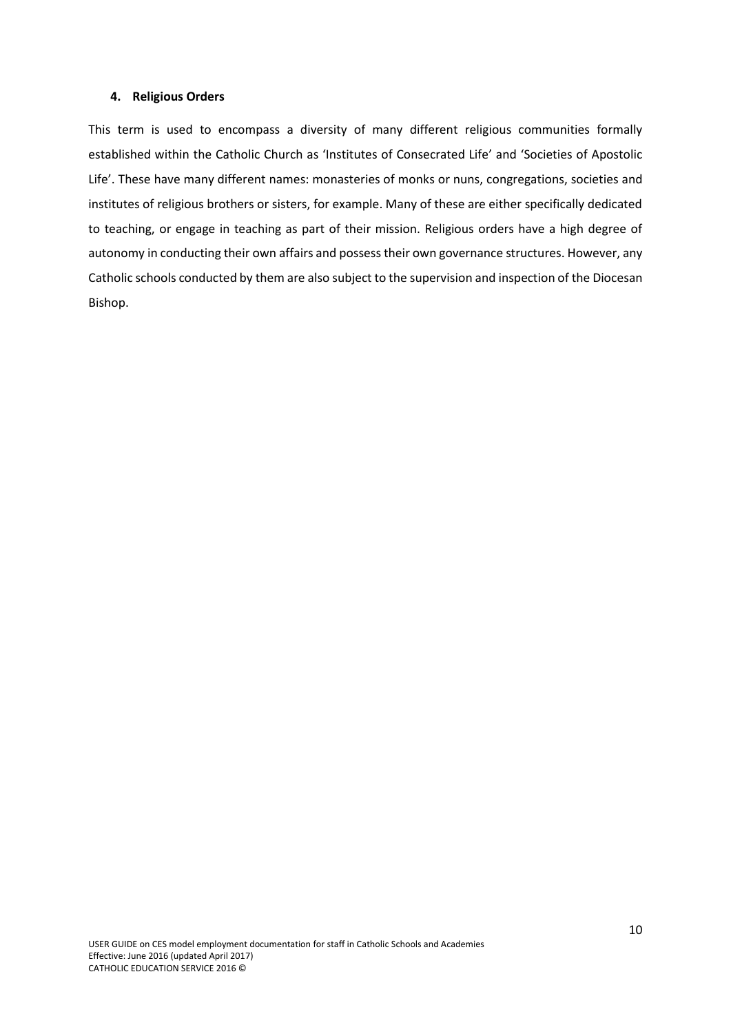#### 4. Religious Orders

This term is used to encompass a diversity of many different religious communities formally established within the Catholic Church as 'Institutes of Consecrated Life' and 'Societies of Apostolic Life'. These have many different names: monasteries of monks or nuns, congregations, societies and institutes of religious brothers or sisters, for example. Many of these are either specifically dedicated to teaching, or engage in teaching as part of their mission. Religious orders have a high degree of autonomy in conducting their own affairs and possess their own governance structures. However, any Catholic schools conducted by them are also subject to the supervision and inspection of the Diocesan Bishop.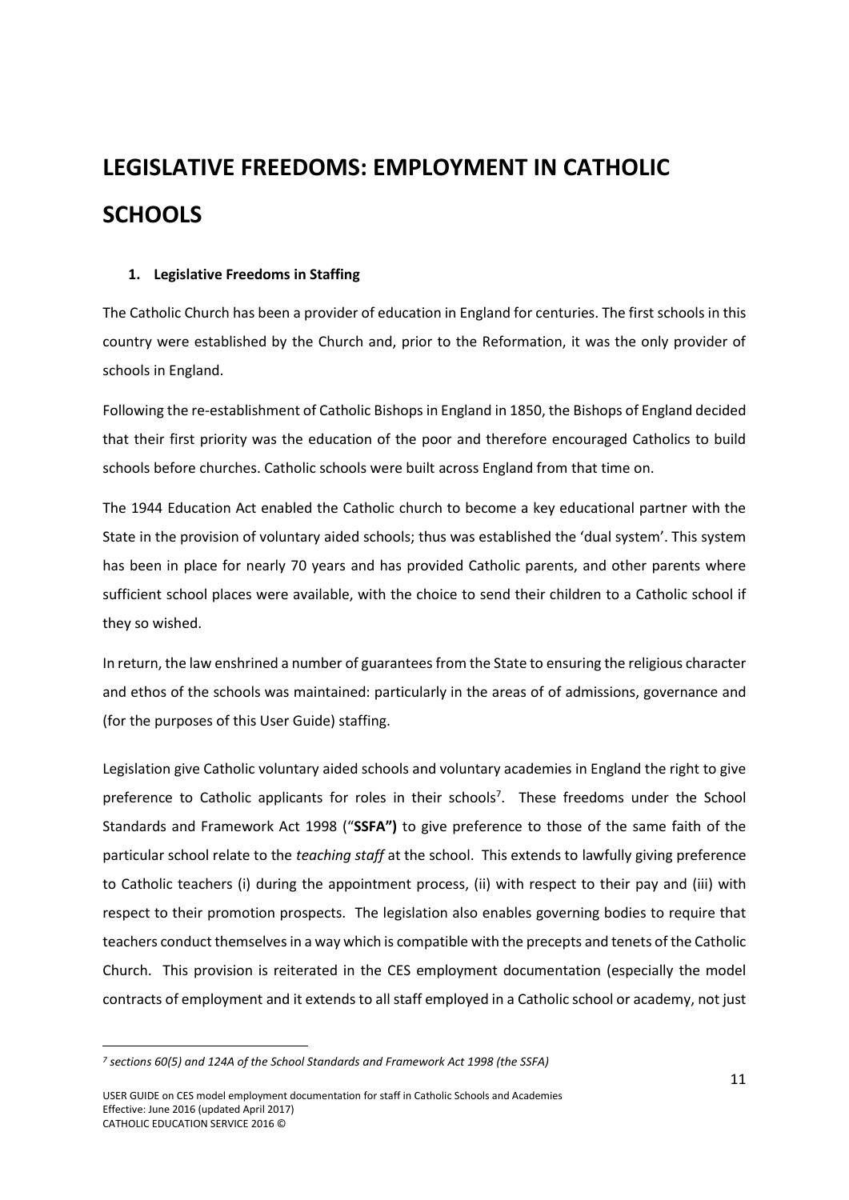# LEGISLATIVE FREEDOMS: EMPLOYMENT IN CATHOLIC SCHOOLS

**1. Legislative Freedoms in Staffing**

The Catholic Church has been a provider of education in England for centuries. The first schools in this country were established by the Church and, prior to the Reformation, it was the only provider of schools in England.

Following the re-establishment of Catholic Bishops in England in 1850, the Bishops of England decided that their first priority was the education of the poor and therefore encouraged Catholics to build schools before churches. Catholic schools were built across England from that time on.

The 1944 Education Act enabled the Catholic church to become a key educational partner with the State in the provision of voluntary aided schools; thus was established the 'dual system'. This system has been in place for nearly 70 years and has provided Catholic parents, and other parents where sufficient school places were available, with the choice to send their children to a Catholic school if they so wished.

In return, the law enshrined a number of guarantees from the State to ensuring the religious character and ethos of the schools was maintained: particularly in the areas of of admissions, governance and (for the purposes of this User Guide) staffing.

Legislation give Catholic voluntary aided schools and voluntary academies in England the right to give preference to Catholic applicants for roles in their schools[7]. These freedoms under the School Standards and Framework Act 1998 ("**SSFA")** to give preference to those of the same faith of the particular school relate to the *teaching staff* at the school. This extends to lawfully giving preference to Catholic teachers (i) during the appointment process, (ii) with respect to their pay and (iii) with respect to their promotion prospects. The legislation also enables governing bodies to require that teachers conduct themselves in a way which is compatible with the precepts and tenets of the Catholic Church. This provision is reiterated in the CES employment documentation (especially the model contracts of employment and it extends to all staff employed in a Catholic school or academy, not just

[7] *sections 60(5) and 124A of the School Standards and Framework Act 1998 (the SSFA)*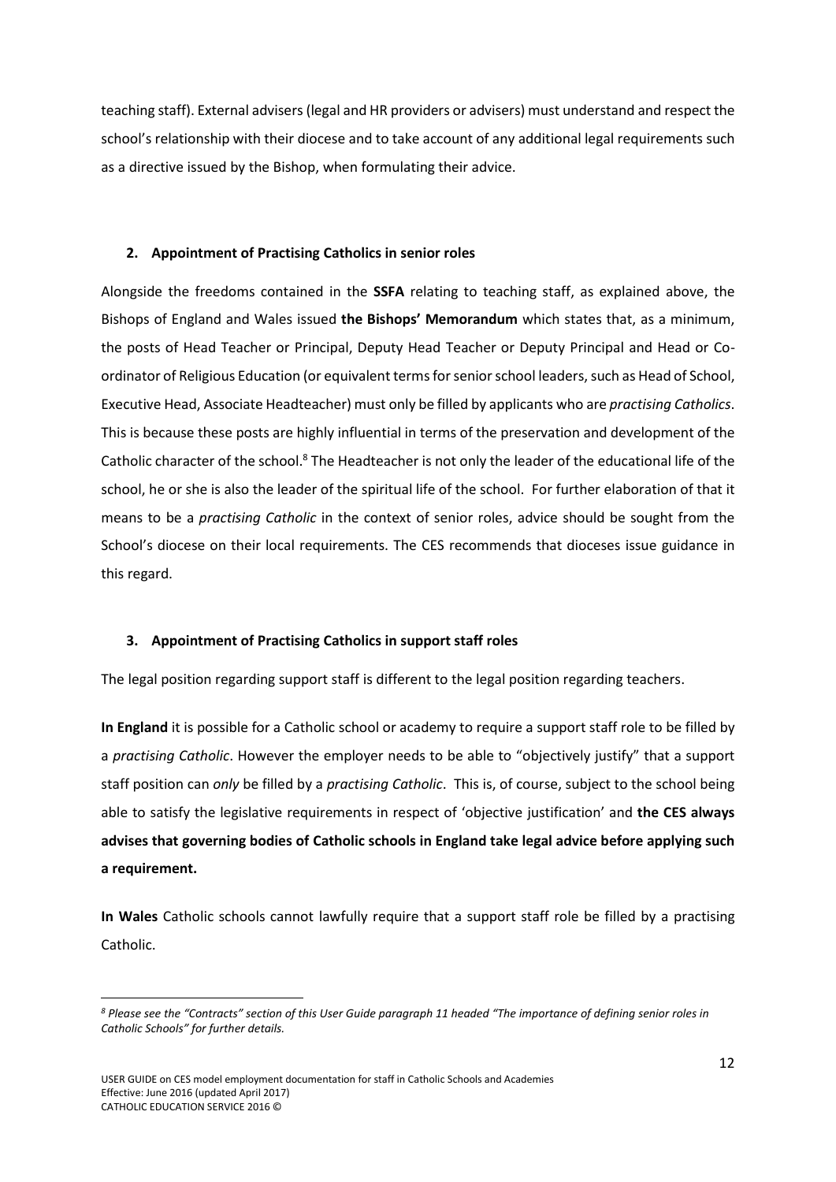teaching staff). External advisers (legal and HR providers or advisers) must understand and respect the school's relationship with their diocese and to take account of any additional legal requirements such as a directive issued by the Bishop, when formulating their advice.

## 2. Appointment of Practising Catholics in senior roles

Alongside the freedoms contained in the **SSFA** relating to teaching staff, as explained above, the Bishops of England and Wales issued **the Bishops' Memorandum** which states that, as a minimum, the posts of Head Teacher or Principal, Deputy Head Teacher or Deputy Principal and Head or Co-ordinator of Religious Education (or equivalent terms for senior school leaders, such as Head of School, Executive Head, Associate Headteacher) must only be filled by applicants who are *practising Catholics*. This is because these posts are highly influential in terms of the preservation and development of the Catholic character of the school.[8] The Headteacher is not only the leader of the educational life of the school, he or she is also the leader of the spiritual life of the school. For further elaboration of that it means to be a *practising Catholic* in the context of senior roles, advice should be sought from the School's diocese on their local requirements. The CES recommends that dioceses issue guidance in this regard.

## 3. Appointment of Practising Catholics in support staff roles

The legal position regarding support staff is different to the legal position regarding teachers.

**In England** it is possible for a Catholic school or academy to require a support staff role to be filled by a *practising Catholic*. However the employer needs to be able to "objectively justify" that a support staff position can *only* be filled by a *practising Catholic*. This is, of course, subject to the school being able to satisfy the legislative requirements in respect of 'objective justification' and **the CES always advises that governing bodies of Catholic schools in England take legal advice before applying such a requirement.**

**In Wales** Catholic schools cannot lawfully require that a support staff role be filled by a practising Catholic.

---

*[8] Please see the "Contracts" section of this User Guide paragraph 11 headed "The importance of defining senior roles in Catholic Schools" for further details.*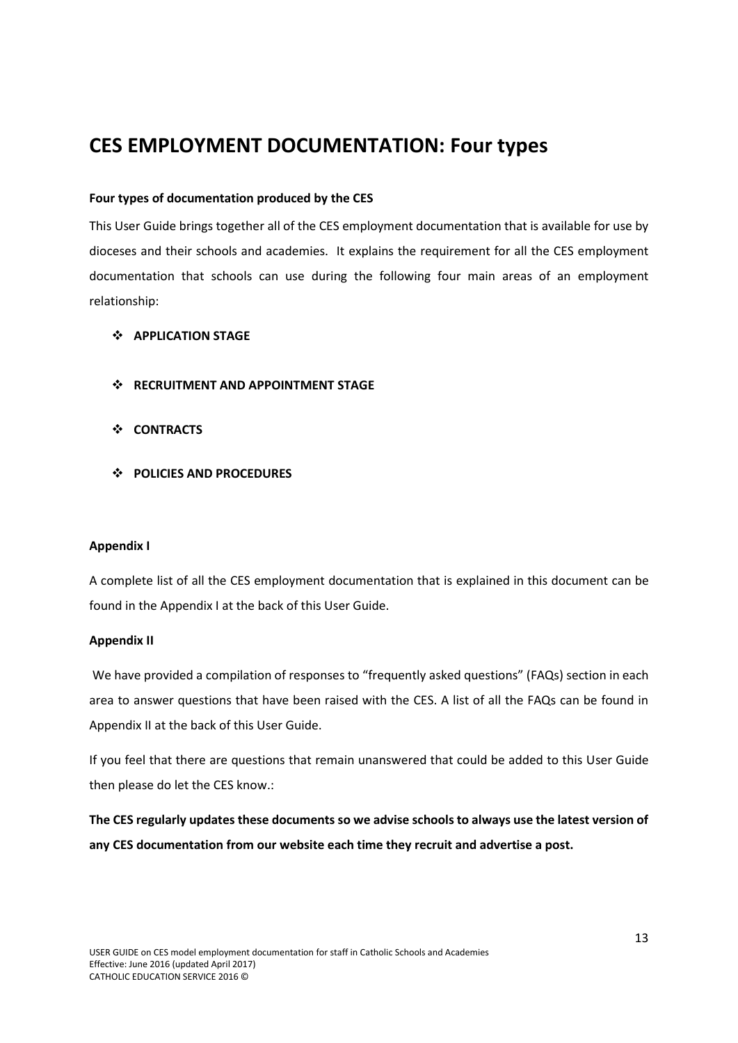# CES EMPLOYMENT DOCUMENTATION: Four types

**Four types of documentation produced by the CES**

This User Guide brings together all of the CES employment documentation that is available for use by dioceses and their schools and academies. It explains the requirement for all the CES employment documentation that schools can use during the following four main areas of an employment relationship:

- **APPLICATION STAGE**
- **RECRUITMENT AND APPOINTMENT STAGE**
- **CONTRACTS**
- **POLICIES AND PROCEDURES**

**Appendix I**

A complete list of all the CES employment documentation that is explained in this document can be found in the Appendix I at the back of this User Guide.

**Appendix II**

We have provided a compilation of responses to "frequently asked questions" (FAQs) section in each area to answer questions that have been raised with the CES. A list of all the FAQs can be found in Appendix II at the back of this User Guide.

If you feel that there are questions that remain unanswered that could be added to this User Guide then please do let the CES know.:

**The CES regularly updates these documents so we advise schools to always use the latest version of any CES documentation from our website each time they recruit and advertise a post.**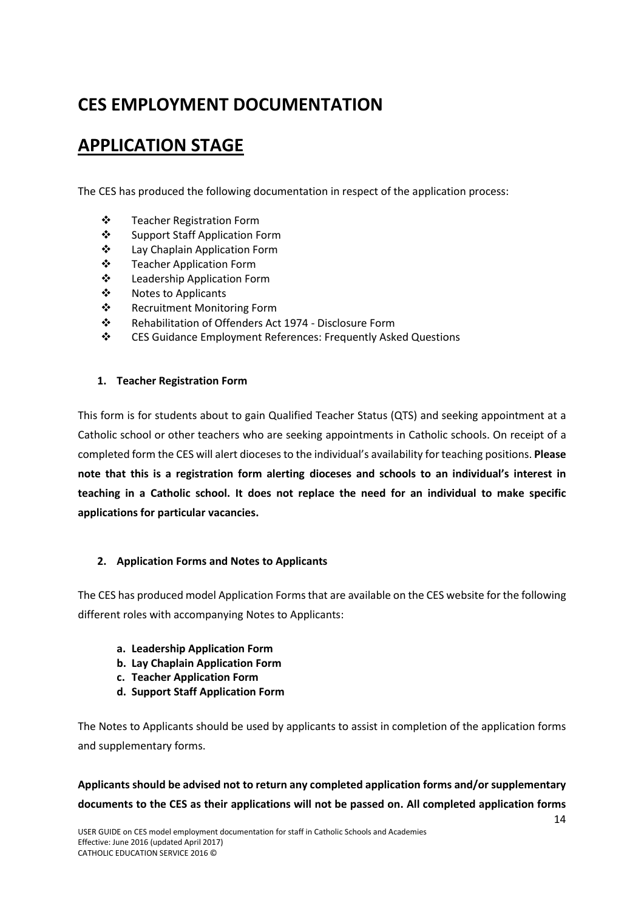# CES EMPLOYMENT DOCUMENTATION

# APPLICATION STAGE

The CES has produced the following documentation in respect of the application process:

- Teacher Registration Form
- Support Staff Application Form
- Lay Chaplain Application Form
- Teacher Application Form
- Leadership Application Form
- Notes to Applicants
- Recruitment Monitoring Form
- Rehabilitation of Offenders Act 1974 - Disclosure Form
- CES Guidance Employment References: Frequently Asked Questions

### 1. Teacher Registration Form

This form is for students about to gain Qualified Teacher Status (QTS) and seeking appointment at a Catholic school or other teachers who are seeking appointments in Catholic schools. On receipt of a completed form the CES will alert dioceses to the individual's availability for teaching positions. **Please note that this is a registration form alerting dioceses and schools to an individual's interest in teaching in a Catholic school. It does not replace the need for an individual to make specific applications for particular vacancies.**

### 2. Application Forms and Notes to Applicants

The CES has produced model Application Forms that are available on the CES website for the following different roles with accompanying Notes to Applicants:

a. **Leadership Application Form**
b. **Lay Chaplain Application Form**
c. **Teacher Application Form**
d. **Support Staff Application Form**

The Notes to Applicants should be used by applicants to assist in completion of the application forms and supplementary forms.

**Applicants should be advised not to return any completed application forms and/or supplementary documents to the CES as their applications will not be passed on. All completed application forms**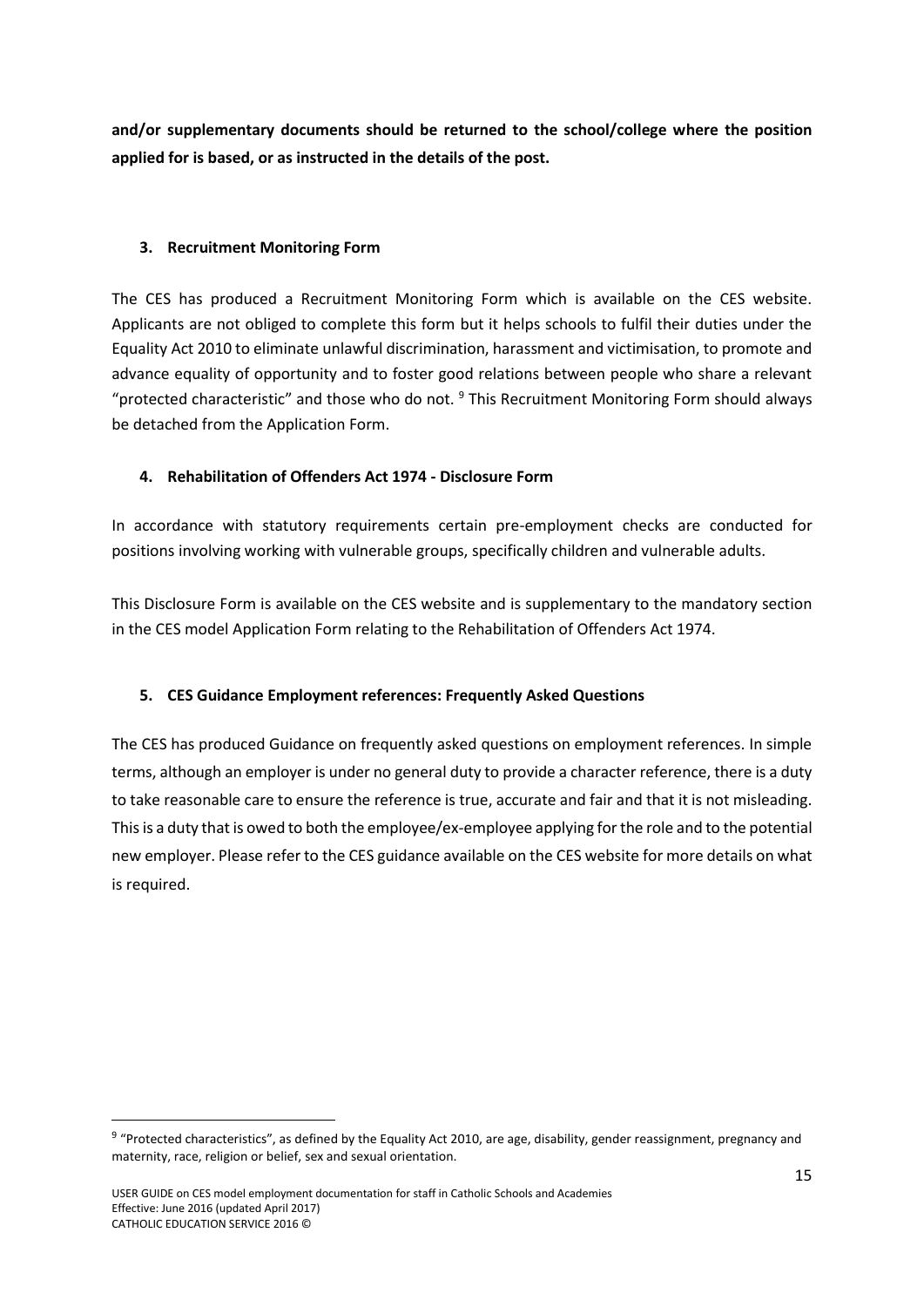**and/or supplementary documents should be returned to the school/college where the position applied for is based, or as instructed in the details of the post.**

### 3. Recruitment Monitoring Form

The CES has produced a Recruitment Monitoring Form which is available on the CES website. Applicants are not obliged to complete this form but it helps schools to fulfil their duties under the Equality Act 2010 to eliminate unlawful discrimination, harassment and victimisation, to promote and advance equality of opportunity and to foster good relations between people who share a relevant "protected characteristic" and those who do not. [9] This Recruitment Monitoring Form should always be detached from the Application Form.

### 4. Rehabilitation of Offenders Act 1974 - Disclosure Form

In accordance with statutory requirements certain pre-employment checks are conducted for positions involving working with vulnerable groups, specifically children and vulnerable adults.

This Disclosure Form is available on the CES website and is supplementary to the mandatory section in the CES model Application Form relating to the Rehabilitation of Offenders Act 1974.

### 5. CES Guidance Employment references: Frequently Asked Questions

The CES has produced Guidance on frequently asked questions on employment references. In simple terms, although an employer is under no general duty to provide a character reference, there is a duty to take reasonable care to ensure the reference is true, accurate and fair and that it is not misleading. This is a duty that is owed to both the employee/ex-employee applying for the role and to the potential new employer. Please refer to the CES guidance available on the CES website for more details on what is required.

---

[9] "Protected characteristics", as defined by the Equality Act 2010, are age, disability, gender reassignment, pregnancy and maternity, race, religion or belief, sex and sexual orientation.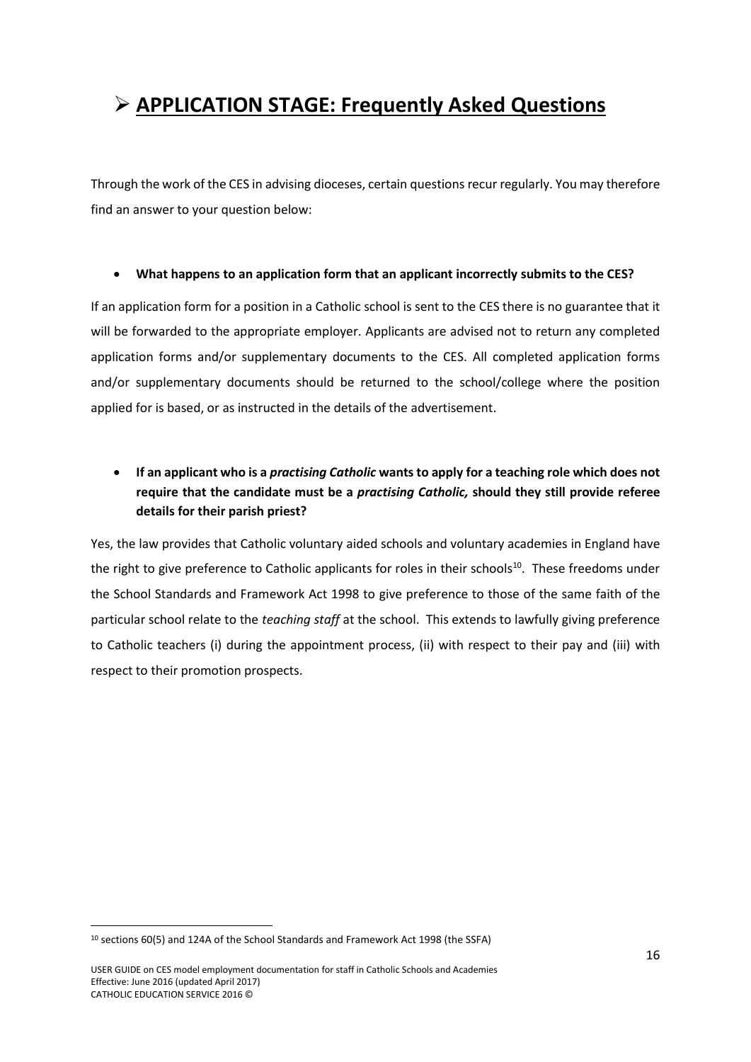# ➢ APPLICATION STAGE: Frequently Asked Questions

Through the work of the CES in advising dioceses, certain questions recur regularly. You may therefore find an answer to your question below:

- **What happens to an application form that an applicant incorrectly submits to the CES?**

If an application form for a position in a Catholic school is sent to the CES there is no guarantee that it will be forwarded to the appropriate employer. Applicants are advised not to return any completed application forms and/or supplementary documents to the CES. All completed application forms and/or supplementary documents should be returned to the school/college where the position applied for is based, or as instructed in the details of the advertisement.

- **If an applicant who is a *practising Catholic* wants to apply for a teaching role which does not require that the candidate must be a *practising Catholic,* should they still provide referee details for their parish priest?**

Yes, the law provides that Catholic voluntary aided schools and voluntary academies in England have the right to give preference to Catholic applicants for roles in their schools[10]. These freedoms under the School Standards and Framework Act 1998 to give preference to those of the same faith of the particular school relate to the *teaching staff* at the school. This extends to lawfully giving preference to Catholic teachers (i) during the appointment process, (ii) with respect to their pay and (iii) with respect to their promotion prospects.

---

[10] sections 60(5) and 124A of the School Standards and Framework Act 1998 (the SSFA)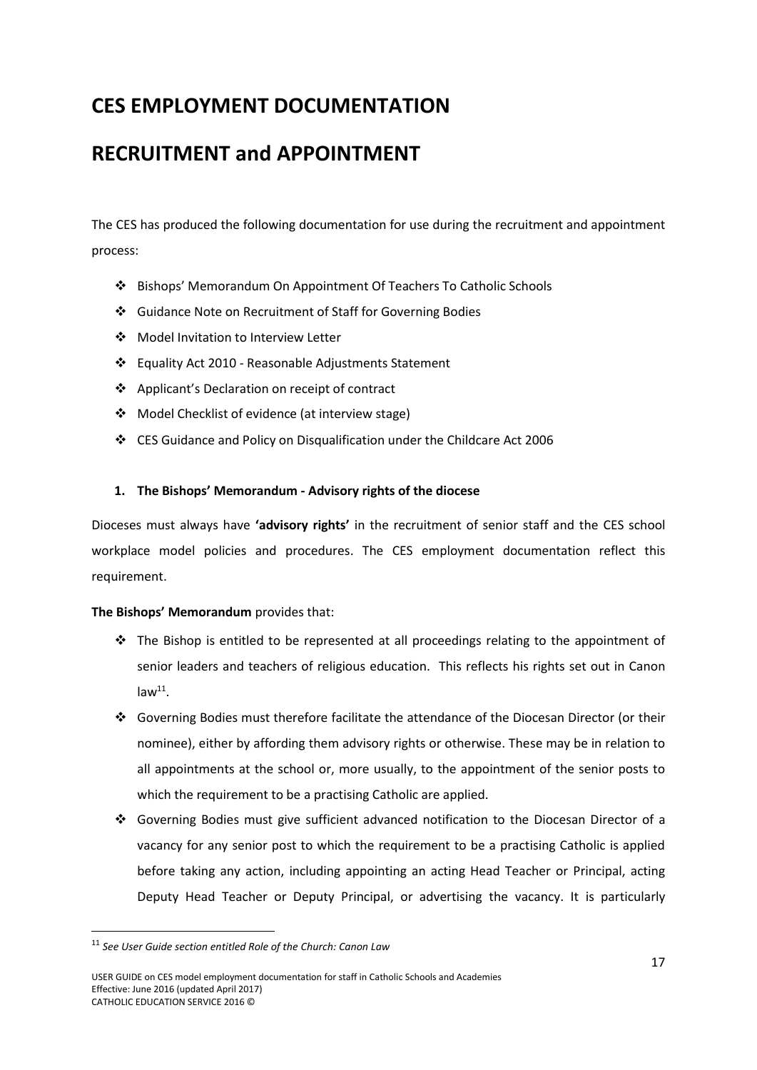# CES EMPLOYMENT DOCUMENTATION

# RECRUITMENT and APPOINTMENT

The CES has produced the following documentation for use during the recruitment and appointment process:

- Bishops' Memorandum On Appointment Of Teachers To Catholic Schools
- Guidance Note on Recruitment of Staff for Governing Bodies
- Model Invitation to Interview Letter
- Equality Act 2010 - Reasonable Adjustments Statement
- Applicant's Declaration on receipt of contract
- Model Checklist of evidence (at interview stage)
- CES Guidance and Policy on Disqualification under the Childcare Act 2006

### 1. The Bishops' Memorandum - Advisory rights of the diocese

Dioceses must always have **'advisory rights'** in the recruitment of senior staff and the CES school workplace model policies and procedures. The CES employment documentation reflect this requirement.

**The Bishops' Memorandum** provides that:

- The Bishop is entitled to be represented at all proceedings relating to the appointment of senior leaders and teachers of religious education. This reflects his rights set out in Canon law[11].
- Governing Bodies must therefore facilitate the attendance of the Diocesan Director (or their nominee), either by affording them advisory rights or otherwise. These may be in relation to all appointments at the school or, more usually, to the appointment of the senior posts to which the requirement to be a practising Catholic are applied.
- Governing Bodies must give sufficient advanced notification to the Diocesan Director of a vacancy for any senior post to which the requirement to be a practising Catholic is applied before taking any action, including appointing an acting Head Teacher or Principal, acting Deputy Head Teacher or Deputy Principal, or advertising the vacancy. It is particularly

[11] *See User Guide section entitled Role of the Church: Canon Law*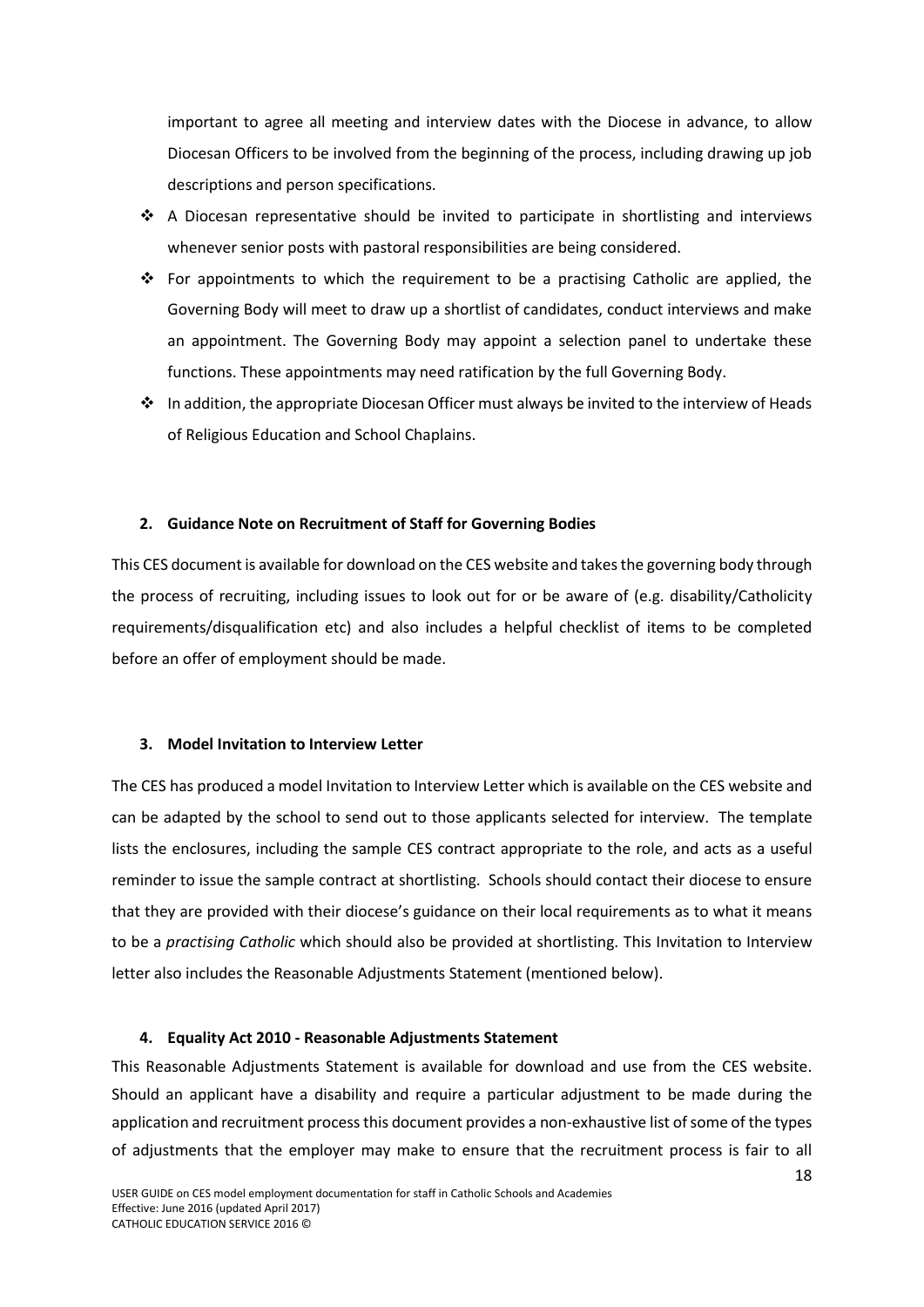important to agree all meeting and interview dates with the Diocese in advance, to allow Diocesan Officers to be involved from the beginning of the process, including drawing up job descriptions and person specifications.

- A Diocesan representative should be invited to participate in shortlisting and interviews whenever senior posts with pastoral responsibilities are being considered.
- For appointments to which the requirement to be a practising Catholic are applied, the Governing Body will meet to draw up a shortlist of candidates, conduct interviews and make an appointment. The Governing Body may appoint a selection panel to undertake these functions. These appointments may need ratification by the full Governing Body.
- In addition, the appropriate Diocesan Officer must always be invited to the interview of Heads of Religious Education and School Chaplains.

### 2. Guidance Note on Recruitment of Staff for Governing Bodies

This CES document is available for download on the CES website and takes the governing body through the process of recruiting, including issues to look out for or be aware of (e.g. disability/Catholicity requirements/disqualification etc) and also includes a helpful checklist of items to be completed before an offer of employment should be made.

### 3. Model Invitation to Interview Letter

The CES has produced a model Invitation to Interview Letter which is available on the CES website and can be adapted by the school to send out to those applicants selected for interview. The template lists the enclosures, including the sample CES contract appropriate to the role, and acts as a useful reminder to issue the sample contract at shortlisting. Schools should contact their diocese to ensure that they are provided with their diocese's guidance on their local requirements as to what it means to be a *practising Catholic* which should also be provided at shortlisting. This Invitation to Interview letter also includes the Reasonable Adjustments Statement (mentioned below).

### 4. Equality Act 2010 - Reasonable Adjustments Statement

This Reasonable Adjustments Statement is available for download and use from the CES website. Should an applicant have a disability and require a particular adjustment to be made during the application and recruitment process this document provides a non-exhaustive list of some of the types of adjustments that the employer may make to ensure that the recruitment process is fair to all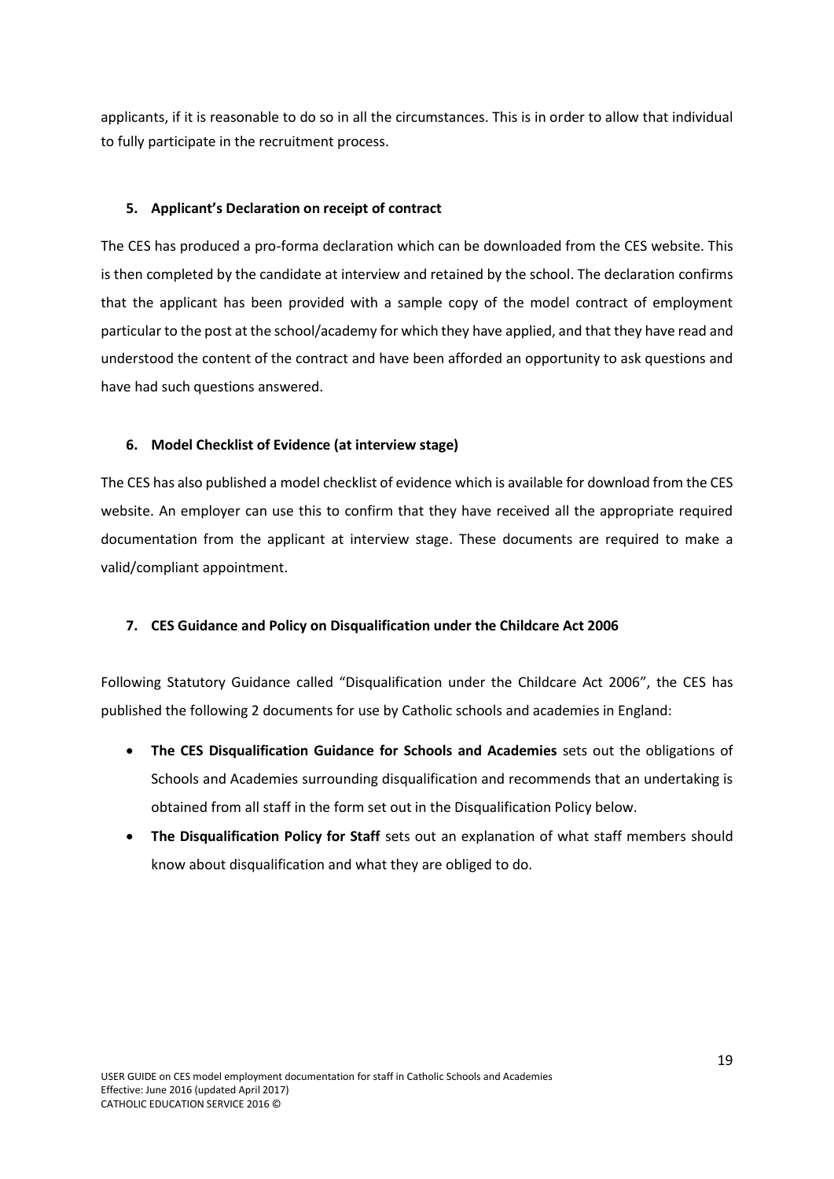applicants, if it is reasonable to do so in all the circumstances. This is in order to allow that individual to fully participate in the recruitment process.

## 5. Applicant's Declaration on receipt of contract

The CES has produced a pro-forma declaration which can be downloaded from the CES website. This is then completed by the candidate at interview and retained by the school. The declaration confirms that the applicant has been provided with a sample copy of the model contract of employment particular to the post at the school/academy for which they have applied, and that they have read and understood the content of the contract and have been afforded an opportunity to ask questions and have had such questions answered.

## 6. Model Checklist of Evidence (at interview stage)

The CES has also published a model checklist of evidence which is available for download from the CES website. An employer can use this to confirm that they have received all the appropriate required documentation from the applicant at interview stage. These documents are required to make a valid/compliant appointment.

## 7. CES Guidance and Policy on Disqualification under the Childcare Act 2006

Following Statutory Guidance called "Disqualification under the Childcare Act 2006", the CES has published the following 2 documents for use by Catholic schools and academies in England:

- **The CES Disqualification Guidance for Schools and Academies** sets out the obligations of Schools and Academies surrounding disqualification and recommends that an undertaking is obtained from all staff in the form set out in the Disqualification Policy below.
- **The Disqualification Policy for Staff** sets out an explanation of what staff members should know about disqualification and what they are obliged to do.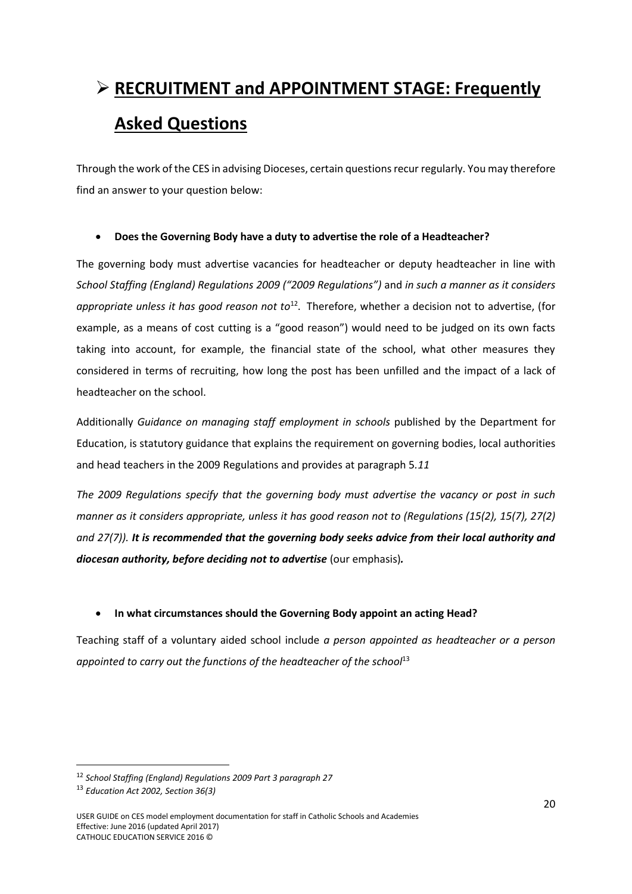# ➢ RECRUITMENT and APPOINTMENT STAGE: Frequently Asked Questions

Through the work of the CES in advising Dioceses, certain questions recur regularly. You may therefore find an answer to your question below:

- **Does the Governing Body have a duty to advertise the role of a Headteacher?**

The governing body must advertise vacancies for headteacher or deputy headteacher in line with *School Staffing (England) Regulations 2009 ("2009 Regulations")* and *in such a manner as it considers appropriate unless it has good reason not to*[12]. Therefore, whether a decision not to advertise, (for example, as a means of cost cutting is a "good reason") would need to be judged on its own facts taking into account, for example, the financial state of the school, what other measures they considered in terms of recruiting, how long the post has been unfilled and the impact of a lack of headteacher on the school.

Additionally *Guidance on managing staff employment in schools* published by the Department for Education, is statutory guidance that explains the requirement on governing bodies, local authorities and head teachers in the 2009 Regulations and provides at paragraph 5.*11*

*The 2009 Regulations specify that the governing body must advertise the vacancy or post in such manner as it considers appropriate, unless it has good reason not to (Regulations (15(2), 15(7), 27(2) and 27(7)).* ***It is recommended that the governing body seeks advice from their local authority and diocesan authority, before deciding not to advertise*** (our emphasis)***.***

- **In what circumstances should the Governing Body appoint an acting Head?**

Teaching staff of a voluntary aided school include *a person appointed as headteacher or a person appointed to carry out the functions of the headteacher of the school*[13]

---

[12] *School Staffing (England) Regulations 2009 Part 3 paragraph 27*

[13] *Education Act 2002, Section 36(3)*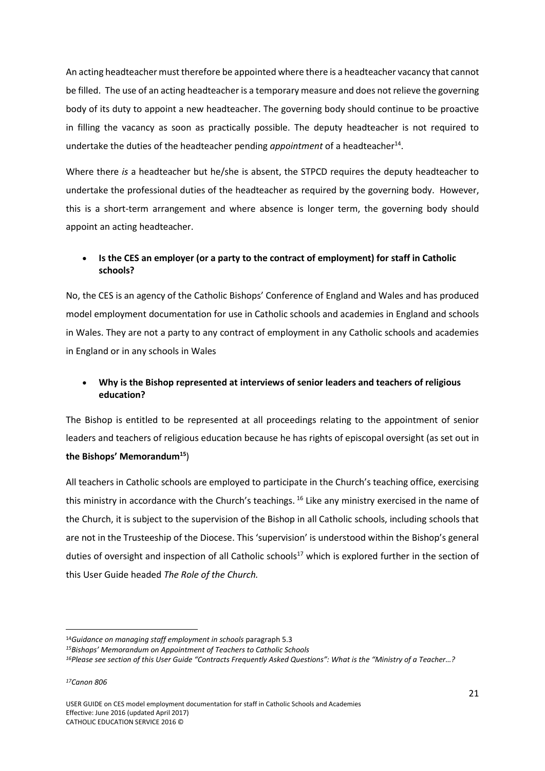An acting headteacher must therefore be appointed where there is a headteacher vacancy that cannot be filled. The use of an acting headteacher is a temporary measure and does not relieve the governing body of its duty to appoint a new headteacher. The governing body should continue to be proactive in filling the vacancy as soon as practically possible. The deputy headteacher is not required to undertake the duties of the headteacher pending *appointment* of a headteacher[14].

Where there *is* a headteacher but he/she is absent, the STPCD requires the deputy headteacher to undertake the professional duties of the headteacher as required by the governing body. However, this is a short-term arrangement and where absence is longer term, the governing body should appoint an acting headteacher.

- **Is the CES an employer (or a party to the contract of employment) for staff in Catholic schools?**

No, the CES is an agency of the Catholic Bishops' Conference of England and Wales and has produced model employment documentation for use in Catholic schools and academies in England and schools in Wales. They are not a party to any contract of employment in any Catholic schools and academies in England or in any schools in Wales

- **Why is the Bishop represented at interviews of senior leaders and teachers of religious education?**

The Bishop is entitled to be represented at all proceedings relating to the appointment of senior leaders and teachers of religious education because he has rights of episcopal oversight (as set out in **the Bishops' Memorandum[15]**)

All teachers in Catholic schools are employed to participate in the Church's teaching office, exercising this ministry in accordance with the Church's teachings. [16] Like any ministry exercised in the name of the Church, it is subject to the supervision of the Bishop in all Catholic schools, including schools that are not in the Trusteeship of the Diocese. This 'supervision' is understood within the Bishop's general duties of oversight and inspection of all Catholic schools[17] which is explored further in the section of this User Guide headed *The Role of the Church.*

---

[14]*Guidance on managing staff employment in schools* paragraph 5.3

[15]*Bishops' Memorandum on Appointment of Teachers to Catholic Schools*

[16]*Please see section of this User Guide "Contracts Frequently Asked Questions": What is the "Ministry of a Teacher…?*

[17]*Canon 806*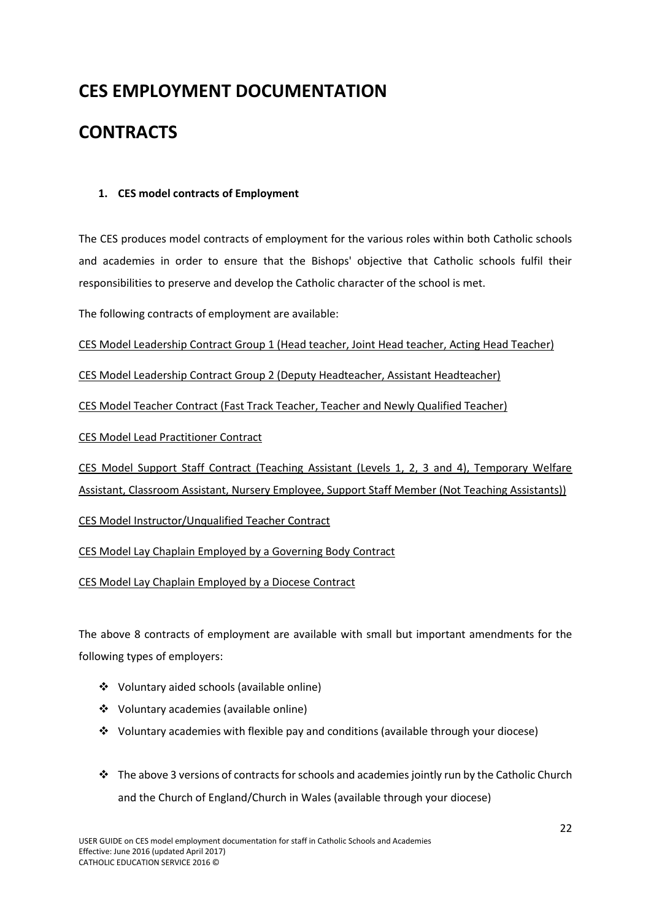# CES EMPLOYMENT DOCUMENTATION

# CONTRACTS

### 1. CES model contracts of Employment

The CES produces model contracts of employment for the various roles within both Catholic schools and academies in order to ensure that the Bishops' objective that Catholic schools fulfil their responsibilities to preserve and develop the Catholic character of the school is met.

The following contracts of employment are available:

CES Model Leadership Contract Group 1 (Head teacher, Joint Head teacher, Acting Head Teacher)

CES Model Leadership Contract Group 2 (Deputy Headteacher, Assistant Headteacher)

CES Model Teacher Contract (Fast Track Teacher, Teacher and Newly Qualified Teacher)

CES Model Lead Practitioner Contract

CES Model Support Staff Contract (Teaching Assistant (Levels 1, 2, 3 and 4), Temporary Welfare Assistant, Classroom Assistant, Nursery Employee, Support Staff Member (Not Teaching Assistants))

CES Model Instructor/Unqualified Teacher Contract

CES Model Lay Chaplain Employed by a Governing Body Contract

CES Model Lay Chaplain Employed by a Diocese Contract

The above 8 contracts of employment are available with small but important amendments for the following types of employers:

- Voluntary aided schools (available online)
- Voluntary academies (available online)
- Voluntary academies with flexible pay and conditions (available through your diocese)
- The above 3 versions of contracts for schools and academies jointly run by the Catholic Church and the Church of England/Church in Wales (available through your diocese)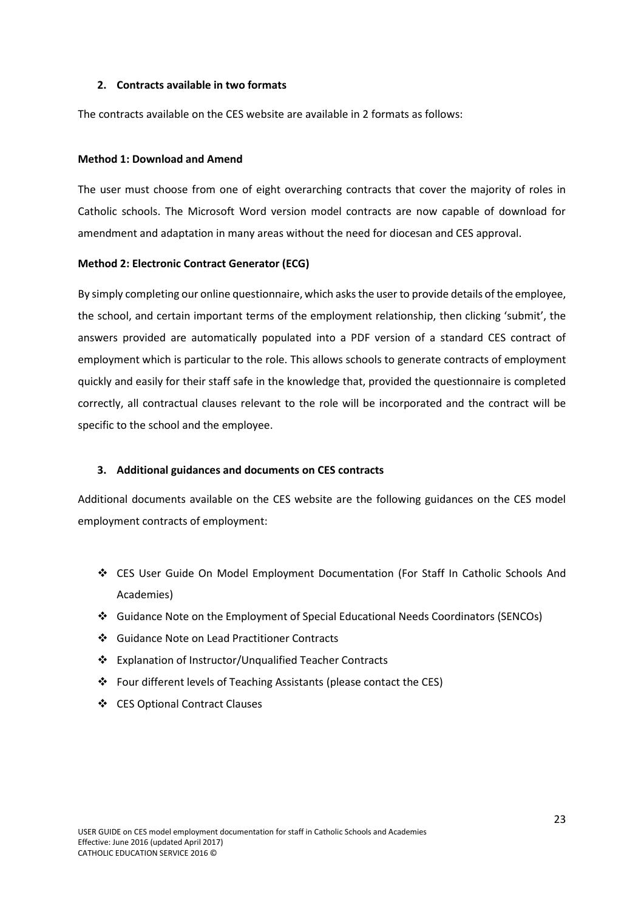## 2. Contracts available in two formats

The contracts available on the CES website are available in 2 formats as follows:

**Method 1: Download and Amend**

The user must choose from one of eight overarching contracts that cover the majority of roles in Catholic schools. The Microsoft Word version model contracts are now capable of download for amendment and adaptation in many areas without the need for diocesan and CES approval.

**Method 2: Electronic Contract Generator (ECG)**

By simply completing our online questionnaire, which asks the user to provide details of the employee, the school, and certain important terms of the employment relationship, then clicking 'submit', the answers provided are automatically populated into a PDF version of a standard CES contract of employment which is particular to the role. This allows schools to generate contracts of employment quickly and easily for their staff safe in the knowledge that, provided the questionnaire is completed correctly, all contractual clauses relevant to the role will be incorporated and the contract will be specific to the school and the employee.

## 3. Additional guidances and documents on CES contracts

Additional documents available on the CES website are the following guidances on the CES model employment contracts of employment:

- CES User Guide On Model Employment Documentation (For Staff In Catholic Schools And Academies)
- Guidance Note on the Employment of Special Educational Needs Coordinators (SENCOs)
- Guidance Note on Lead Practitioner Contracts
- Explanation of Instructor/Unqualified Teacher Contracts
- Four different levels of Teaching Assistants (please contact the CES)
- CES Optional Contract Clauses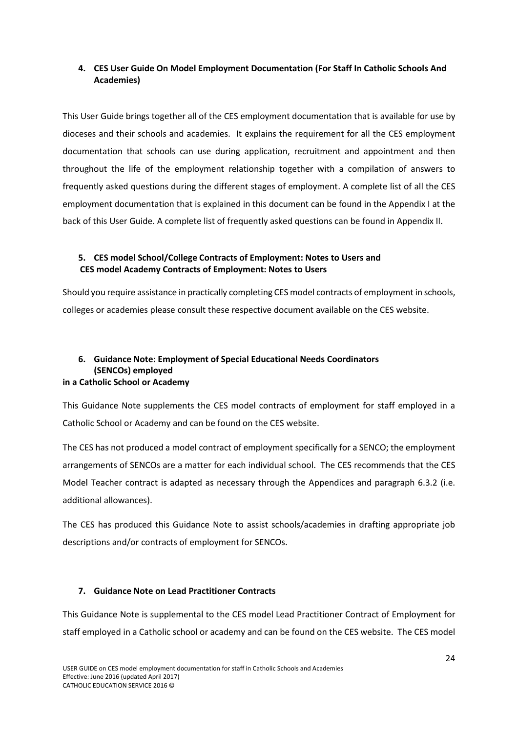**4. CES User Guide On Model Employment Documentation (For Staff In Catholic Schools And Academies)**

This User Guide brings together all of the CES employment documentation that is available for use by dioceses and their schools and academies. It explains the requirement for all the CES employment documentation that schools can use during application, recruitment and appointment and then throughout the life of the employment relationship together with a compilation of answers to frequently asked questions during the different stages of employment. A complete list of all the CES employment documentation that is explained in this document can be found in the Appendix I at the back of this User Guide. A complete list of frequently asked questions can be found in Appendix II.

**5. CES model School/College Contracts of Employment: Notes to Users and CES model Academy Contracts of Employment: Notes to Users**

Should you require assistance in practically completing CES model contracts of employment in schools, colleges or academies please consult these respective document available on the CES website.

**6. Guidance Note: Employment of Special Educational Needs Coordinators (SENCOs) employed in a Catholic School or Academy**

This Guidance Note supplements the CES model contracts of employment for staff employed in a Catholic School or Academy and can be found on the CES website.

The CES has not produced a model contract of employment specifically for a SENCO; the employment arrangements of SENCOs are a matter for each individual school. The CES recommends that the CES Model Teacher contract is adapted as necessary through the Appendices and paragraph 6.3.2 (i.e. additional allowances).

The CES has produced this Guidance Note to assist schools/academies in drafting appropriate job descriptions and/or contracts of employment for SENCOs.

**7. Guidance Note on Lead Practitioner Contracts**

This Guidance Note is supplemental to the CES model Lead Practitioner Contract of Employment for staff employed in a Catholic school or academy and can be found on the CES website. The CES model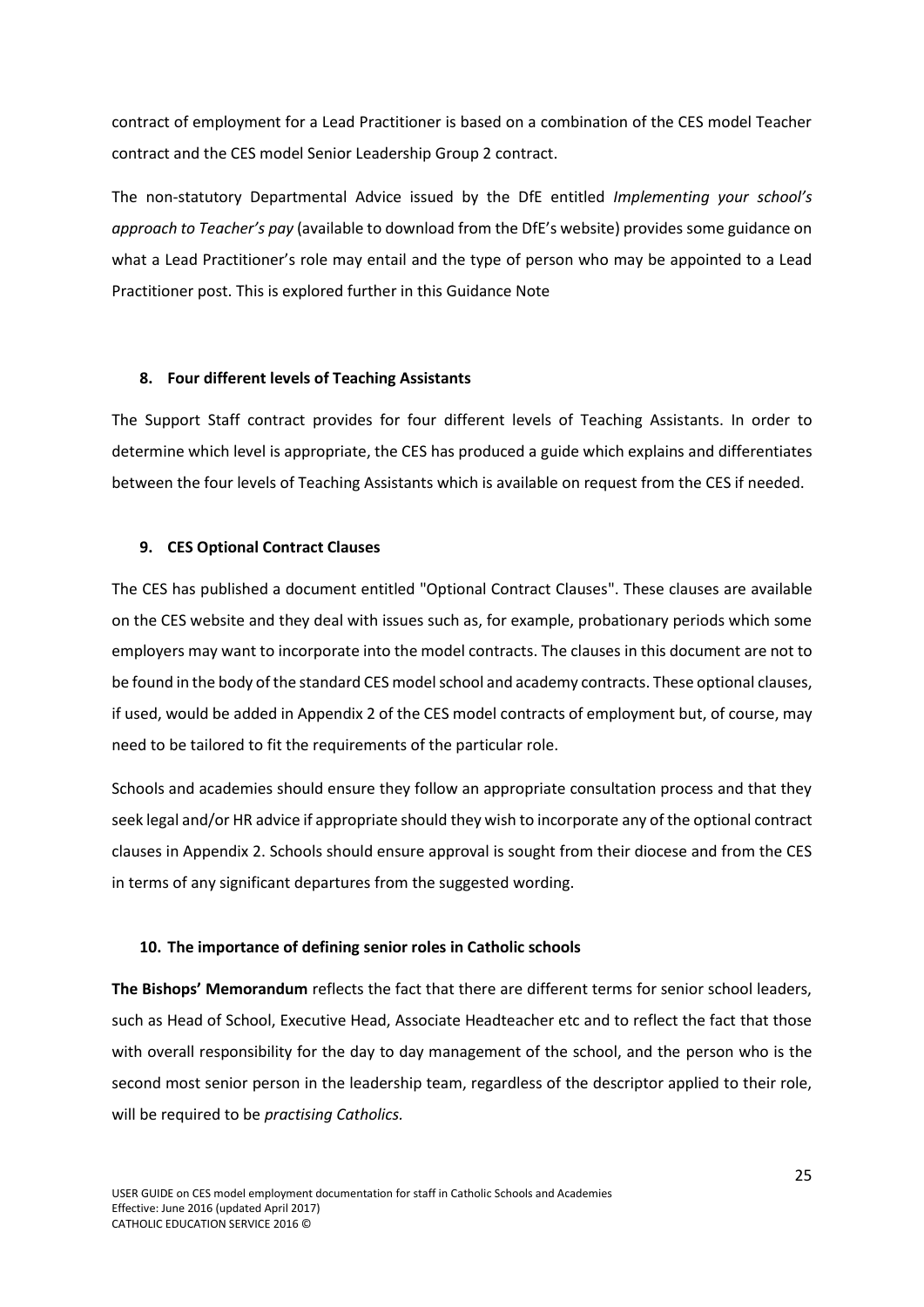contract of employment for a Lead Practitioner is based on a combination of the CES model Teacher contract and the CES model Senior Leadership Group 2 contract.

The non-statutory Departmental Advice issued by the DfE entitled *Implementing your school's approach to Teacher's pay* (available to download from the DfE's website) provides some guidance on what a Lead Practitioner's role may entail and the type of person who may be appointed to a Lead Practitioner post. This is explored further in this Guidance Note

### 8. Four different levels of Teaching Assistants

The Support Staff contract provides for four different levels of Teaching Assistants. In order to determine which level is appropriate, the CES has produced a guide which explains and differentiates between the four levels of Teaching Assistants which is available on request from the CES if needed.

### 9. CES Optional Contract Clauses

The CES has published a document entitled "Optional Contract Clauses". These clauses are available on the CES website and they deal with issues such as, for example, probationary periods which some employers may want to incorporate into the model contracts. The clauses in this document are not to be found in the body of the standard CES model school and academy contracts. These optional clauses, if used, would be added in Appendix 2 of the CES model contracts of employment but, of course, may need to be tailored to fit the requirements of the particular role.

Schools and academies should ensure they follow an appropriate consultation process and that they seek legal and/or HR advice if appropriate should they wish to incorporate any of the optional contract clauses in Appendix 2. Schools should ensure approval is sought from their diocese and from the CES in terms of any significant departures from the suggested wording.

### 10. The importance of defining senior roles in Catholic schools

**The Bishops' Memorandum** reflects the fact that there are different terms for senior school leaders, such as Head of School, Executive Head, Associate Headteacher etc and to reflect the fact that those with overall responsibility for the day to day management of the school, and the person who is the second most senior person in the leadership team, regardless of the descriptor applied to their role, will be required to be *practising Catholics.*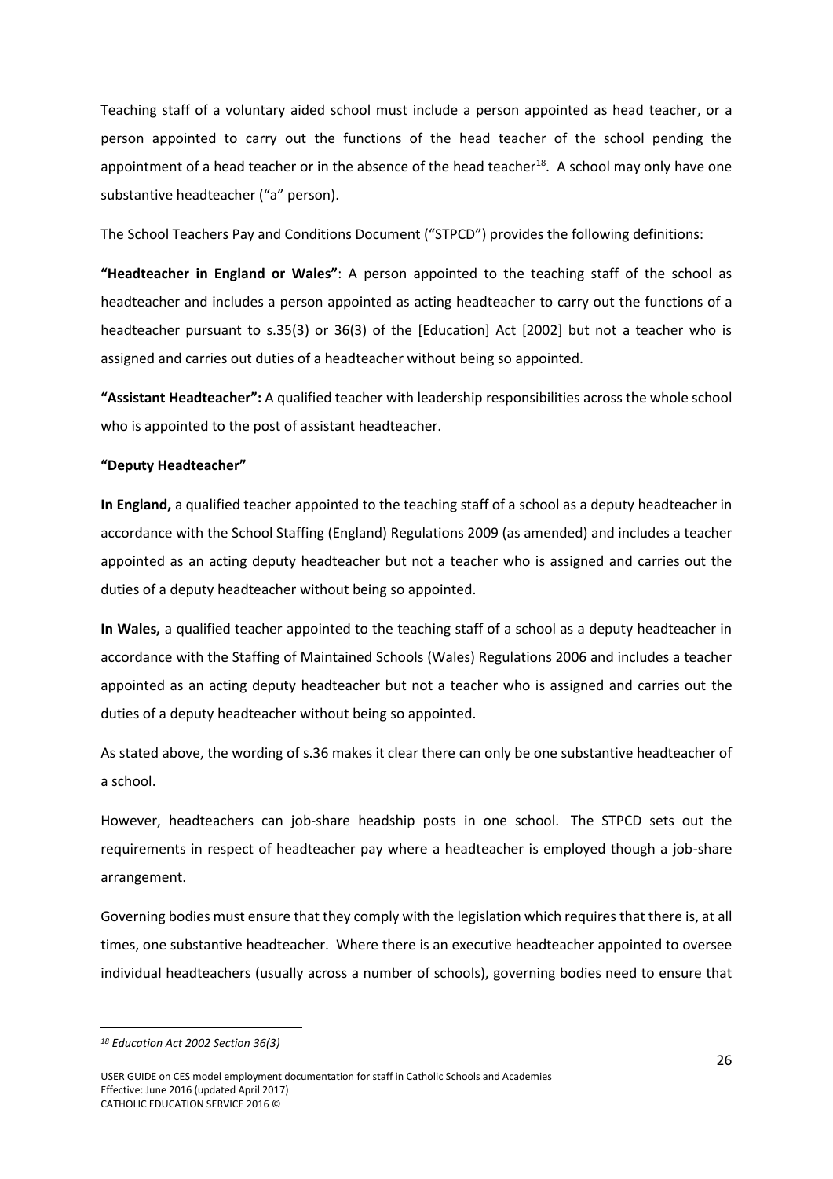Teaching staff of a voluntary aided school must include a person appointed as head teacher, or a person appointed to carry out the functions of the head teacher of the school pending the appointment of a head teacher or in the absence of the head teacher[18]. A school may only have one substantive headteacher ("a" person).

The School Teachers Pay and Conditions Document ("STPCD") provides the following definitions:

**"Headteacher in England or Wales"**: A person appointed to the teaching staff of the school as headteacher and includes a person appointed as acting headteacher to carry out the functions of a headteacher pursuant to s.35(3) or 36(3) of the [Education] Act [2002] but not a teacher who is assigned and carries out duties of a headteacher without being so appointed.

**"Assistant Headteacher":** A qualified teacher with leadership responsibilities across the whole school who is appointed to the post of assistant headteacher.

**"Deputy Headteacher"**

**In England,** a qualified teacher appointed to the teaching staff of a school as a deputy headteacher in accordance with the School Staffing (England) Regulations 2009 (as amended) and includes a teacher appointed as an acting deputy headteacher but not a teacher who is assigned and carries out the duties of a deputy headteacher without being so appointed.

**In Wales,** a qualified teacher appointed to the teaching staff of a school as a deputy headteacher in accordance with the Staffing of Maintained Schools (Wales) Regulations 2006 and includes a teacher appointed as an acting deputy headteacher but not a teacher who is assigned and carries out the duties of a deputy headteacher without being so appointed.

As stated above, the wording of s.36 makes it clear there can only be one substantive headteacher of a school.

However, headteachers can job-share headship posts in one school. The STPCD sets out the requirements in respect of headteacher pay where a headteacher is employed though a job-share arrangement.

Governing bodies must ensure that they comply with the legislation which requires that there is, at all times, one substantive headteacher. Where there is an executive headteacher appointed to oversee individual headteachers (usually across a number of schools), governing bodies need to ensure that

---

[18] *Education Act 2002 Section 36(3)*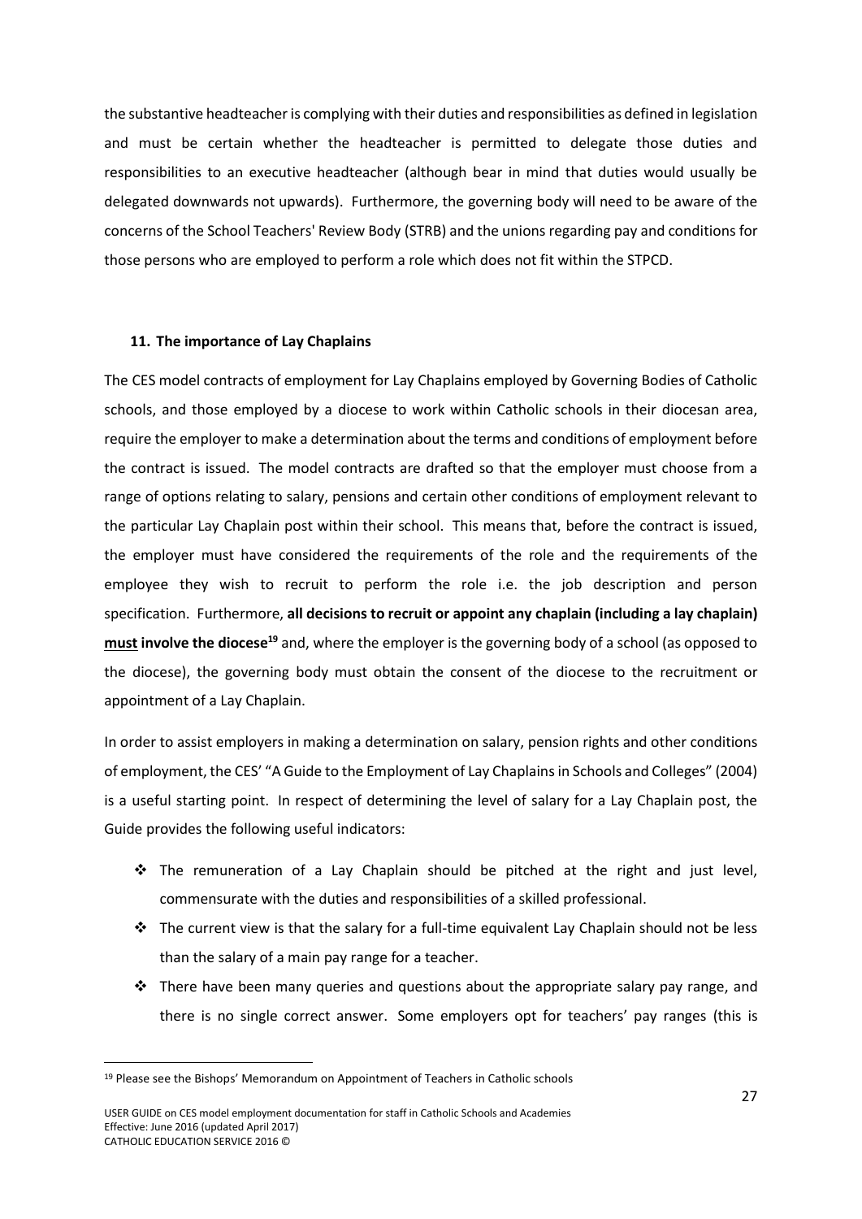the substantive headteacher is complying with their duties and responsibilities as defined in legislation and must be certain whether the headteacher is permitted to delegate those duties and responsibilities to an executive headteacher (although bear in mind that duties would usually be delegated downwards not upwards). Furthermore, the governing body will need to be aware of the concerns of the School Teachers' Review Body (STRB) and the unions regarding pay and conditions for those persons who are employed to perform a role which does not fit within the STPCD.

## 11. The importance of Lay Chaplains

The CES model contracts of employment for Lay Chaplains employed by Governing Bodies of Catholic schools, and those employed by a diocese to work within Catholic schools in their diocesan area, require the employer to make a determination about the terms and conditions of employment before the contract is issued. The model contracts are drafted so that the employer must choose from a range of options relating to salary, pensions and certain other conditions of employment relevant to the particular Lay Chaplain post within their school. This means that, before the contract is issued, the employer must have considered the requirements of the role and the requirements of the employee they wish to recruit to perform the role i.e. the job description and person specification. Furthermore, **all decisions to recruit or appoint any chaplain (including a lay chaplain) <u>must</u> involve the diocese**[19] and, where the employer is the governing body of a school (as opposed to the diocese), the governing body must obtain the consent of the diocese to the recruitment or appointment of a Lay Chaplain.

In order to assist employers in making a determination on salary, pension rights and other conditions of employment, the CES' "A Guide to the Employment of Lay Chaplains in Schools and Colleges" (2004) is a useful starting point. In respect of determining the level of salary for a Lay Chaplain post, the Guide provides the following useful indicators:

- The remuneration of a Lay Chaplain should be pitched at the right and just level, commensurate with the duties and responsibilities of a skilled professional.
- The current view is that the salary for a full-time equivalent Lay Chaplain should not be less than the salary of a main pay range for a teacher.
- There have been many queries and questions about the appropriate salary pay range, and there is no single correct answer. Some employers opt for teachers' pay ranges (this is

---

[19] Please see the Bishops' Memorandum on Appointment of Teachers in Catholic schools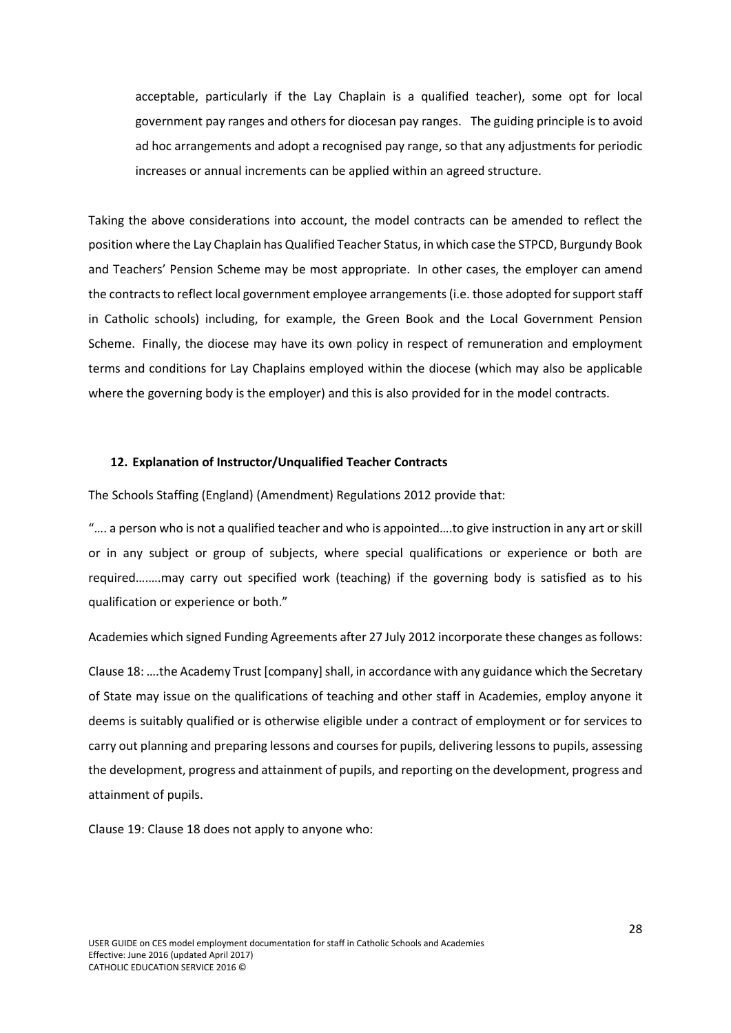acceptable, particularly if the Lay Chaplain is a qualified teacher), some opt for local government pay ranges and others for diocesan pay ranges. The guiding principle is to avoid ad hoc arrangements and adopt a recognised pay range, so that any adjustments for periodic increases or annual increments can be applied within an agreed structure.

Taking the above considerations into account, the model contracts can be amended to reflect the position where the Lay Chaplain has Qualified Teacher Status, in which case the STPCD, Burgundy Book and Teachers' Pension Scheme may be most appropriate. In other cases, the employer can amend the contracts to reflect local government employee arrangements (i.e. those adopted for support staff in Catholic schools) including, for example, the Green Book and the Local Government Pension Scheme. Finally, the diocese may have its own policy in respect of remuneration and employment terms and conditions for Lay Chaplains employed within the diocese (which may also be applicable where the governing body is the employer) and this is also provided for in the model contracts.

## 12. Explanation of Instructor/Unqualified Teacher Contracts

The Schools Staffing (England) (Amendment) Regulations 2012 provide that:

"…. a person who is not a qualified teacher and who is appointed….to give instruction in any art or skill or in any subject or group of subjects, where special qualifications or experience or both are required……..may carry out specified work (teaching) if the governing body is satisfied as to his qualification or experience or both."

Academies which signed Funding Agreements after 27 July 2012 incorporate these changes as follows:

Clause 18: ….the Academy Trust [company] shall, in accordance with any guidance which the Secretary of State may issue on the qualifications of teaching and other staff in Academies, employ anyone it deems is suitably qualified or is otherwise eligible under a contract of employment or for services to carry out planning and preparing lessons and courses for pupils, delivering lessons to pupils, assessing the development, progress and attainment of pupils, and reporting on the development, progress and attainment of pupils.

Clause 19: Clause 18 does not apply to anyone who: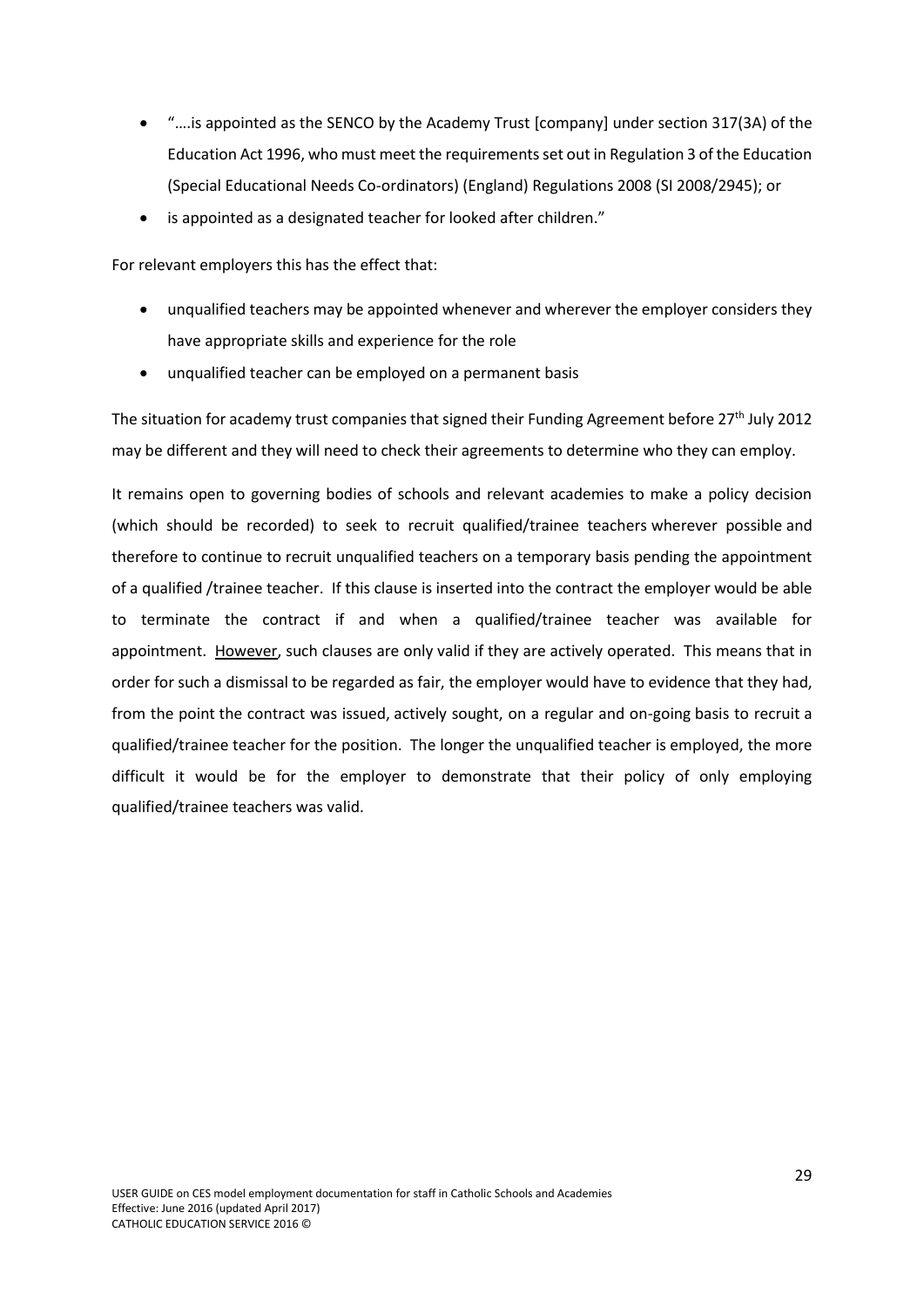- "….is appointed as the SENCO by the Academy Trust [company] under section 317(3A) of the Education Act 1996, who must meet the requirements set out in Regulation 3 of the Education (Special Educational Needs Co-ordinators) (England) Regulations 2008 (SI 2008/2945); or
- is appointed as a designated teacher for looked after children."

For relevant employers this has the effect that:

- unqualified teachers may be appointed whenever and wherever the employer considers they have appropriate skills and experience for the role
- unqualified teacher can be employed on a permanent basis

The situation for academy trust companies that signed their Funding Agreement before 27th July 2012 may be different and they will need to check their agreements to determine who they can employ.

It remains open to governing bodies of schools and relevant academies to make a policy decision (which should be recorded) to seek to recruit qualified/trainee teachers wherever possible and therefore to continue to recruit unqualified teachers on a temporary basis pending the appointment of a qualified /trainee teacher. If this clause is inserted into the contract the employer would be able to terminate the contract if and when a qualified/trainee teacher was available for appointment. <u>However</u>, such clauses are only valid if they are actively operated. This means that in order for such a dismissal to be regarded as fair, the employer would have to evidence that they had, from the point the contract was issued, actively sought, on a regular and on-going basis to recruit a qualified/trainee teacher for the position. The longer the unqualified teacher is employed, the more difficult it would be for the employer to demonstrate that their policy of only employing qualified/trainee teachers was valid.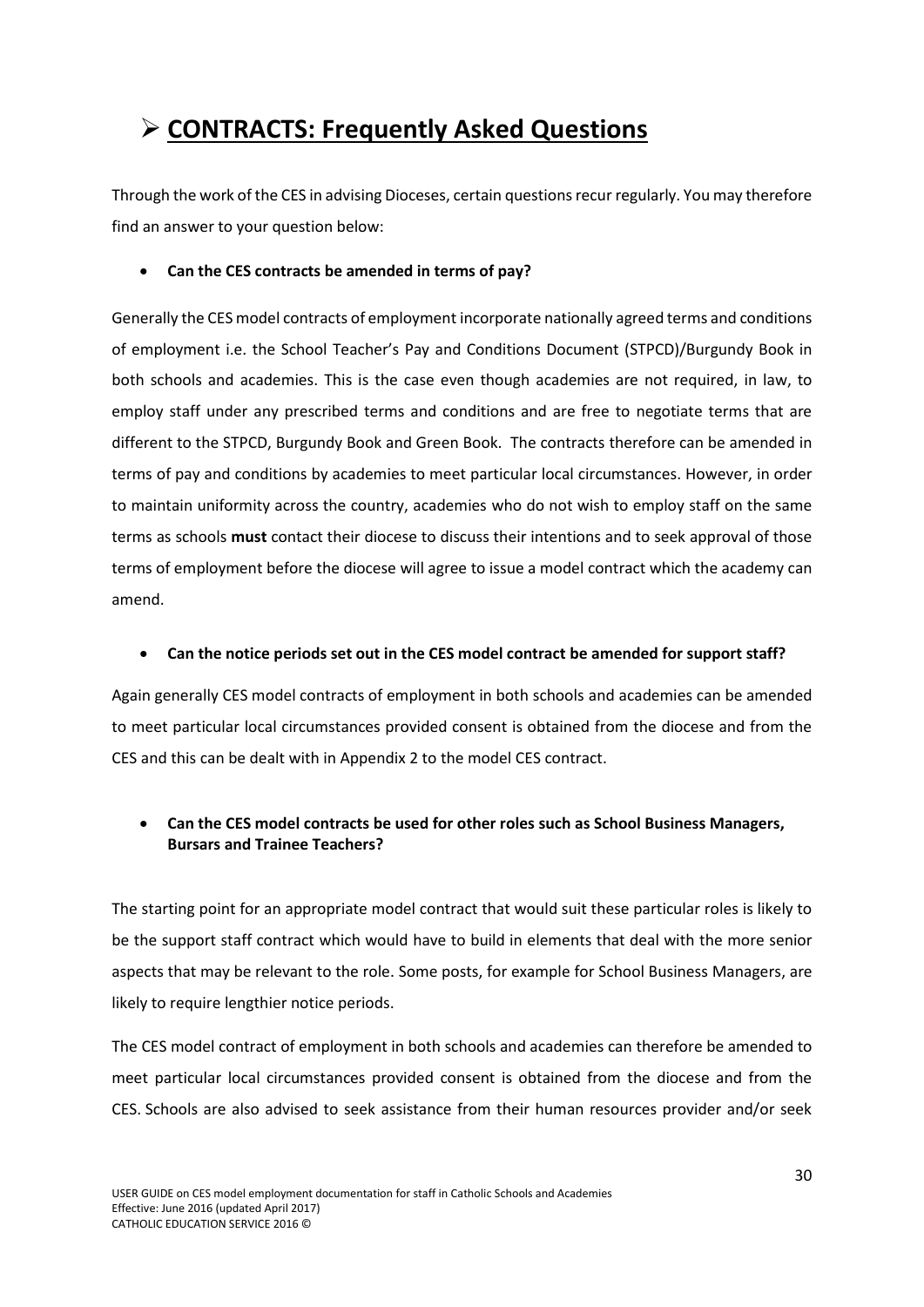# ➢ CONTRACTS: Frequently Asked Questions

Through the work of the CES in advising Dioceses, certain questions recur regularly. You may therefore find an answer to your question below:

- **Can the CES contracts be amended in terms of pay?**

Generally the CES model contracts of employment incorporate nationally agreed terms and conditions of employment i.e. the School Teacher's Pay and Conditions Document (STPCD)/Burgundy Book in both schools and academies. This is the case even though academies are not required, in law, to employ staff under any prescribed terms and conditions and are free to negotiate terms that are different to the STPCD, Burgundy Book and Green Book. The contracts therefore can be amended in terms of pay and conditions by academies to meet particular local circumstances. However, in order to maintain uniformity across the country, academies who do not wish to employ staff on the same terms as schools **must** contact their diocese to discuss their intentions and to seek approval of those terms of employment before the diocese will agree to issue a model contract which the academy can amend.

- **Can the notice periods set out in the CES model contract be amended for support staff?**

Again generally CES model contracts of employment in both schools and academies can be amended to meet particular local circumstances provided consent is obtained from the diocese and from the CES and this can be dealt with in Appendix 2 to the model CES contract.

- **Can the CES model contracts be used for other roles such as School Business Managers, Bursars and Trainee Teachers?**

The starting point for an appropriate model contract that would suit these particular roles is likely to be the support staff contract which would have to build in elements that deal with the more senior aspects that may be relevant to the role. Some posts, for example for School Business Managers, are likely to require lengthier notice periods.

The CES model contract of employment in both schools and academies can therefore be amended to meet particular local circumstances provided consent is obtained from the diocese and from the CES. Schools are also advised to seek assistance from their human resources provider and/or seek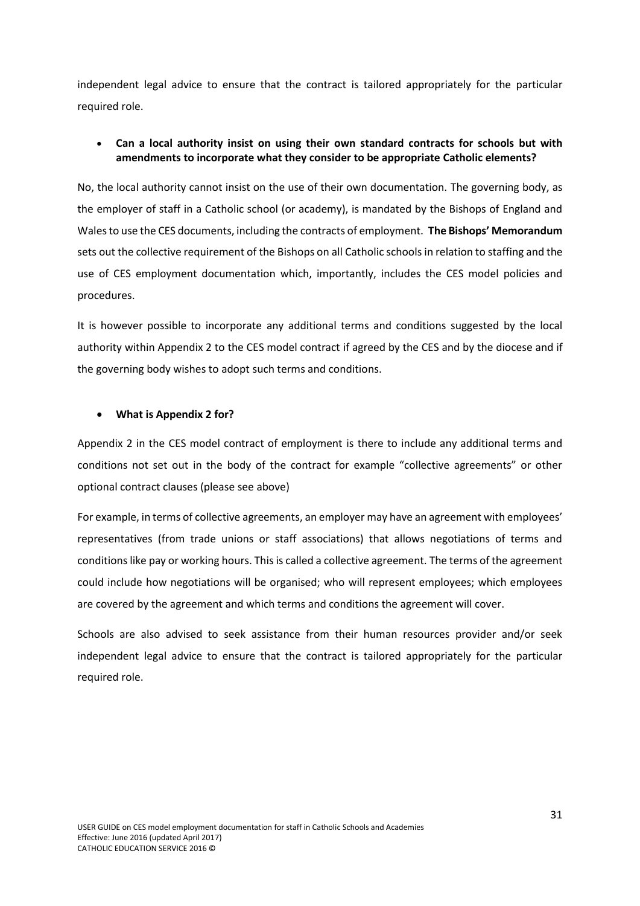independent legal advice to ensure that the contract is tailored appropriately for the particular required role.

- **Can a local authority insist on using their own standard contracts for schools but with amendments to incorporate what they consider to be appropriate Catholic elements?**

No, the local authority cannot insist on the use of their own documentation. The governing body, as the employer of staff in a Catholic school (or academy), is mandated by the Bishops of England and Wales to use the CES documents, including the contracts of employment. **The Bishops' Memorandum** sets out the collective requirement of the Bishops on all Catholic schools in relation to staffing and the use of CES employment documentation which, importantly, includes the CES model policies and procedures.

It is however possible to incorporate any additional terms and conditions suggested by the local authority within Appendix 2 to the CES model contract if agreed by the CES and by the diocese and if the governing body wishes to adopt such terms and conditions.

- **What is Appendix 2 for?**

Appendix 2 in the CES model contract of employment is there to include any additional terms and conditions not set out in the body of the contract for example "collective agreements" or other optional contract clauses (please see above)

For example, in terms of collective agreements, an employer may have an agreement with employees' representatives (from trade unions or staff associations) that allows negotiations of terms and conditions like pay or working hours. This is called a collective agreement. The terms of the agreement could include how negotiations will be organised; who will represent employees; which employees are covered by the agreement and which terms and conditions the agreement will cover.

Schools are also advised to seek assistance from their human resources provider and/or seek independent legal advice to ensure that the contract is tailored appropriately for the particular required role.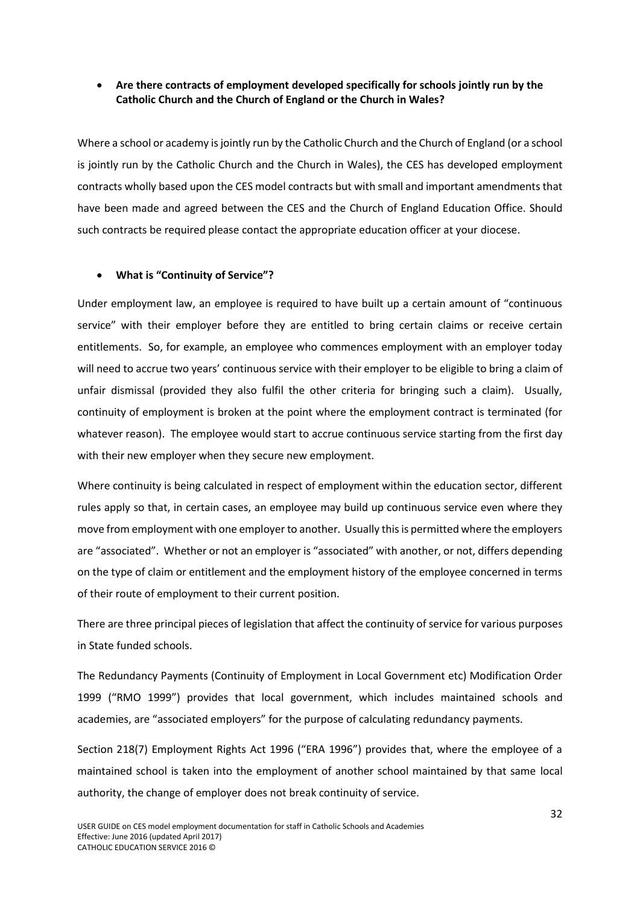- **Are there contracts of employment developed specifically for schools jointly run by the Catholic Church and the Church of England or the Church in Wales?**

Where a school or academy is jointly run by the Catholic Church and the Church of England (or a school is jointly run by the Catholic Church and the Church in Wales), the CES has developed employment contracts wholly based upon the CES model contracts but with small and important amendments that have been made and agreed between the CES and the Church of England Education Office. Should such contracts be required please contact the appropriate education officer at your diocese.

- **What is "Continuity of Service"?**

Under employment law, an employee is required to have built up a certain amount of "continuous service" with their employer before they are entitled to bring certain claims or receive certain entitlements. So, for example, an employee who commences employment with an employer today will need to accrue two years' continuous service with their employer to be eligible to bring a claim of unfair dismissal (provided they also fulfil the other criteria for bringing such a claim). Usually, continuity of employment is broken at the point where the employment contract is terminated (for whatever reason). The employee would start to accrue continuous service starting from the first day with their new employer when they secure new employment.

Where continuity is being calculated in respect of employment within the education sector, different rules apply so that, in certain cases, an employee may build up continuous service even where they move from employment with one employer to another. Usually this is permitted where the employers are "associated". Whether or not an employer is "associated" with another, or not, differs depending on the type of claim or entitlement and the employment history of the employee concerned in terms of their route of employment to their current position.

There are three principal pieces of legislation that affect the continuity of service for various purposes in State funded schools.

The Redundancy Payments (Continuity of Employment in Local Government etc) Modification Order 1999 ("RMO 1999") provides that local government, which includes maintained schools and academies, are "associated employers" for the purpose of calculating redundancy payments.

Section 218(7) Employment Rights Act 1996 ("ERA 1996") provides that, where the employee of a maintained school is taken into the employment of another school maintained by that same local authority, the change of employer does not break continuity of service.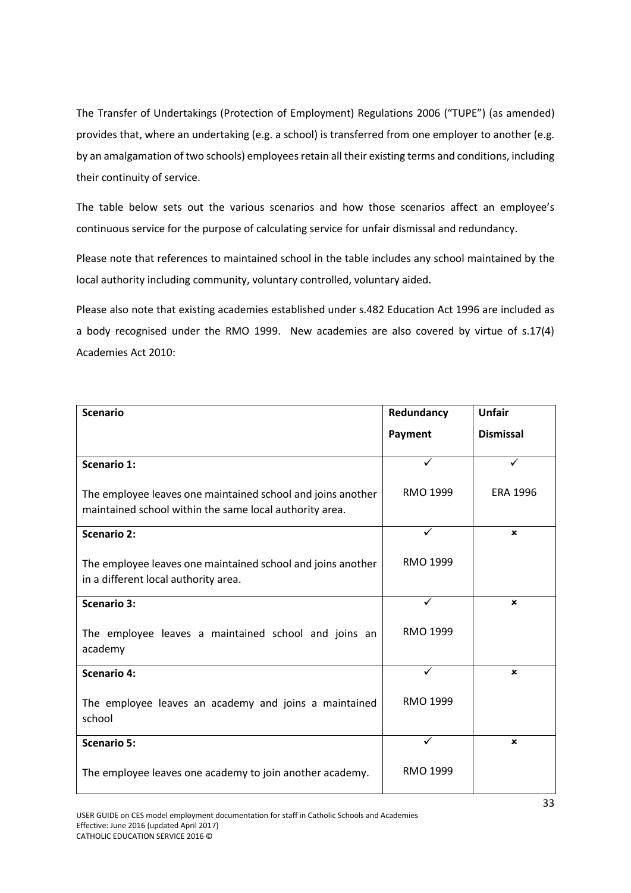The Transfer of Undertakings (Protection of Employment) Regulations 2006 ("TUPE") (as amended) provides that, where an undertaking (e.g. a school) is transferred from one employer to another (e.g. by an amalgamation of two schools) employees retain all their existing terms and conditions, including their continuity of service.

The table below sets out the various scenarios and how those scenarios affect an employee's continuous service for the purpose of calculating service for unfair dismissal and redundancy.

Please note that references to maintained school in the table includes any school maintained by the local authority including community, voluntary controlled, voluntary aided.

Please also note that existing academies established under s.482 Education Act 1996 are included as a body recognised under the RMO 1999. New academies are also covered by virtue of s.17(4) Academies Act 2010:

| Scenario | Redundancy Payment | Unfair Dismissal |
|---|---|---|
| **Scenario 1:**<br><br>The employee leaves one maintained school and joins another maintained school within the same local authority area. | ✓<br><br>RMO 1999 | ✓<br><br>ERA 1996 |
| **Scenario 2:**<br><br>The employee leaves one maintained school and joins another in a different local authority area. | ✓<br><br>RMO 1999 | × |
| **Scenario 3:**<br><br>The employee leaves a maintained school and joins an academy | ✓<br><br>RMO 1999 | × |
| **Scenario 4:**<br><br>The employee leaves an academy and joins a maintained school | ✓<br><br>RMO 1999 | × |
| **Scenario 5:**<br><br>The employee leaves one academy to join another academy. | ✓<br><br>RMO 1999 | × |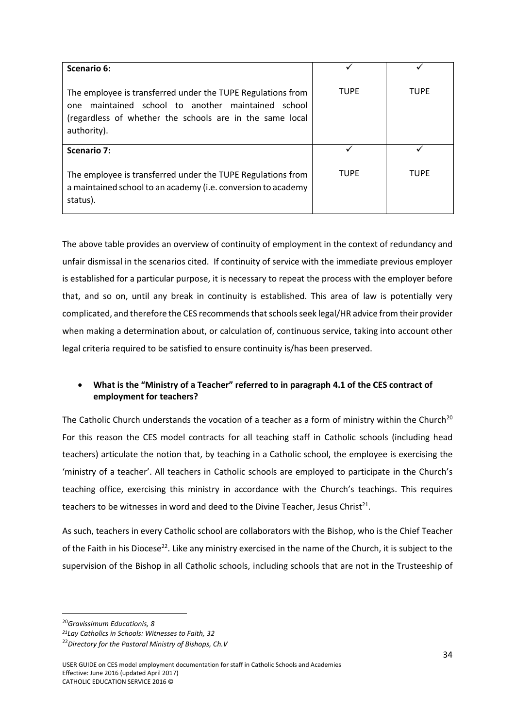| Scenario 6:<br><br>The employee is transferred under the TUPE Regulations from one maintained school to another maintained school (regardless of whether the schools are in the same local authority). | ✓<br><br>TUPE | ✓<br><br>TUPE |
|---|---|---|
| **Scenario 7:**<br><br>The employee is transferred under the TUPE Regulations from a maintained school to an academy (i.e. conversion to academy status). | ✓<br><br>TUPE | ✓<br><br>TUPE |

The above table provides an overview of continuity of employment in the context of redundancy and unfair dismissal in the scenarios cited. If continuity of service with the immediate previous employer is established for a particular purpose, it is necessary to repeat the process with the employer before that, and so on, until any break in continuity is established. This area of law is potentially very complicated, and therefore the CES recommends that schools seek legal/HR advice from their provider when making a determination about, or calculation of, continuous service, taking into account other legal criteria required to be satisfied to ensure continuity is/has been preserved.

- **What is the "Ministry of a Teacher" referred to in paragraph 4.1 of the CES contract of employment for teachers?**

The Catholic Church understands the vocation of a teacher as a form of ministry within the Church[20] For this reason the CES model contracts for all teaching staff in Catholic schools (including head teachers) articulate the notion that, by teaching in a Catholic school, the employee is exercising the 'ministry of a teacher'. All teachers in Catholic schools are employed to participate in the Church's teaching office, exercising this ministry in accordance with the Church's teachings. This requires teachers to be witnesses in word and deed to the Divine Teacher, Jesus Christ[21].

As such, teachers in every Catholic school are collaborators with the Bishop, who is the Chief Teacher of the Faith in his Diocese[22]. Like any ministry exercised in the name of the Church, it is subject to the supervision of the Bishop in all Catholic schools, including schools that are not in the Trusteeship of

[20] *Gravissimum Educationis, 8*

[21] *Lay Catholics in Schools: Witnesses to Faith, 32*

[22] *Directory for the Pastoral Ministry of Bishops, Ch.V*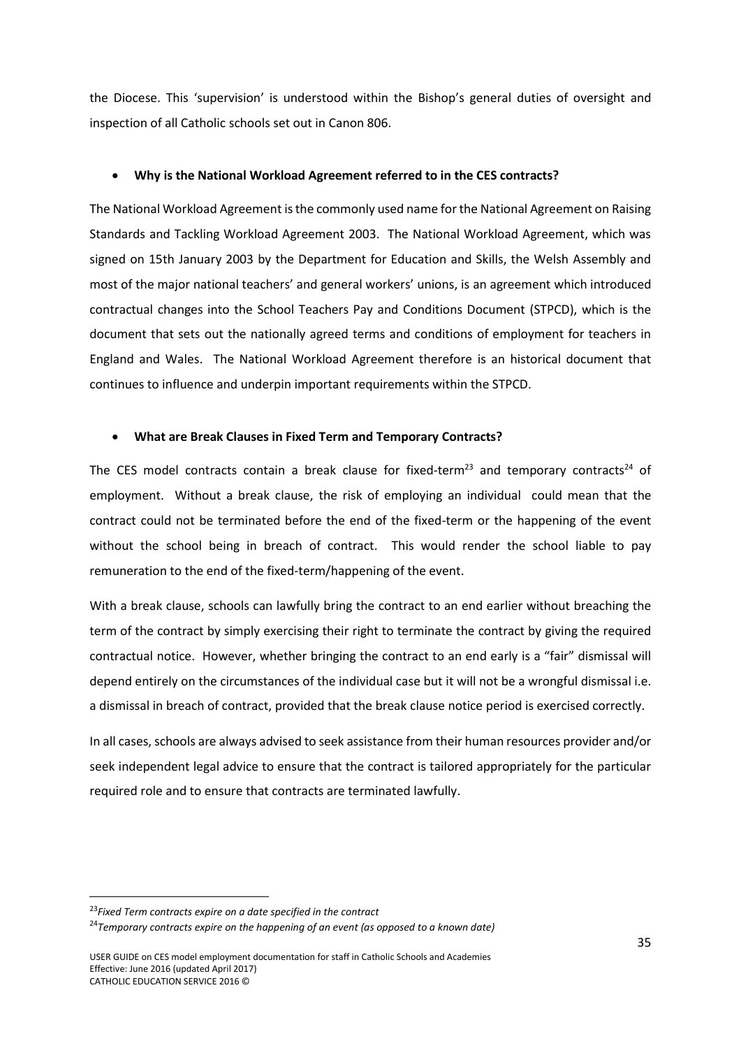the Diocese. This 'supervision' is understood within the Bishop's general duties of oversight and inspection of all Catholic schools set out in Canon 806.

- **Why is the National Workload Agreement referred to in the CES contracts?**

The National Workload Agreement is the commonly used name for the National Agreement on Raising Standards and Tackling Workload Agreement 2003. The National Workload Agreement, which was signed on 15th January 2003 by the Department for Education and Skills, the Welsh Assembly and most of the major national teachers' and general workers' unions, is an agreement which introduced contractual changes into the School Teachers Pay and Conditions Document (STPCD), which is the document that sets out the nationally agreed terms and conditions of employment for teachers in England and Wales. The National Workload Agreement therefore is an historical document that continues to influence and underpin important requirements within the STPCD.

- **What are Break Clauses in Fixed Term and Temporary Contracts?**

The CES model contracts contain a break clause for fixed-term[23] and temporary contracts[24] of employment. Without a break clause, the risk of employing an individual could mean that the contract could not be terminated before the end of the fixed-term or the happening of the event without the school being in breach of contract. This would render the school liable to pay remuneration to the end of the fixed-term/happening of the event.

With a break clause, schools can lawfully bring the contract to an end earlier without breaching the term of the contract by simply exercising their right to terminate the contract by giving the required contractual notice. However, whether bringing the contract to an end early is a "fair" dismissal will depend entirely on the circumstances of the individual case but it will not be a wrongful dismissal i.e. a dismissal in breach of contract, provided that the break clause notice period is exercised correctly.

In all cases, schools are always advised to seek assistance from their human resources provider and/or seek independent legal advice to ensure that the contract is tailored appropriately for the particular required role and to ensure that contracts are terminated lawfully.

---

[23] *Fixed Term contracts expire on a date specified in the contract*

[24] *Temporary contracts expire on the happening of an event (as opposed to a known date)*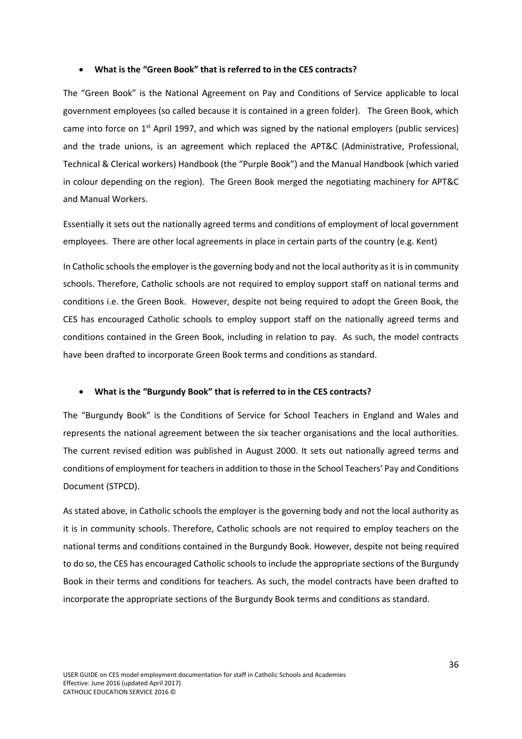- **What is the "Green Book" that is referred to in the CES contracts?**

The "Green Book" is the National Agreement on Pay and Conditions of Service applicable to local government employees (so called because it is contained in a green folder). The Green Book, which came into force on 1st April 1997, and which was signed by the national employers (public services) and the trade unions, is an agreement which replaced the APT&C (Administrative, Professional, Technical & Clerical workers) Handbook (the "Purple Book") and the Manual Handbook (which varied in colour depending on the region). The Green Book merged the negotiating machinery for APT&C and Manual Workers.

Essentially it sets out the nationally agreed terms and conditions of employment of local government employees. There are other local agreements in place in certain parts of the country (e.g. Kent)

In Catholic schools the employer is the governing body and not the local authority as it is in community schools. Therefore, Catholic schools are not required to employ support staff on national terms and conditions i.e. the Green Book. However, despite not being required to adopt the Green Book, the CES has encouraged Catholic schools to employ support staff on the nationally agreed terms and conditions contained in the Green Book, including in relation to pay. As such, the model contracts have been drafted to incorporate Green Book terms and conditions as standard.

- **What is the "Burgundy Book" that is referred to in the CES contracts?**

The "Burgundy Book" is the Conditions of Service for School Teachers in England and Wales and represents the national agreement between the six teacher organisations and the local authorities. The current revised edition was published in August 2000. It sets out nationally agreed terms and conditions of employment for teachers in addition to those in the School Teachers' Pay and Conditions Document (STPCD).

As stated above, in Catholic schools the employer is the governing body and not the local authority as it is in community schools. Therefore, Catholic schools are not required to employ teachers on the national terms and conditions contained in the Burgundy Book. However, despite not being required to do so, the CES has encouraged Catholic schools to include the appropriate sections of the Burgundy Book in their terms and conditions for teachers. As such, the model contracts have been drafted to incorporate the appropriate sections of the Burgundy Book terms and conditions as standard.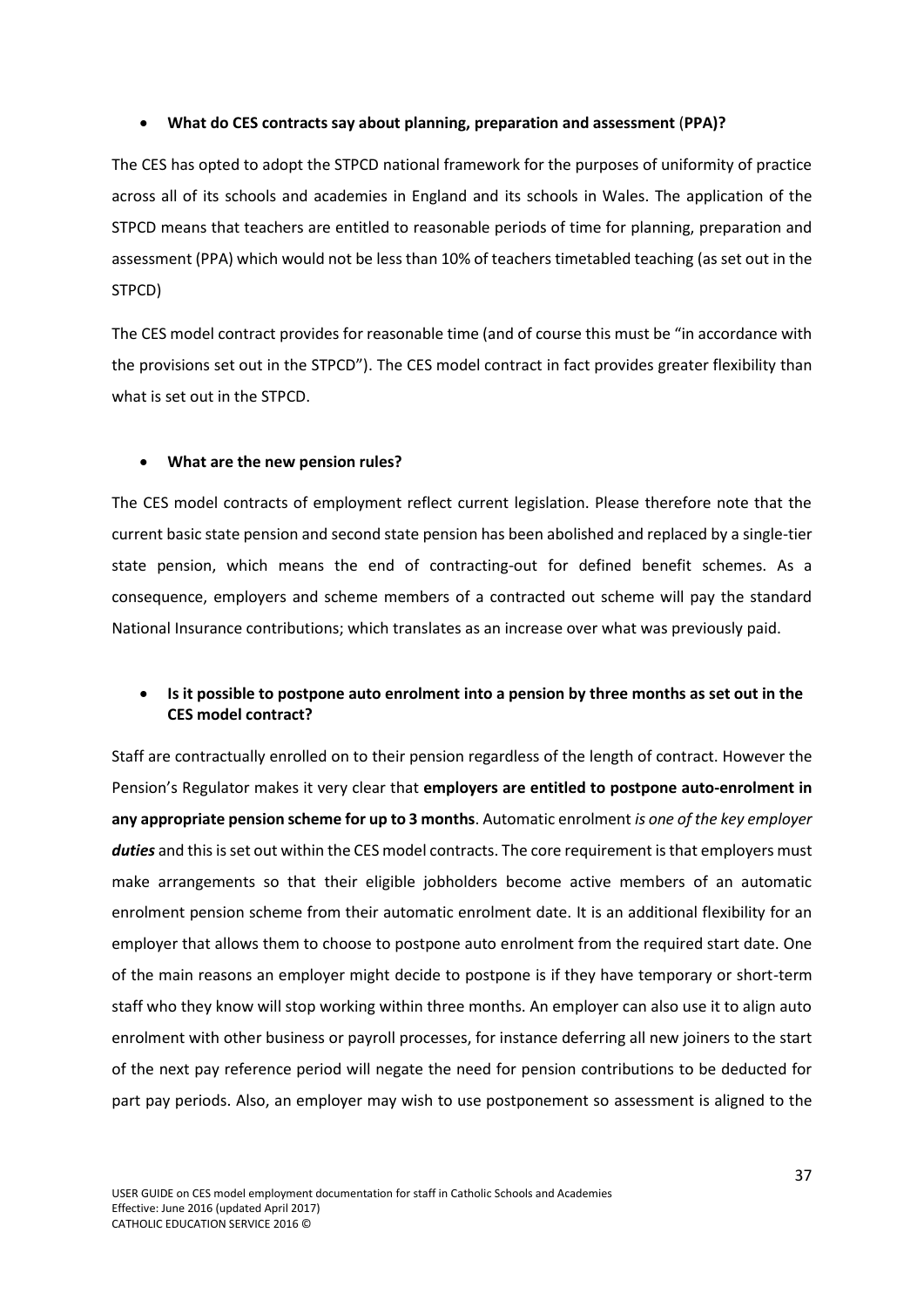- **What do CES contracts say about planning, preparation and assessment (PPA)?**

The CES has opted to adopt the STPCD national framework for the purposes of uniformity of practice across all of its schools and academies in England and its schools in Wales. The application of the STPCD means that teachers are entitled to reasonable periods of time for planning, preparation and assessment (PPA) which would not be less than 10% of teachers timetabled teaching (as set out in the STPCD)

The CES model contract provides for reasonable time (and of course this must be "in accordance with the provisions set out in the STPCD"). The CES model contract in fact provides greater flexibility than what is set out in the STPCD.

- **What are the new pension rules?**

The CES model contracts of employment reflect current legislation. Please therefore note that the current basic state pension and second state pension has been abolished and replaced by a single-tier state pension, which means the end of contracting-out for defined benefit schemes. As a consequence, employers and scheme members of a contracted out scheme will pay the standard National Insurance contributions; which translates as an increase over what was previously paid.

- **Is it possible to postpone auto enrolment into a pension by three months as set out in the CES model contract?**

Staff are contractually enrolled on to their pension regardless of the length of contract. However the Pension's Regulator makes it very clear that **employers are entitled to postpone auto-enrolment in any appropriate pension scheme for up to 3 months**. Automatic enrolment *is one of the key employer **duties*** and this is set out within the CES model contracts. The core requirement is that employers must make arrangements so that their eligible jobholders become active members of an automatic enrolment pension scheme from their automatic enrolment date. It is an additional flexibility for an employer that allows them to choose to postpone auto enrolment from the required start date. One of the main reasons an employer might decide to postpone is if they have temporary or short-term staff who they know will stop working within three months. An employer can also use it to align auto enrolment with other business or payroll processes, for instance deferring all new joiners to the start of the next pay reference period will negate the need for pension contributions to be deducted for part pay periods. Also, an employer may wish to use postponement so assessment is aligned to the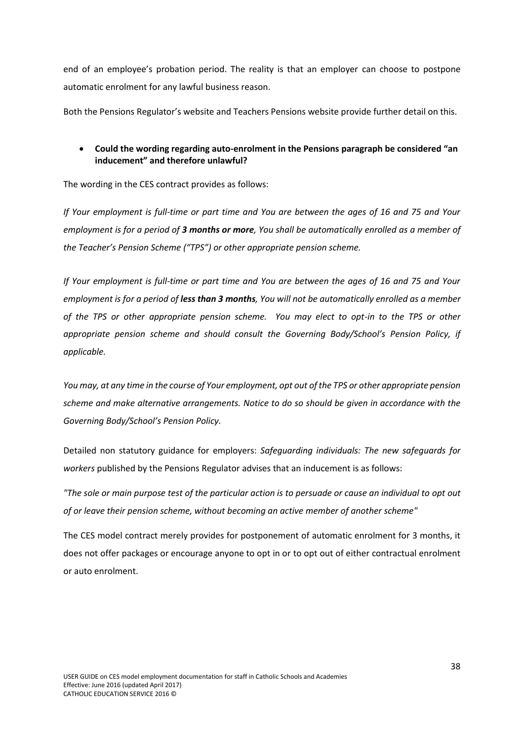end of an employee's probation period. The reality is that an employer can choose to postpone automatic enrolment for any lawful business reason.

Both the Pensions Regulator's website and Teachers Pensions website provide further detail on this.

- **Could the wording regarding auto-enrolment in the Pensions paragraph be considered "an inducement" and therefore unlawful?**

The wording in the CES contract provides as follows:

*If Your employment is full-time or part time and You are between the ages of 16 and 75 and Your employment is for a period of **3 months or more**, You shall be automatically enrolled as a member of the Teacher's Pension Scheme ("TPS") or other appropriate pension scheme.*

*If Your employment is full-time or part time and You are between the ages of 16 and 75 and Your employment is for a period of **less than 3 months**, You will not be automatically enrolled as a member of the TPS or other appropriate pension scheme. You may elect to opt-in to the TPS or other appropriate pension scheme and should consult the Governing Body/School's Pension Policy, if applicable.*

*You may, at any time in the course of Your employment, opt out of the TPS or other appropriate pension scheme and make alternative arrangements. Notice to do so should be given in accordance with the Governing Body/School's Pension Policy.*

Detailed non statutory guidance for employers: *Safeguarding individuals: The new safeguards for workers* published by the Pensions Regulator advises that an inducement is as follows:

*"The sole or main purpose test of the particular action is to persuade or cause an individual to opt out of or leave their pension scheme, without becoming an active member of another scheme"*

The CES model contract merely provides for postponement of automatic enrolment for 3 months, it does not offer packages or encourage anyone to opt in or to opt out of either contractual enrolment or auto enrolment.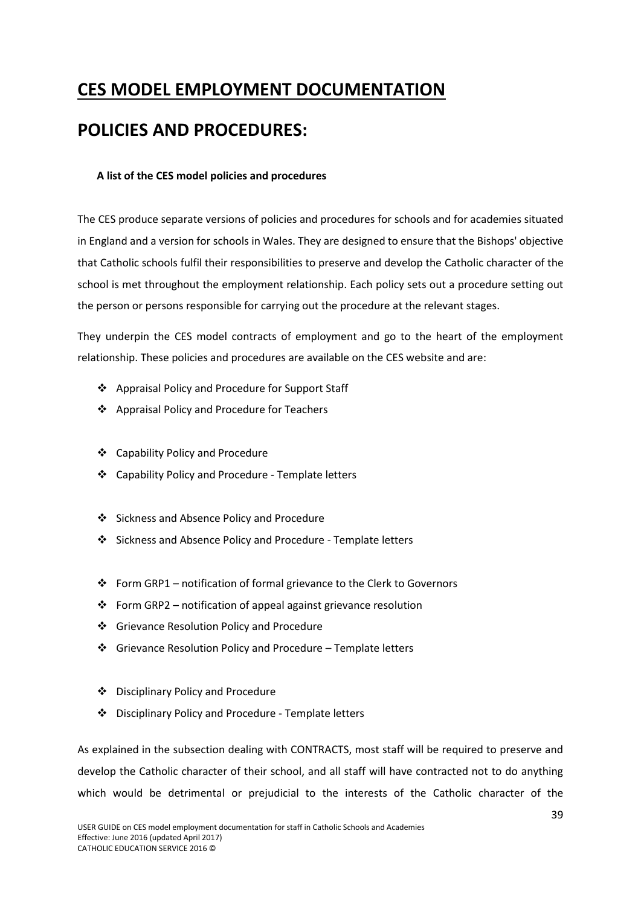# CES MODEL EMPLOYMENT DOCUMENTATION

# POLICIES AND PROCEDURES:

**A list of the CES model policies and procedures**

The CES produce separate versions of policies and procedures for schools and for academies situated in England and a version for schools in Wales. They are designed to ensure that the Bishops' objective that Catholic schools fulfil their responsibilities to preserve and develop the Catholic character of the school is met throughout the employment relationship. Each policy sets out a procedure setting out the person or persons responsible for carrying out the procedure at the relevant stages.

They underpin the CES model contracts of employment and go to the heart of the employment relationship. These policies and procedures are available on the CES website and are:

- Appraisal Policy and Procedure for Support Staff
- Appraisal Policy and Procedure for Teachers

- Capability Policy and Procedure
- Capability Policy and Procedure - Template letters

- Sickness and Absence Policy and Procedure
- Sickness and Absence Policy and Procedure - Template letters

- Form GRP1 – notification of formal grievance to the Clerk to Governors
- Form GRP2 – notification of appeal against grievance resolution
- Grievance Resolution Policy and Procedure
- Grievance Resolution Policy and Procedure – Template letters

- Disciplinary Policy and Procedure
- Disciplinary Policy and Procedure - Template letters

As explained in the subsection dealing with CONTRACTS, most staff will be required to preserve and develop the Catholic character of their school, and all staff will have contracted not to do anything which would be detrimental or prejudicial to the interests of the Catholic character of the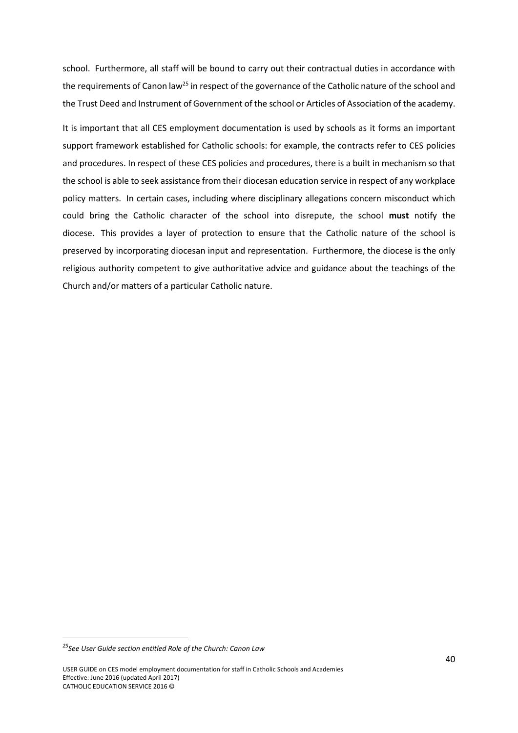school. Furthermore, all staff will be bound to carry out their contractual duties in accordance with the requirements of Canon law[25] in respect of the governance of the Catholic nature of the school and the Trust Deed and Instrument of Government of the school or Articles of Association of the academy.

It is important that all CES employment documentation is used by schools as it forms an important support framework established for Catholic schools: for example, the contracts refer to CES policies and procedures. In respect of these CES policies and procedures, there is a built in mechanism so that the school is able to seek assistance from their diocesan education service in respect of any workplace policy matters. In certain cases, including where disciplinary allegations concern misconduct which could bring the Catholic character of the school into disrepute, the school **must** notify the diocese. This provides a layer of protection to ensure that the Catholic nature of the school is preserved by incorporating diocesan input and representation. Furthermore, the diocese is the only religious authority competent to give authoritative advice and guidance about the teachings of the Church and/or matters of a particular Catholic nature.

---

[25] *See User Guide section entitled Role of the Church: Canon Law*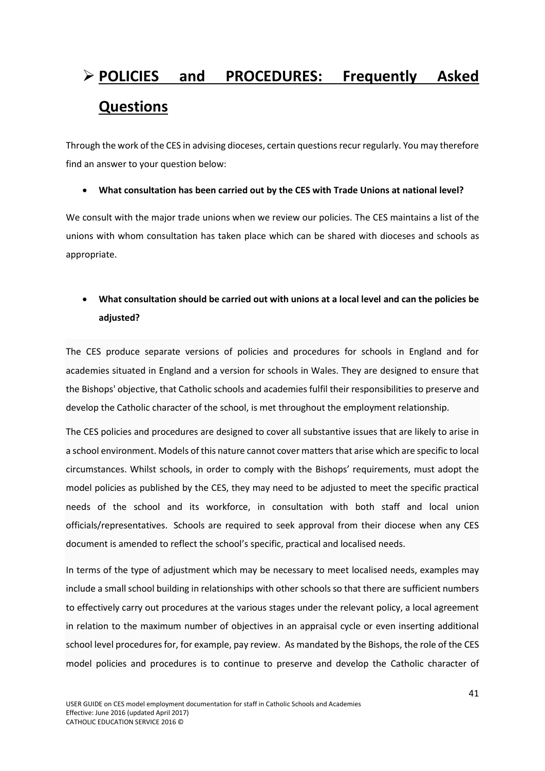# POLICIES and PROCEDURES: Frequently Asked Questions

Through the work of the CES in advising dioceses, certain questions recur regularly. You may therefore find an answer to your question below:

- **What consultation has been carried out by the CES with Trade Unions at national level?**

We consult with the major trade unions when we review our policies. The CES maintains a list of the unions with whom consultation has taken place which can be shared with dioceses and schools as appropriate.

- **What consultation should be carried out with unions at a local level and can the policies be adjusted?**

The CES produce separate versions of policies and procedures for schools in England and for academies situated in England and a version for schools in Wales. They are designed to ensure that the Bishops' objective, that Catholic schools and academies fulfil their responsibilities to preserve and develop the Catholic character of the school, is met throughout the employment relationship.

The CES policies and procedures are designed to cover all substantive issues that are likely to arise in a school environment. Models of this nature cannot cover matters that arise which are specific to local circumstances. Whilst schools, in order to comply with the Bishops' requirements, must adopt the model policies as published by the CES, they may need to be adjusted to meet the specific practical needs of the school and its workforce, in consultation with both staff and local union officials/representatives. Schools are required to seek approval from their diocese when any CES document is amended to reflect the school's specific, practical and localised needs.

In terms of the type of adjustment which may be necessary to meet localised needs, examples may include a small school building in relationships with other schools so that there are sufficient numbers to effectively carry out procedures at the various stages under the relevant policy, a local agreement in relation to the maximum number of objectives in an appraisal cycle or even inserting additional school level procedures for, for example, pay review. As mandated by the Bishops, the role of the CES model policies and procedures is to continue to preserve and develop the Catholic character of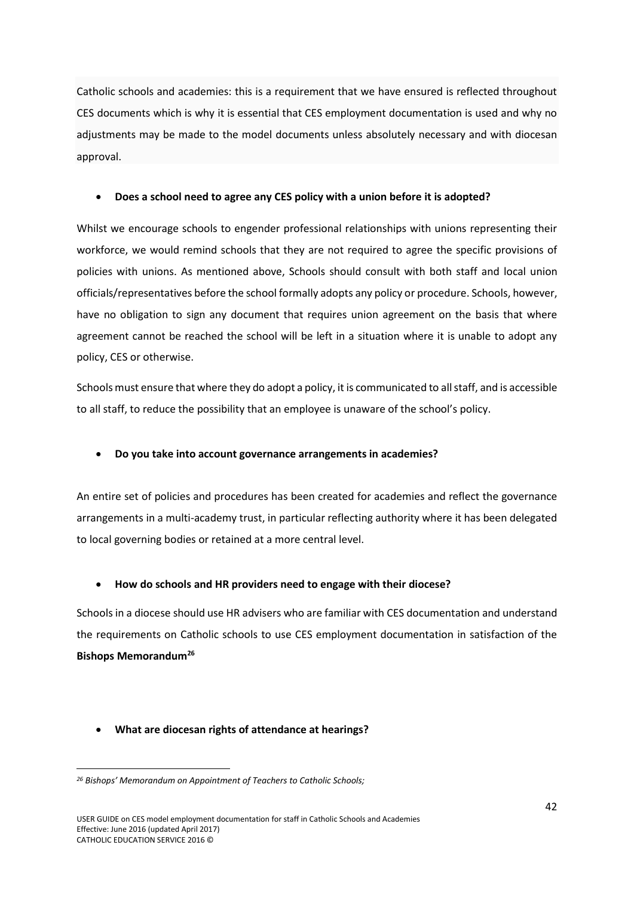Catholic schools and academies: this is a requirement that we have ensured is reflected throughout CES documents which is why it is essential that CES employment documentation is used and why no adjustments may be made to the model documents unless absolutely necessary and with diocesan approval.

- **Does a school need to agree any CES policy with a union before it is adopted?**

Whilst we encourage schools to engender professional relationships with unions representing their workforce, we would remind schools that they are not required to agree the specific provisions of policies with unions. As mentioned above, Schools should consult with both staff and local union officials/representatives before the school formally adopts any policy or procedure. Schools, however, have no obligation to sign any document that requires union agreement on the basis that where agreement cannot be reached the school will be left in a situation where it is unable to adopt any policy, CES or otherwise.

Schools must ensure that where they do adopt a policy, it is communicated to all staff, and is accessible to all staff, to reduce the possibility that an employee is unaware of the school's policy.

- **Do you take into account governance arrangements in academies?**

An entire set of policies and procedures has been created for academies and reflect the governance arrangements in a multi-academy trust, in particular reflecting authority where it has been delegated to local governing bodies or retained at a more central level.

- **How do schools and HR providers need to engage with their diocese?**

Schools in a diocese should use HR advisers who are familiar with CES documentation and understand the requirements on Catholic schools to use CES employment documentation in satisfaction of the **Bishops Memorandum**[26]

- **What are diocesan rights of attendance at hearings?**

---

*[26] Bishops' Memorandum on Appointment of Teachers to Catholic Schools;*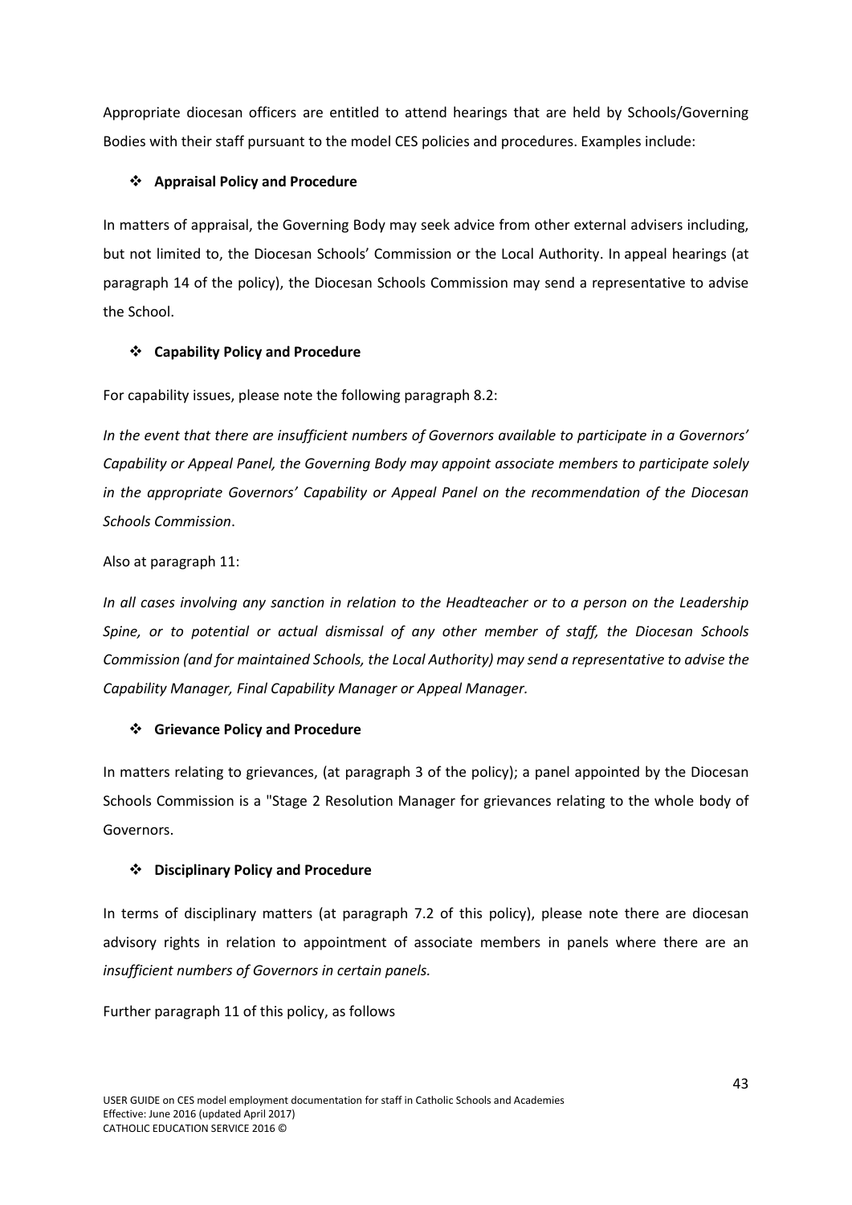Appropriate diocesan officers are entitled to attend hearings that are held by Schools/Governing Bodies with their staff pursuant to the model CES policies and procedures. Examples include:

- **Appraisal Policy and Procedure**

In matters of appraisal, the Governing Body may seek advice from other external advisers including, but not limited to, the Diocesan Schools' Commission or the Local Authority. In appeal hearings (at paragraph 14 of the policy), the Diocesan Schools Commission may send a representative to advise the School.

- **Capability Policy and Procedure**

For capability issues, please note the following paragraph 8.2:

*In the event that there are insufficient numbers of Governors available to participate in a Governors' Capability or Appeal Panel, the Governing Body may appoint associate members to participate solely in the appropriate Governors' Capability or Appeal Panel on the recommendation of the Diocesan Schools Commission*.

Also at paragraph 11:

*In all cases involving any sanction in relation to the Headteacher or to a person on the Leadership Spine, or to potential or actual dismissal of any other member of staff, the Diocesan Schools Commission (and for maintained Schools, the Local Authority) may send a representative to advise the Capability Manager, Final Capability Manager or Appeal Manager.*

- **Grievance Policy and Procedure**

In matters relating to grievances, (at paragraph 3 of the policy); a panel appointed by the Diocesan Schools Commission is a "Stage 2 Resolution Manager for grievances relating to the whole body of Governors.

- **Disciplinary Policy and Procedure**

In terms of disciplinary matters (at paragraph 7.2 of this policy), please note there are diocesan advisory rights in relation to appointment of associate members in panels where there are an *insufficient numbers of Governors in certain panels.*

Further paragraph 11 of this policy, as follows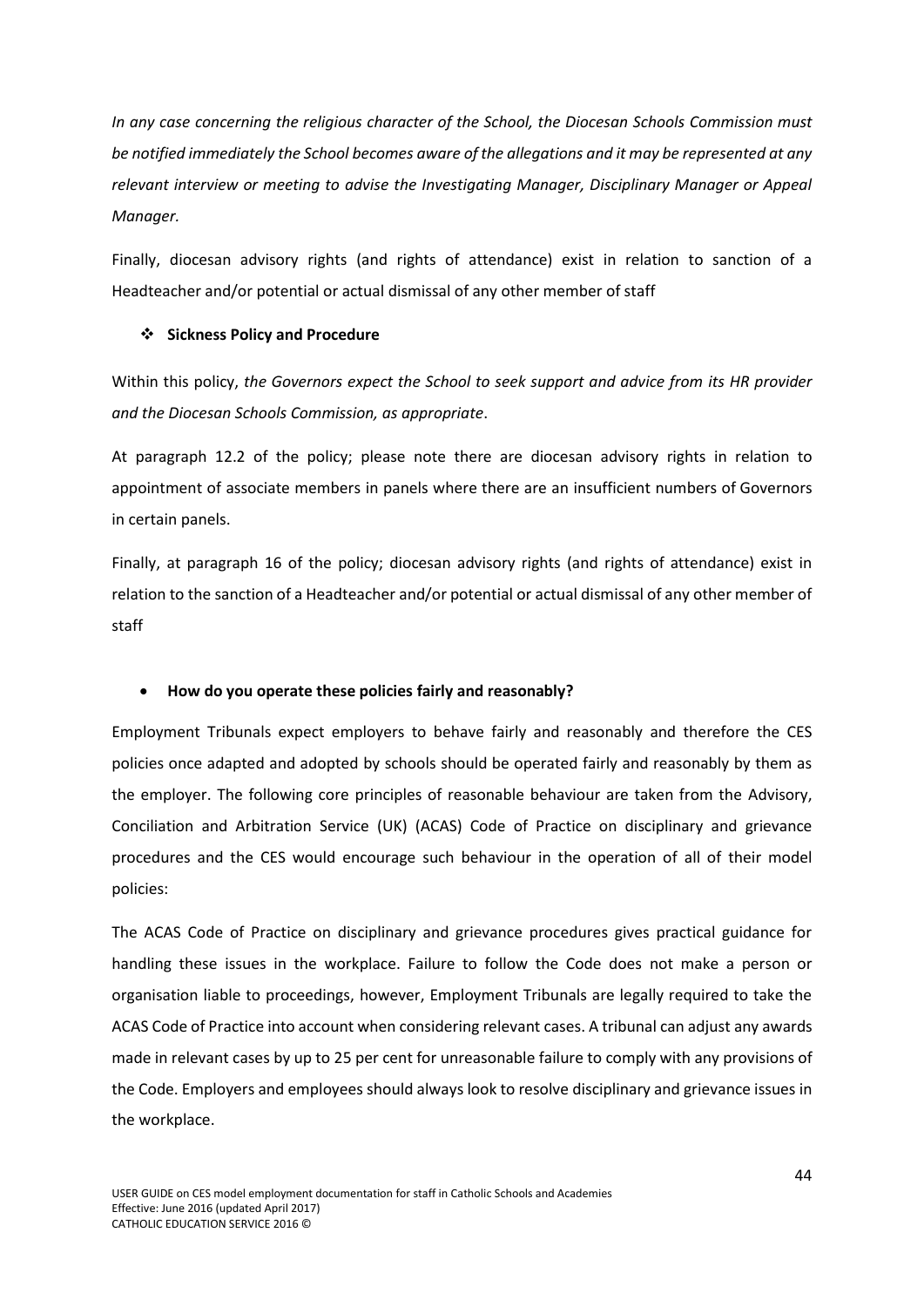*In any case concerning the religious character of the School, the Diocesan Schools Commission must be notified immediately the School becomes aware of the allegations and it may be represented at any relevant interview or meeting to advise the Investigating Manager, Disciplinary Manager or Appeal Manager.*

Finally, diocesan advisory rights (and rights of attendance) exist in relation to sanction of a Headteacher and/or potential or actual dismissal of any other member of staff

- **Sickness Policy and Procedure**

Within this policy, *the Governors expect the School to seek support and advice from its HR provider and the Diocesan Schools Commission, as appropriate*.

At paragraph 12.2 of the policy; please note there are diocesan advisory rights in relation to appointment of associate members in panels where there are an insufficient numbers of Governors in certain panels.

Finally, at paragraph 16 of the policy; diocesan advisory rights (and rights of attendance) exist in relation to the sanction of a Headteacher and/or potential or actual dismissal of any other member of staff

- **How do you operate these policies fairly and reasonably?**

Employment Tribunals expect employers to behave fairly and reasonably and therefore the CES policies once adapted and adopted by schools should be operated fairly and reasonably by them as the employer. The following core principles of reasonable behaviour are taken from the Advisory, Conciliation and Arbitration Service (UK) (ACAS) Code of Practice on disciplinary and grievance procedures and the CES would encourage such behaviour in the operation of all of their model policies:

The ACAS Code of Practice on disciplinary and grievance procedures gives practical guidance for handling these issues in the workplace. Failure to follow the Code does not make a person or organisation liable to proceedings, however, Employment Tribunals are legally required to take the ACAS Code of Practice into account when considering relevant cases. A tribunal can adjust any awards made in relevant cases by up to 25 per cent for unreasonable failure to comply with any provisions of the Code. Employers and employees should always look to resolve disciplinary and grievance issues in the workplace.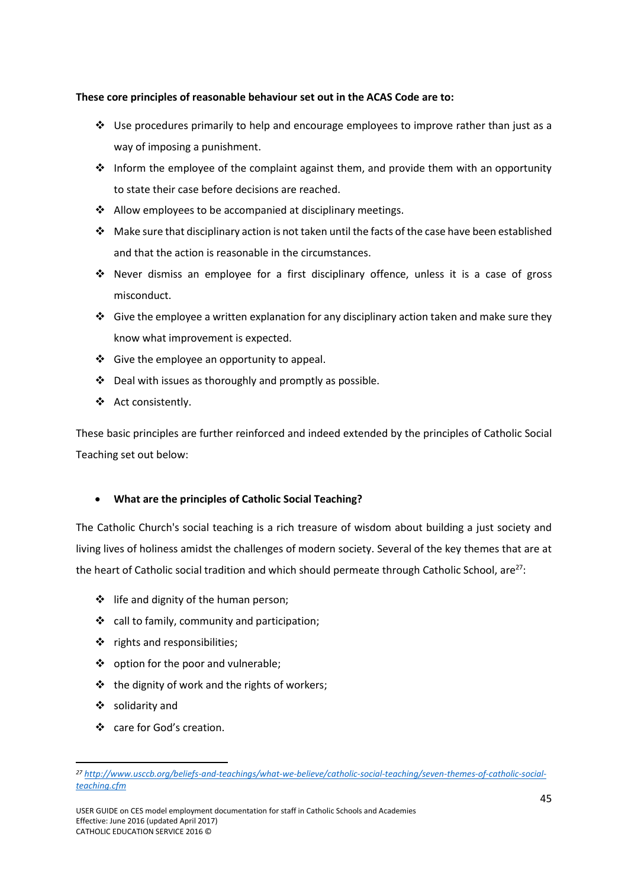**These core principles of reasonable behaviour set out in the ACAS Code are to:**

- Use procedures primarily to help and encourage employees to improve rather than just as a way of imposing a punishment.
- Inform the employee of the complaint against them, and provide them with an opportunity to state their case before decisions are reached.
- Allow employees to be accompanied at disciplinary meetings.
- Make sure that disciplinary action is not taken until the facts of the case have been established and that the action is reasonable in the circumstances.
- Never dismiss an employee for a first disciplinary offence, unless it is a case of gross misconduct.
- Give the employee a written explanation for any disciplinary action taken and make sure they know what improvement is expected.
- Give the employee an opportunity to appeal.
- Deal with issues as thoroughly and promptly as possible.
- Act consistently.

These basic principles are further reinforced and indeed extended by the principles of Catholic Social Teaching set out below:

- **What are the principles of Catholic Social Teaching?**

The Catholic Church's social teaching is a rich treasure of wisdom about building a just society and living lives of holiness amidst the challenges of modern society. Several of the key themes that are at the heart of Catholic social tradition and which should permeate through Catholic School, are[27]:

- life and dignity of the human person;
- call to family, community and participation;
- rights and responsibilities;
- option for the poor and vulnerable;
- the dignity of work and the rights of workers;
- solidarity and
- care for God's creation.

---

[27] http://www.usccb.org/beliefs-and-teachings/what-we-believe/catholic-social-teaching/seven-themes-of-catholic-social-teaching.cfm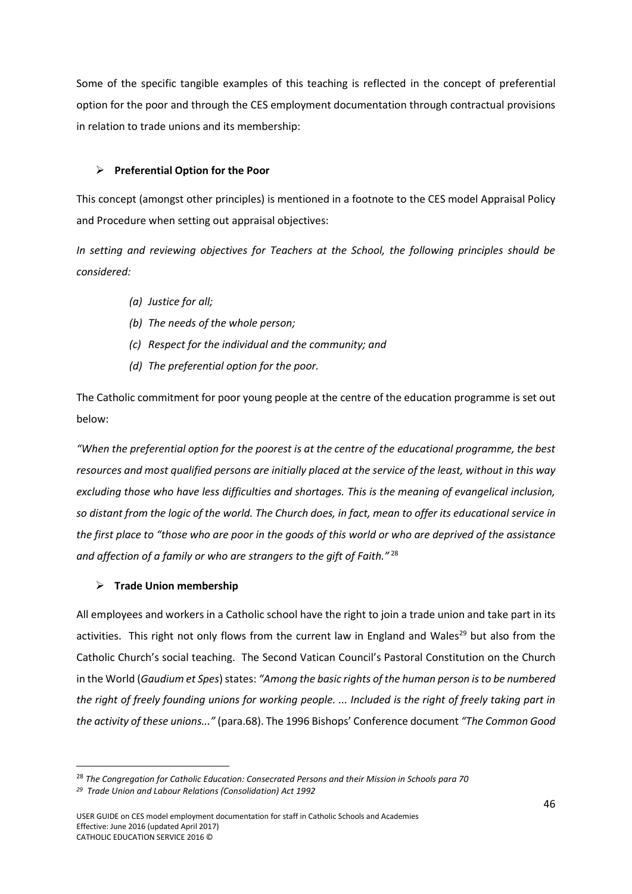Some of the specific tangible examples of this teaching is reflected in the concept of preferential option for the poor and through the CES employment documentation through contractual provisions in relation to trade unions and its membership:

- **Preferential Option for the Poor**

This concept (amongst other principles) is mentioned in a footnote to the CES model Appraisal Policy and Procedure when setting out appraisal objectives:

*In setting and reviewing objectives for Teachers at the School, the following principles should be considered:*

*(a) Justice for all;*
*(b) The needs of the whole person;*
*(c) Respect for the individual and the community; and*
*(d) The preferential option for the poor.*

The Catholic commitment for poor young people at the centre of the education programme is set out below:

*"When the preferential option for the poorest is at the centre of the educational programme, the best resources and most qualified persons are initially placed at the service of the least, without in this way excluding those who have less difficulties and shortages. This is the meaning of evangelical inclusion, so distant from the logic of the world. The Church does, in fact, mean to offer its educational service in the first place to "those who are poor in the goods of this world or who are deprived of the assistance and affection of a family or who are strangers to the gift of Faith."* [28]

- **Trade Union membership**

All employees and workers in a Catholic school have the right to join a trade union and take part in its activities. This right not only flows from the current law in England and Wales[29] but also from the Catholic Church's social teaching. The Second Vatican Council's Pastoral Constitution on the Church in the World (*Gaudium et Spes*) states: *"Among the basic rights of the human person is to be numbered the right of freely founding unions for working people. ... Included is the right of freely taking part in the activity of these unions..."* (para.68). The 1996 Bishops' Conference document *"The Common Good*

[28] *The Congregation for Catholic Education: Consecrated Persons and their Mission in Schools para 70*

[29] *Trade Union and Labour Relations (Consolidation) Act 1992*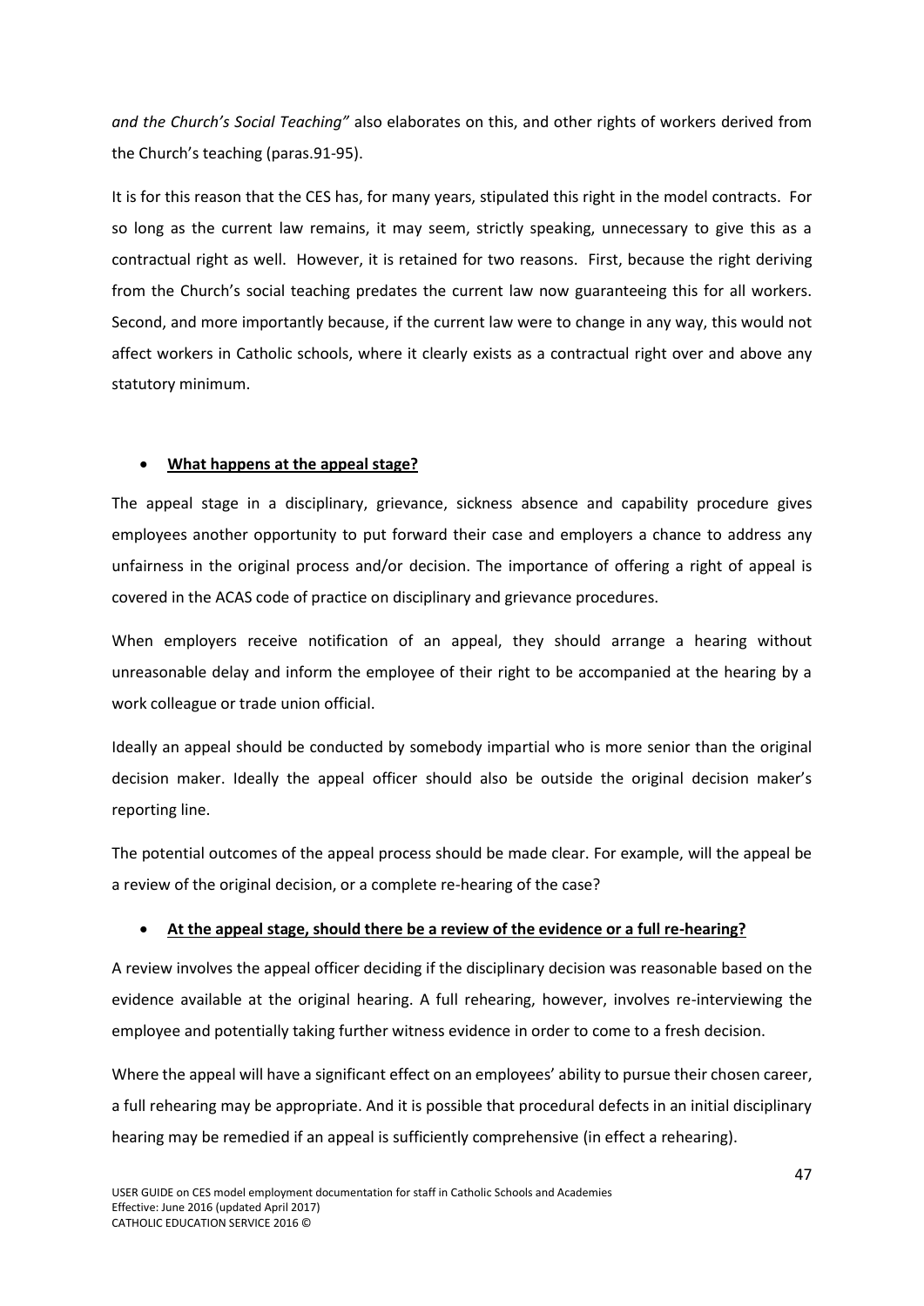*and the Church's Social Teaching"* also elaborates on this, and other rights of workers derived from the Church's teaching (paras.91-95).

It is for this reason that the CES has, for many years, stipulated this right in the model contracts. For so long as the current law remains, it may seem, strictly speaking, unnecessary to give this as a contractual right as well. However, it is retained for two reasons. First, because the right deriving from the Church's social teaching predates the current law now guaranteeing this for all workers. Second, and more importantly because, if the current law were to change in any way, this would not affect workers in Catholic schools, where it clearly exists as a contractual right over and above any statutory minimum.

- <u>**What happens at the appeal stage?**</u>

The appeal stage in a disciplinary, grievance, sickness absence and capability procedure gives employees another opportunity to put forward their case and employers a chance to address any unfairness in the original process and/or decision. The importance of offering a right of appeal is covered in the ACAS code of practice on disciplinary and grievance procedures.

When employers receive notification of an appeal, they should arrange a hearing without unreasonable delay and inform the employee of their right to be accompanied at the hearing by a work colleague or trade union official.

Ideally an appeal should be conducted by somebody impartial who is more senior than the original decision maker. Ideally the appeal officer should also be outside the original decision maker's reporting line.

The potential outcomes of the appeal process should be made clear. For example, will the appeal be a review of the original decision, or a complete re-hearing of the case?

- <u>**At the appeal stage, should there be a review of the evidence or a full re-hearing?**</u>

A review involves the appeal officer deciding if the disciplinary decision was reasonable based on the evidence available at the original hearing. A full rehearing, however, involves re-interviewing the employee and potentially taking further witness evidence in order to come to a fresh decision.

Where the appeal will have a significant effect on an employees' ability to pursue their chosen career, a full rehearing may be appropriate. And it is possible that procedural defects in an initial disciplinary hearing may be remedied if an appeal is sufficiently comprehensive (in effect a rehearing).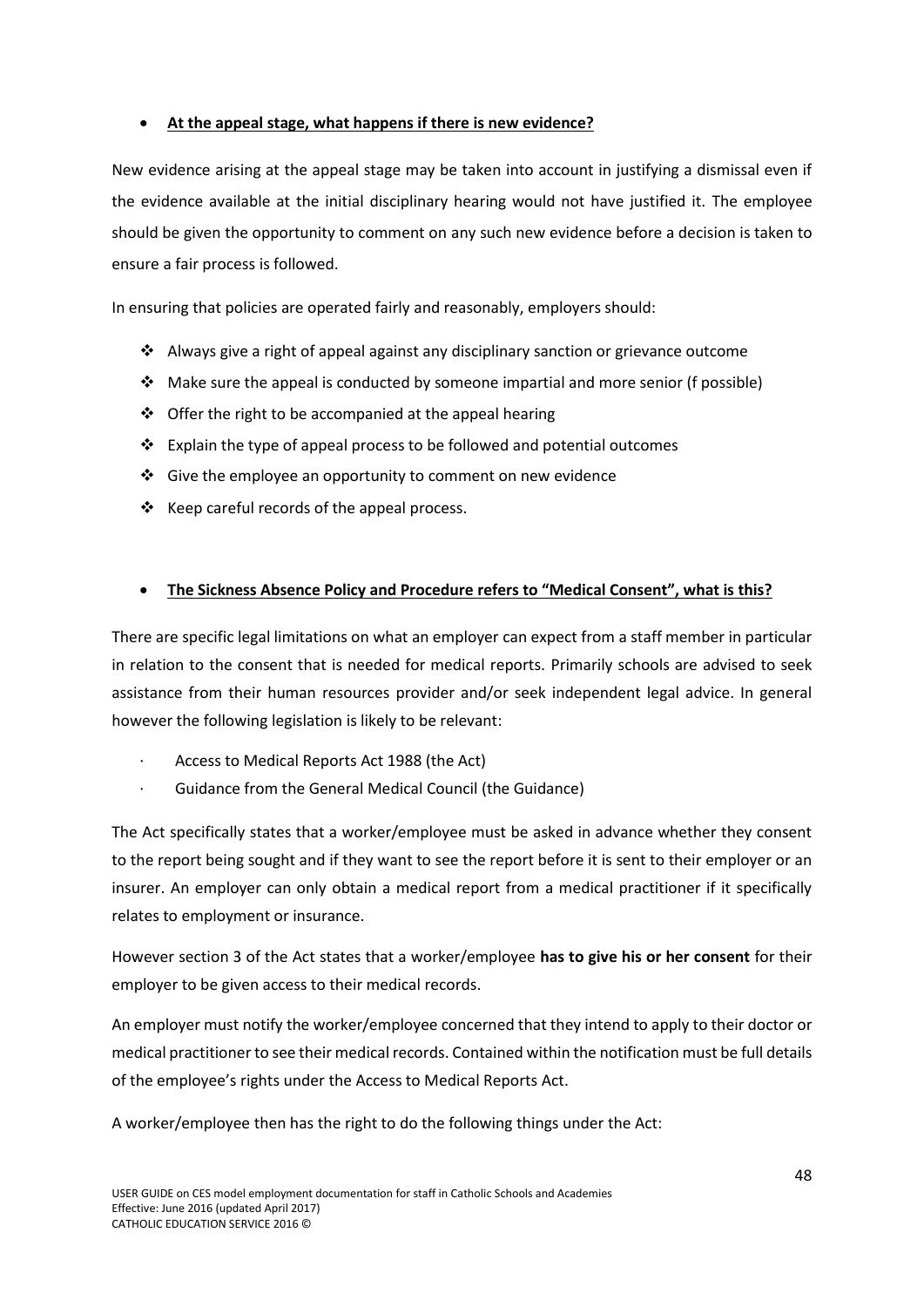- **At the appeal stage, what happens if there is new evidence?**

New evidence arising at the appeal stage may be taken into account in justifying a dismissal even if the evidence available at the initial disciplinary hearing would not have justified it. The employee should be given the opportunity to comment on any such new evidence before a decision is taken to ensure a fair process is followed.

In ensuring that policies are operated fairly and reasonably, employers should:

- Always give a right of appeal against any disciplinary sanction or grievance outcome
- Make sure the appeal is conducted by someone impartial and more senior (f possible)
- Offer the right to be accompanied at the appeal hearing
- Explain the type of appeal process to be followed and potential outcomes
- Give the employee an opportunity to comment on new evidence
- Keep careful records of the appeal process.

- **The Sickness Absence Policy and Procedure refers to "Medical Consent", what is this?**

There are specific legal limitations on what an employer can expect from a staff member in particular in relation to the consent that is needed for medical reports. Primarily schools are advised to seek assistance from their human resources provider and/or seek independent legal advice. In general however the following legislation is likely to be relevant:

- Access to Medical Reports Act 1988 (the Act)
- Guidance from the General Medical Council (the Guidance)

The Act specifically states that a worker/employee must be asked in advance whether they consent to the report being sought and if they want to see the report before it is sent to their employer or an insurer. An employer can only obtain a medical report from a medical practitioner if it specifically relates to employment or insurance.

However section 3 of the Act states that a worker/employee **has to give his or her consent** for their employer to be given access to their medical records.

An employer must notify the worker/employee concerned that they intend to apply to their doctor or medical practitioner to see their medical records. Contained within the notification must be full details of the employee's rights under the Access to Medical Reports Act.

A worker/employee then has the right to do the following things under the Act: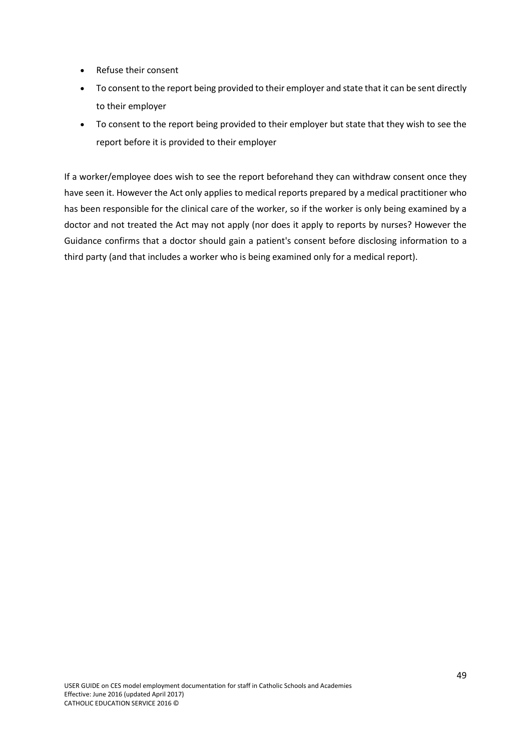- Refuse their consent
- To consent to the report being provided to their employer and state that it can be sent directly to their employer
- To consent to the report being provided to their employer but state that they wish to see the report before it is provided to their employer

If a worker/employee does wish to see the report beforehand they can withdraw consent once they have seen it. However the Act only applies to medical reports prepared by a medical practitioner who has been responsible for the clinical care of the worker, so if the worker is only being examined by a doctor and not treated the Act may not apply (nor does it apply to reports by nurses? However the Guidance confirms that a doctor should gain a patient's consent before disclosing information to a third party (and that includes a worker who is being examined only for a medical report).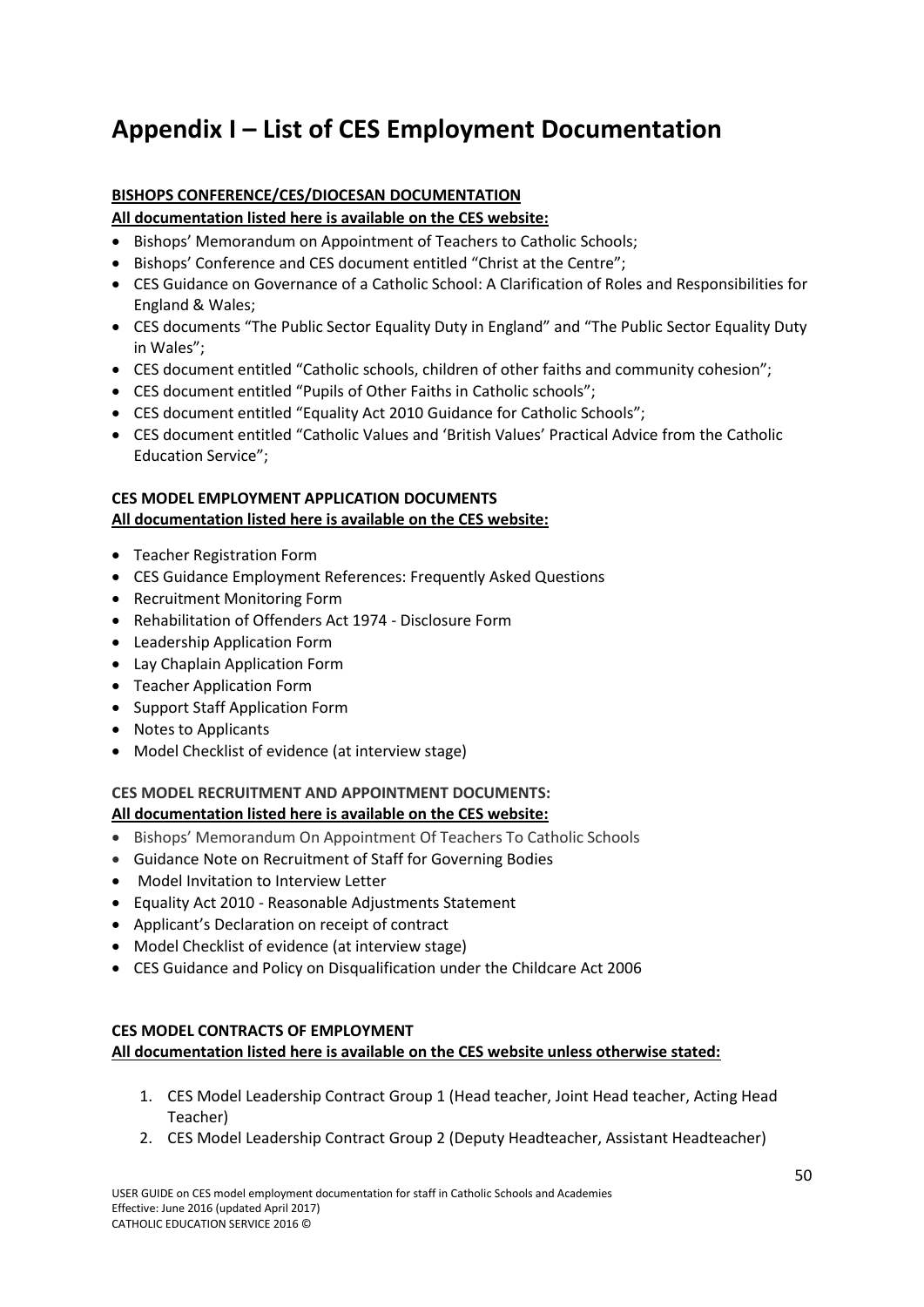# Appendix I – List of CES Employment Documentation

**BISHOPS CONFERENCE/CES/DIOCESAN DOCUMENTATION**

**All documentation listed here is available on the CES website:**

- Bishops' Memorandum on Appointment of Teachers to Catholic Schools;
- Bishops' Conference and CES document entitled "Christ at the Centre";
- CES Guidance on Governance of a Catholic School: A Clarification of Roles and Responsibilities for England & Wales;
- CES documents "The Public Sector Equality Duty in England" and "The Public Sector Equality Duty in Wales";
- CES document entitled "Catholic schools, children of other faiths and community cohesion";
- CES document entitled "Pupils of Other Faiths in Catholic schools";
- CES document entitled "Equality Act 2010 Guidance for Catholic Schools";
- CES document entitled "Catholic Values and 'British Values' Practical Advice from the Catholic Education Service";

**CES MODEL EMPLOYMENT APPLICATION DOCUMENTS**

**All documentation listed here is available on the CES website:**

- Teacher Registration Form
- CES Guidance Employment References: Frequently Asked Questions
- Recruitment Monitoring Form
- Rehabilitation of Offenders Act 1974 - Disclosure Form
- Leadership Application Form
- Lay Chaplain Application Form
- Teacher Application Form
- Support Staff Application Form
- Notes to Applicants
- Model Checklist of evidence (at interview stage)

**CES MODEL RECRUITMENT AND APPOINTMENT DOCUMENTS:**

**All documentation listed here is available on the CES website:**

- Bishops' Memorandum On Appointment Of Teachers To Catholic Schools
- Guidance Note on Recruitment of Staff for Governing Bodies
- Model Invitation to Interview Letter
- Equality Act 2010 - Reasonable Adjustments Statement
- Applicant's Declaration on receipt of contract
- Model Checklist of evidence (at interview stage)
- CES Guidance and Policy on Disqualification under the Childcare Act 2006

**CES MODEL CONTRACTS OF EMPLOYMENT**

**All documentation listed here is available on the CES website unless otherwise stated:**

1. CES Model Leadership Contract Group 1 (Head teacher, Joint Head teacher, Acting Head Teacher)
2. CES Model Leadership Contract Group 2 (Deputy Headteacher, Assistant Headteacher)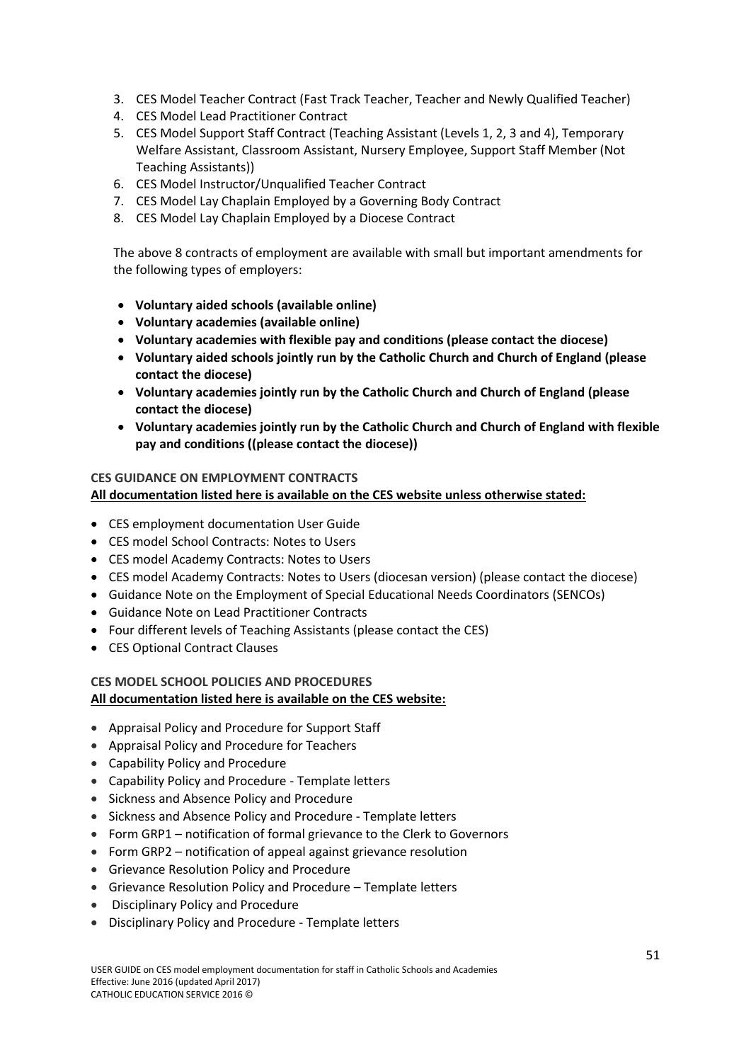3. CES Model Teacher Contract (Fast Track Teacher, Teacher and Newly Qualified Teacher)
4. CES Model Lead Practitioner Contract
5. CES Model Support Staff Contract (Teaching Assistant (Levels 1, 2, 3 and 4), Temporary Welfare Assistant, Classroom Assistant, Nursery Employee, Support Staff Member (Not Teaching Assistants))
6. CES Model Instructor/Unqualified Teacher Contract
7. CES Model Lay Chaplain Employed by a Governing Body Contract
8. CES Model Lay Chaplain Employed by a Diocese Contract

The above 8 contracts of employment are available with small but important amendments for the following types of employers:

- **Voluntary aided schools (available online)**
- **Voluntary academies (available online)**
- **Voluntary academies with flexible pay and conditions (please contact the diocese)**
- **Voluntary aided schools jointly run by the Catholic Church and Church of England (please contact the diocese)**
- **Voluntary academies jointly run by the Catholic Church and Church of England (please contact the diocese)**
- **Voluntary academies jointly run by the Catholic Church and Church of England with flexible pay and conditions ((please contact the diocese))**

**CES GUIDANCE ON EMPLOYMENT CONTRACTS**

**All documentation listed here is available on the CES website unless otherwise stated:**

- CES employment documentation User Guide
- CES model School Contracts: Notes to Users
- CES model Academy Contracts: Notes to Users
- CES model Academy Contracts: Notes to Users (diocesan version) (please contact the diocese)
- Guidance Note on the Employment of Special Educational Needs Coordinators (SENCOs)
- Guidance Note on Lead Practitioner Contracts
- Four different levels of Teaching Assistants (please contact the CES)
- CES Optional Contract Clauses

**CES MODEL SCHOOL POLICIES AND PROCEDURES**

**All documentation listed here is available on the CES website:**

- Appraisal Policy and Procedure for Support Staff
- Appraisal Policy and Procedure for Teachers
- Capability Policy and Procedure
- Capability Policy and Procedure - Template letters
- Sickness and Absence Policy and Procedure
- Sickness and Absence Policy and Procedure - Template letters
- Form GRP1 – notification of formal grievance to the Clerk to Governors
- Form GRP2 – notification of appeal against grievance resolution
- Grievance Resolution Policy and Procedure
- Grievance Resolution Policy and Procedure – Template letters
- Disciplinary Policy and Procedure
- Disciplinary Policy and Procedure - Template letters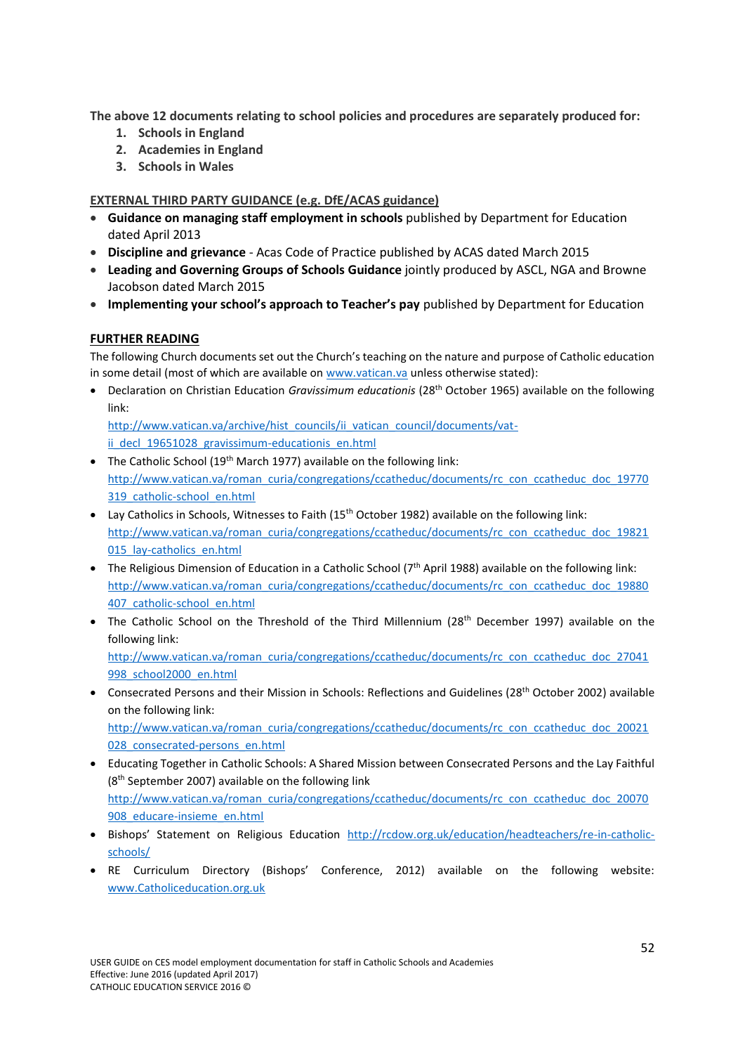**The above 12 documents relating to school policies and procedures are separately produced for:**

1. **Schools in England**
2. **Academies in England**
3. **Schools in Wales**

**EXTERNAL THIRD PARTY GUIDANCE (e.g. DfE/ACAS guidance)**

- **Guidance on managing staff employment in schools** published by Department for Education dated April 2013
- **Discipline and grievance** - Acas Code of Practice published by ACAS dated March 2015
- **Leading and Governing Groups of Schools Guidance** jointly produced by ASCL, NGA and Browne Jacobson dated March 2015
- **Implementing your school's approach to Teacher's pay** published by Department for Education

**FURTHER READING**

The following Church documents set out the Church's teaching on the nature and purpose of Catholic education in some detail (most of which are available on www.vatican.va unless otherwise stated):

- Declaration on Christian Education *Gravissimum educationis* (28th October 1965) available on the following link: http://www.vatican.va/archive/hist_councils/ii_vatican_council/documents/vat-ii_decl_19651028_gravissimum-educationis_en.html
- The Catholic School (19th March 1977) available on the following link: http://www.vatican.va/roman_curia/congregations/ccatheduc/documents/rc_con_ccatheduc_doc_19770319_catholic-school_en.html
- Lay Catholics in Schools, Witnesses to Faith (15th October 1982) available on the following link: http://www.vatican.va/roman_curia/congregations/ccatheduc/documents/rc_con_ccatheduc_doc_19821015_lay-catholics_en.html
- The Religious Dimension of Education in a Catholic School (7th April 1988) available on the following link: http://www.vatican.va/roman_curia/congregations/ccatheduc/documents/rc_con_ccatheduc_doc_19880407_catholic-school_en.html
- The Catholic School on the Threshold of the Third Millennium (28th December 1997) available on the following link: http://www.vatican.va/roman_curia/congregations/ccatheduc/documents/rc_con_ccatheduc_doc_27041998_school2000_en.html
- Consecrated Persons and their Mission in Schools: Reflections and Guidelines (28th October 2002) available on the following link: http://www.vatican.va/roman_curia/congregations/ccatheduc/documents/rc_con_ccatheduc_doc_20021028_consecrated-persons_en.html
- Educating Together in Catholic Schools: A Shared Mission between Consecrated Persons and the Lay Faithful (8th September 2007) available on the following link http://www.vatican.va/roman_curia/congregations/ccatheduc/documents/rc_con_ccatheduc_doc_20070908_educare-insieme_en.html
- Bishops' Statement on Religious Education http://rcdow.org.uk/education/headteachers/re-in-catholic-schools/
- RE Curriculum Directory (Bishops' Conference, 2012) available on the following website: www.Catholiceducation.org.uk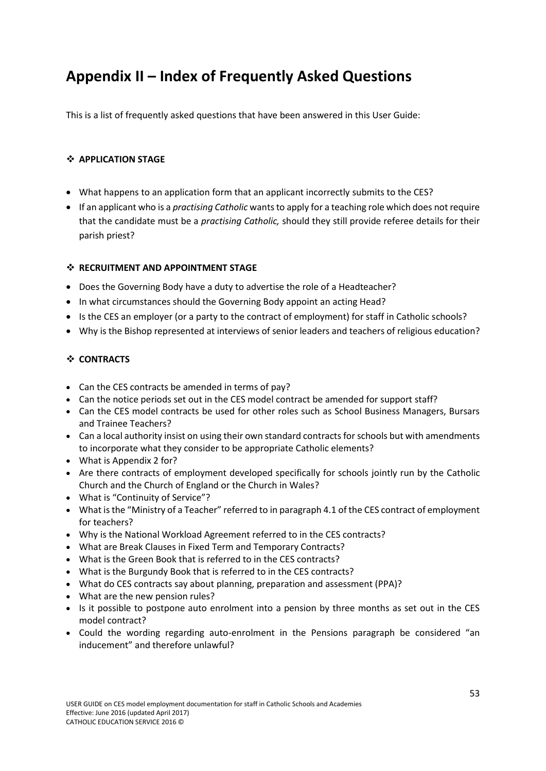# Appendix II – Index of Frequently Asked Questions

This is a list of frequently asked questions that have been answered in this User Guide:

### ❖ APPLICATION STAGE

- What happens to an application form that an applicant incorrectly submits to the CES?
- If an applicant who is a *practising Catholic* wants to apply for a teaching role which does not require that the candidate must be a *practising Catholic,* should they still provide referee details for their parish priest?

### ❖ RECRUITMENT AND APPOINTMENT STAGE

- Does the Governing Body have a duty to advertise the role of a Headteacher?
- In what circumstances should the Governing Body appoint an acting Head?
- Is the CES an employer (or a party to the contract of employment) for staff in Catholic schools?
- Why is the Bishop represented at interviews of senior leaders and teachers of religious education?

### ❖ CONTRACTS

- Can the CES contracts be amended in terms of pay?
- Can the notice periods set out in the CES model contract be amended for support staff?
- Can the CES model contracts be used for other roles such as School Business Managers, Bursars and Trainee Teachers?
- Can a local authority insist on using their own standard contracts for schools but with amendments to incorporate what they consider to be appropriate Catholic elements?
- What is Appendix 2 for?
- Are there contracts of employment developed specifically for schools jointly run by the Catholic Church and the Church of England or the Church in Wales?
- What is "Continuity of Service"?
- What is the "Ministry of a Teacher" referred to in paragraph 4.1 of the CES contract of employment for teachers?
- Why is the National Workload Agreement referred to in the CES contracts?
- What are Break Clauses in Fixed Term and Temporary Contracts?
- What is the Green Book that is referred to in the CES contracts?
- What is the Burgundy Book that is referred to in the CES contracts?
- What do CES contracts say about planning, preparation and assessment (PPA)?
- What are the new pension rules?
- Is it possible to postpone auto enrolment into a pension by three months as set out in the CES model contract?
- Could the wording regarding auto-enrolment in the Pensions paragraph be considered "an inducement" and therefore unlawful?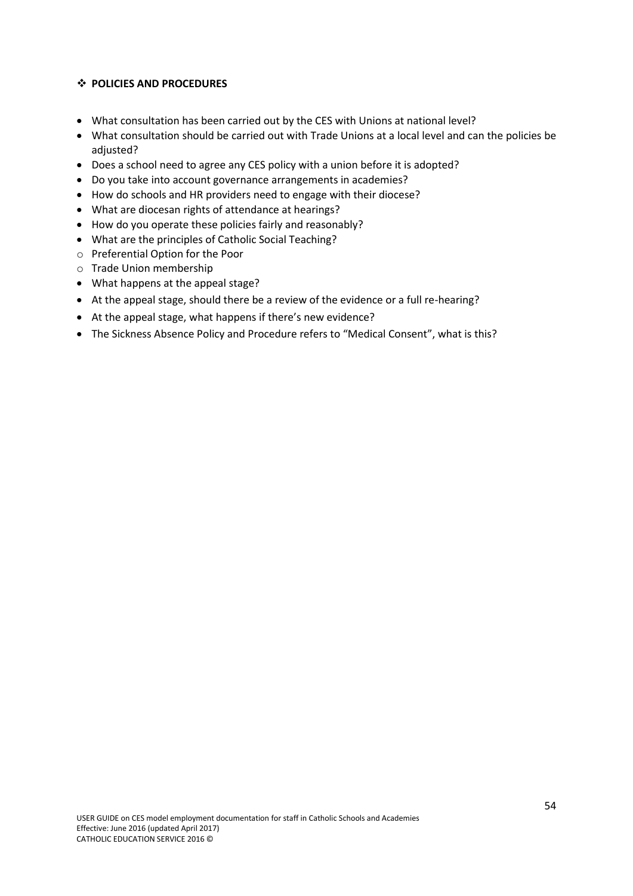- ❖ **POLICIES AND PROCEDURES**

- What consultation has been carried out by the CES with Unions at national level?
- What consultation should be carried out with Trade Unions at a local level and can the policies be adjusted?
- Does a school need to agree any CES policy with a union before it is adopted?
- Do you take into account governance arrangements in academies?
- How do schools and HR providers need to engage with their diocese?
- What are diocesan rights of attendance at hearings?
- How do you operate these policies fairly and reasonably?
- What are the principles of Catholic Social Teaching?
  - Preferential Option for the Poor
  - Trade Union membership
- What happens at the appeal stage?
- At the appeal stage, should there be a review of the evidence or a full re-hearing?
- At the appeal stage, what happens if there's new evidence?
- The Sickness Absence Policy and Procedure refers to "Medical Consent", what is this?